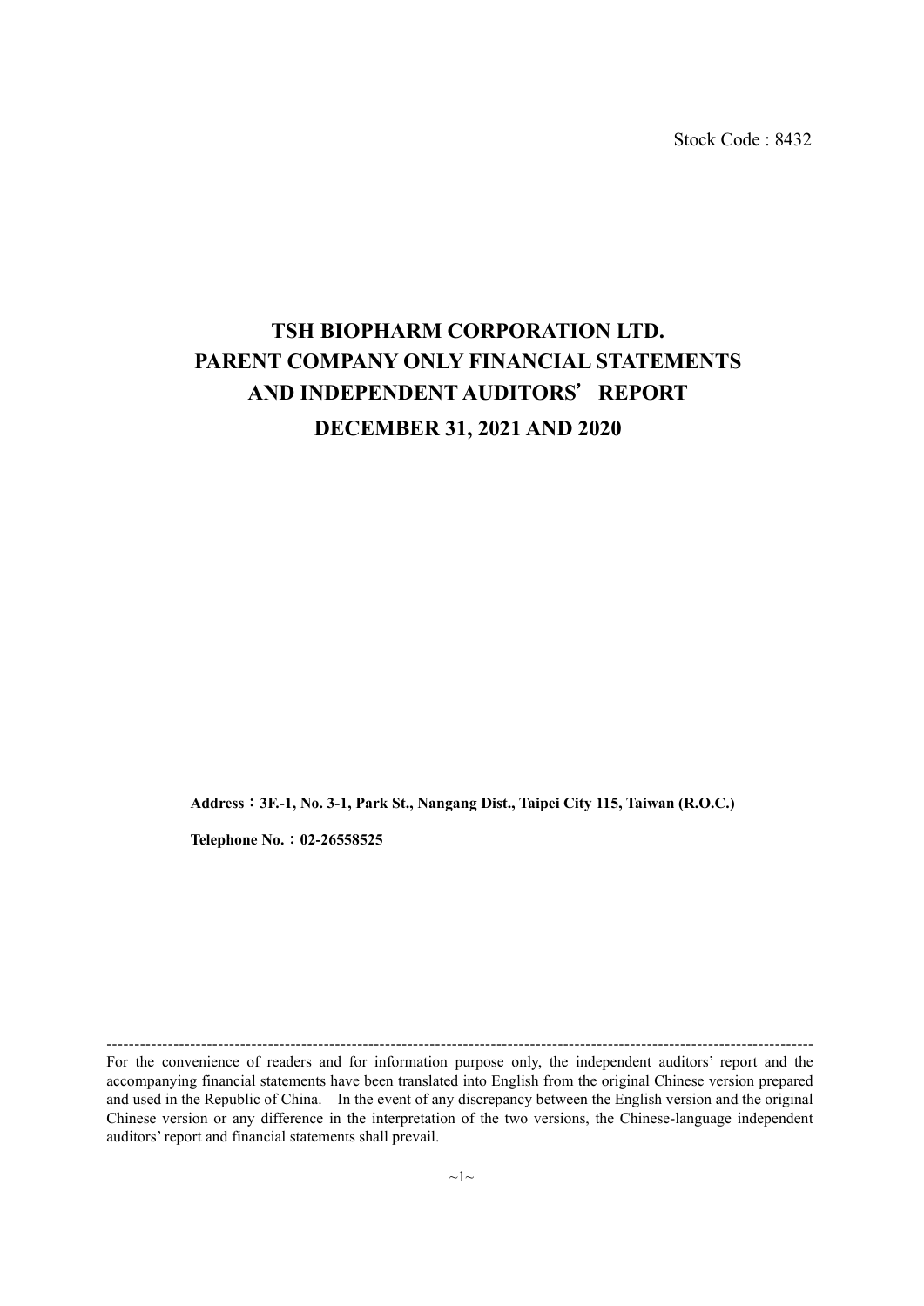Stock Code : 8432

# TSH BIOPHARM CORPORATION LTD.
# PARENT COMPANY ONLY FINANCIAL STATEMENTS
# AND INDEPENDENT AUDITORS' REPORT
# DECEMBER 31, 2021 AND 2020

**Address：3F.-1, No. 3-1, Park St., Nangang Dist., Taipei City 115, Taiwan (R.O.C.)**

**Telephone No.：02-26558525**

---

For the convenience of readers and for information purpose only, the independent auditors' report and the accompanying financial statements have been translated into English from the original Chinese version prepared and used in the Republic of China. In the event of any discrepancy between the English version and the original Chinese version or any difference in the interpretation of the two versions, the Chinese-language independent auditors' report and financial statements shall prevail.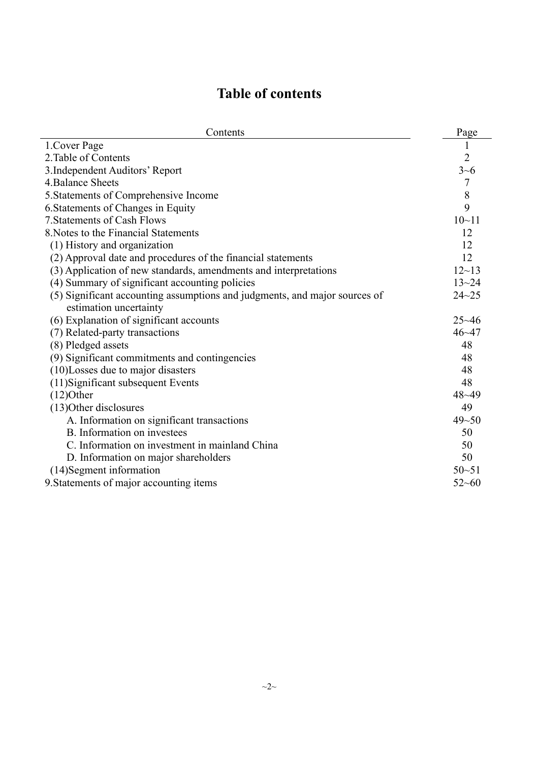# Table of contents

| Contents | Page |
|---|---|
| 1.Cover Page | 1 |
| 2.Table of Contents | 2 |
| 3.Independent Auditors' Report | 3~6 |
| 4.Balance Sheets | 7 |
| 5.Statements of Comprehensive Income | 8 |
| 6.Statements of Changes in Equity | 9 |
| 7.Statements of Cash Flows | 10~11 |
| 8.Notes to the Financial Statements | 12 |
| (1) History and organization | 12 |
| (2) Approval date and procedures of the financial statements | 12 |
| (3) Application of new standards, amendments and interpretations | 12~13 |
| (4) Summary of significant accounting policies | 13~24 |
| (5) Significant accounting assumptions and judgments, and major sources of estimation uncertainty | 24~25 |
| (6) Explanation of significant accounts | 25~46 |
| (7) Related-party transactions | 46~47 |
| (8) Pledged assets | 48 |
| (9) Significant commitments and contingencies | 48 |
| (10)Losses due to major disasters | 48 |
| (11)Significant subsequent Events | 48 |
| (12)Other | 48~49 |
| (13)Other disclosures | 49 |
| A. Information on significant transactions | 49~50 |
| B. Information on investees | 50 |
| C. Information on investment in mainland China | 50 |
| D. Information on major shareholders | 50 |
| (14)Segment information | 50~51 |
| 9.Statements of major accounting items | 52~60 |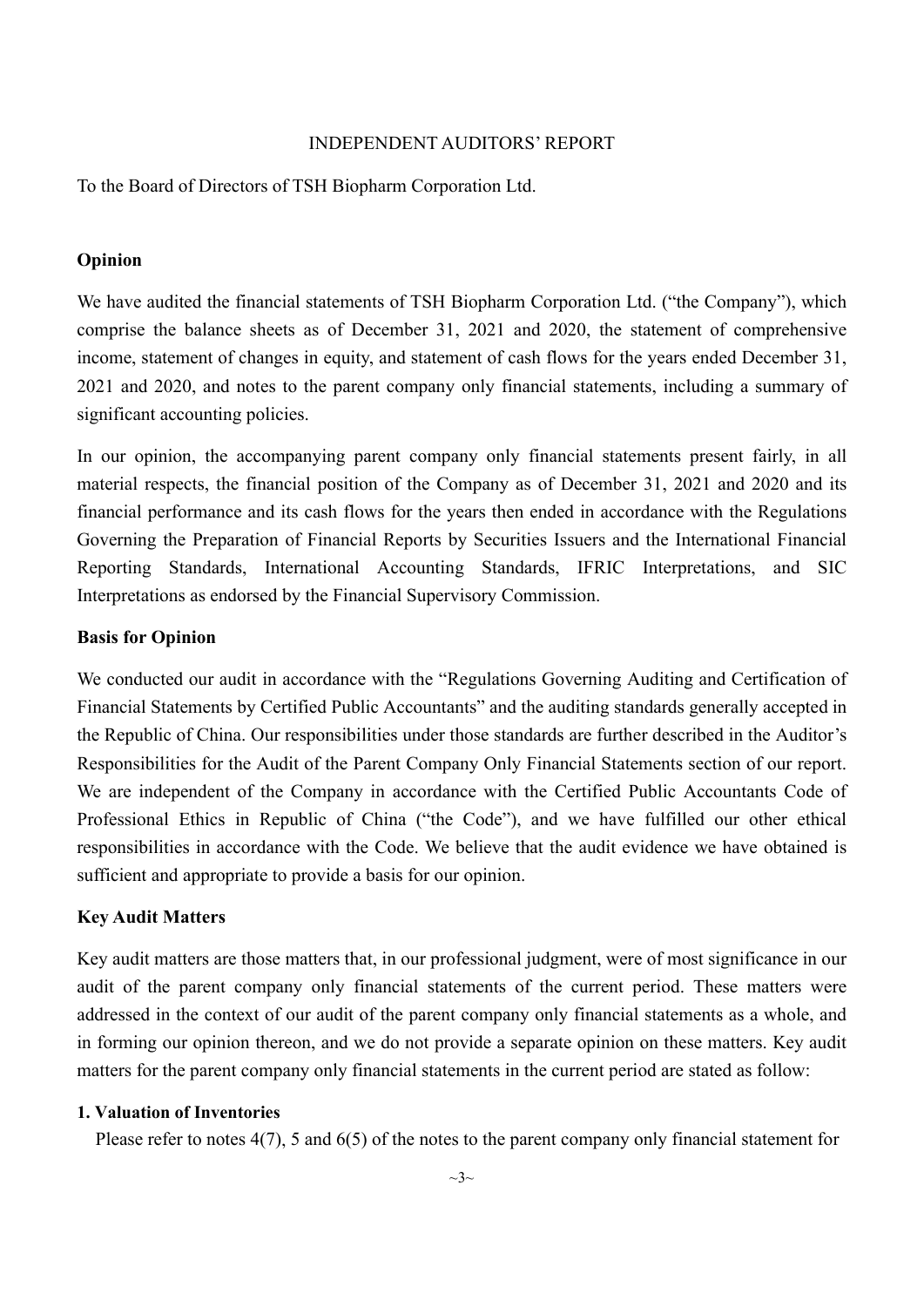# INDEPENDENT AUDITORS' REPORT

To the Board of Directors of TSH Biopharm Corporation Ltd.

## Opinion

We have audited the financial statements of TSH Biopharm Corporation Ltd. ("the Company"), which comprise the balance sheets as of December 31, 2021 and 2020, the statement of comprehensive income, statement of changes in equity, and statement of cash flows for the years ended December 31, 2021 and 2020, and notes to the parent company only financial statements, including a summary of significant accounting policies.

In our opinion, the accompanying parent company only financial statements present fairly, in all material respects, the financial position of the Company as of December 31, 2021 and 2020 and its financial performance and its cash flows for the years then ended in accordance with the Regulations Governing the Preparation of Financial Reports by Securities Issuers and the International Financial Reporting Standards, International Accounting Standards, IFRIC Interpretations, and SIC Interpretations as endorsed by the Financial Supervisory Commission.

## Basis for Opinion

We conducted our audit in accordance with the "Regulations Governing Auditing and Certification of Financial Statements by Certified Public Accountants" and the auditing standards generally accepted in the Republic of China. Our responsibilities under those standards are further described in the Auditor's Responsibilities for the Audit of the Parent Company Only Financial Statements section of our report. We are independent of the Company in accordance with the Certified Public Accountants Code of Professional Ethics in Republic of China ("the Code"), and we have fulfilled our other ethical responsibilities in accordance with the Code. We believe that the audit evidence we have obtained is sufficient and appropriate to provide a basis for our opinion.

## Key Audit Matters

Key audit matters are those matters that, in our professional judgment, were of most significance in our audit of the parent company only financial statements of the current period. These matters were addressed in the context of our audit of the parent company only financial statements as a whole, and in forming our opinion thereon, and we do not provide a separate opinion on these matters. Key audit matters for the parent company only financial statements in the current period are stated as follow:

### 1. Valuation of Inventories

Please refer to notes 4(7), 5 and 6(5) of the notes to the parent company only financial statement for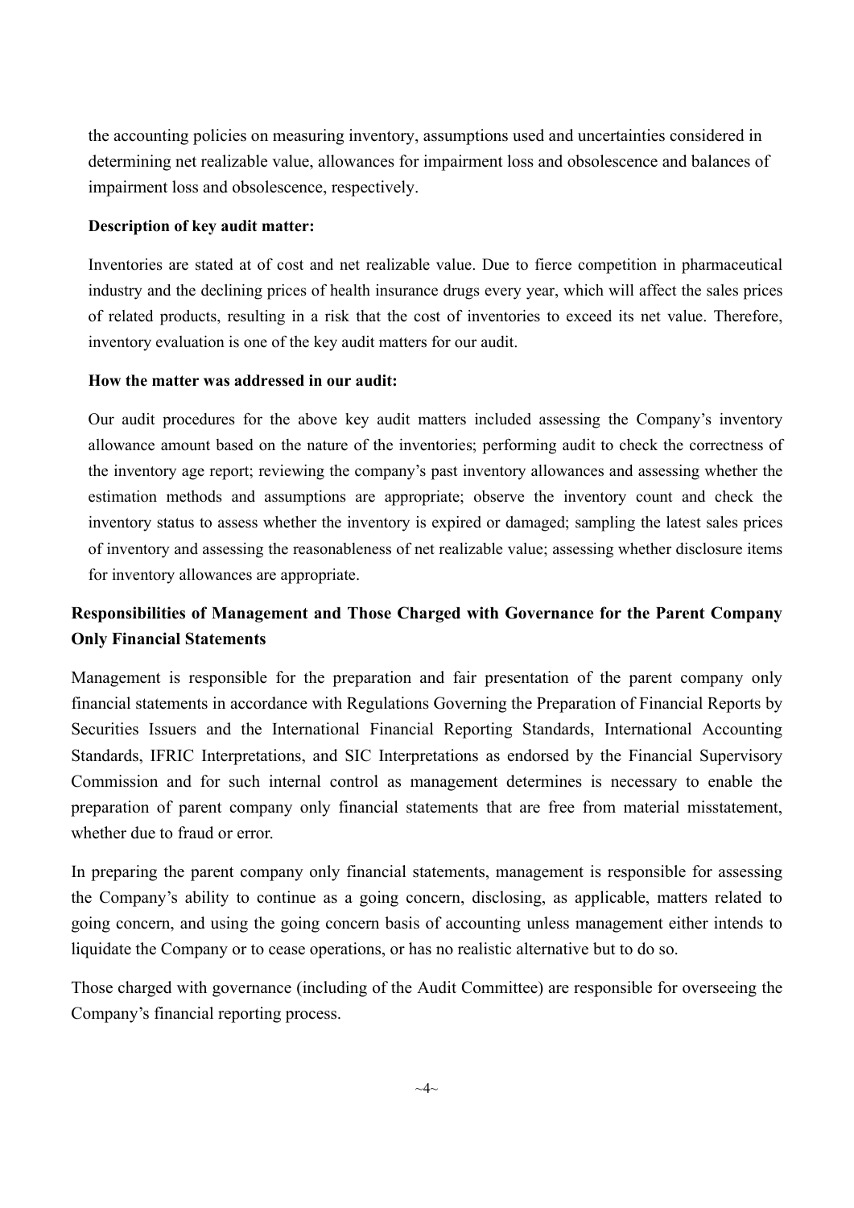the accounting policies on measuring inventory, assumptions used and uncertainties considered in determining net realizable value, allowances for impairment loss and obsolescence and balances of impairment loss and obsolescence, respectively.

**Description of key audit matter:**

Inventories are stated at of cost and net realizable value. Due to fierce competition in pharmaceutical industry and the declining prices of health insurance drugs every year, which will affect the sales prices of related products, resulting in a risk that the cost of inventories to exceed its net value. Therefore, inventory evaluation is one of the key audit matters for our audit.

**How the matter was addressed in our audit:**

Our audit procedures for the above key audit matters included assessing the Company's inventory allowance amount based on the nature of the inventories; performing audit to check the correctness of the inventory age report; reviewing the company's past inventory allowances and assessing whether the estimation methods and assumptions are appropriate; observe the inventory count and check the inventory status to assess whether the inventory is expired or damaged; sampling the latest sales prices of inventory and assessing the reasonableness of net realizable value; assessing whether disclosure items for inventory allowances are appropriate.

**Responsibilities of Management and Those Charged with Governance for the Parent Company Only Financial Statements**

Management is responsible for the preparation and fair presentation of the parent company only financial statements in accordance with Regulations Governing the Preparation of Financial Reports by Securities Issuers and the International Financial Reporting Standards, International Accounting Standards, IFRIC Interpretations, and SIC Interpretations as endorsed by the Financial Supervisory Commission and for such internal control as management determines is necessary to enable the preparation of parent company only financial statements that are free from material misstatement, whether due to fraud or error.

In preparing the parent company only financial statements, management is responsible for assessing the Company's ability to continue as a going concern, disclosing, as applicable, matters related to going concern, and using the going concern basis of accounting unless management either intends to liquidate the Company or to cease operations, or has no realistic alternative but to do so.

Those charged with governance (including of the Audit Committee) are responsible for overseeing the Company's financial reporting process.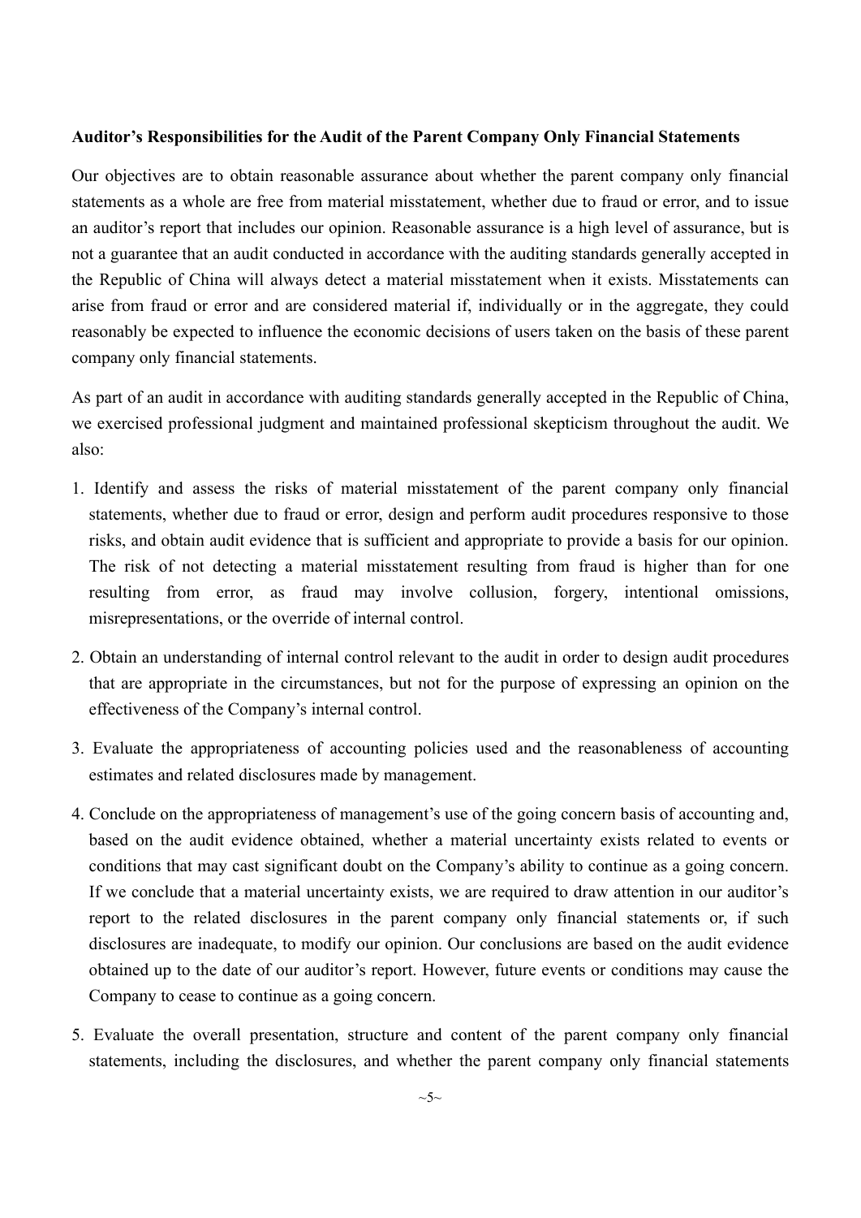**Auditor's Responsibilities for the Audit of the Parent Company Only Financial Statements**

Our objectives are to obtain reasonable assurance about whether the parent company only financial statements as a whole are free from material misstatement, whether due to fraud or error, and to issue an auditor's report that includes our opinion. Reasonable assurance is a high level of assurance, but is not a guarantee that an audit conducted in accordance with the auditing standards generally accepted in the Republic of China will always detect a material misstatement when it exists. Misstatements can arise from fraud or error and are considered material if, individually or in the aggregate, they could reasonably be expected to influence the economic decisions of users taken on the basis of these parent company only financial statements.

As part of an audit in accordance with auditing standards generally accepted in the Republic of China, we exercised professional judgment and maintained professional skepticism throughout the audit. We also:

1. Identify and assess the risks of material misstatement of the parent company only financial statements, whether due to fraud or error, design and perform audit procedures responsive to those risks, and obtain audit evidence that is sufficient and appropriate to provide a basis for our opinion. The risk of not detecting a material misstatement resulting from fraud is higher than for one resulting from error, as fraud may involve collusion, forgery, intentional omissions, misrepresentations, or the override of internal control.

2. Obtain an understanding of internal control relevant to the audit in order to design audit procedures that are appropriate in the circumstances, but not for the purpose of expressing an opinion on the effectiveness of the Company's internal control.

3. Evaluate the appropriateness of accounting policies used and the reasonableness of accounting estimates and related disclosures made by management.

4. Conclude on the appropriateness of management's use of the going concern basis of accounting and, based on the audit evidence obtained, whether a material uncertainty exists related to events or conditions that may cast significant doubt on the Company's ability to continue as a going concern. If we conclude that a material uncertainty exists, we are required to draw attention in our auditor's report to the related disclosures in the parent company only financial statements or, if such disclosures are inadequate, to modify our opinion. Our conclusions are based on the audit evidence obtained up to the date of our auditor's report. However, future events or conditions may cause the Company to cease to continue as a going concern.

5. Evaluate the overall presentation, structure and content of the parent company only financial statements, including the disclosures, and whether the parent company only financial statements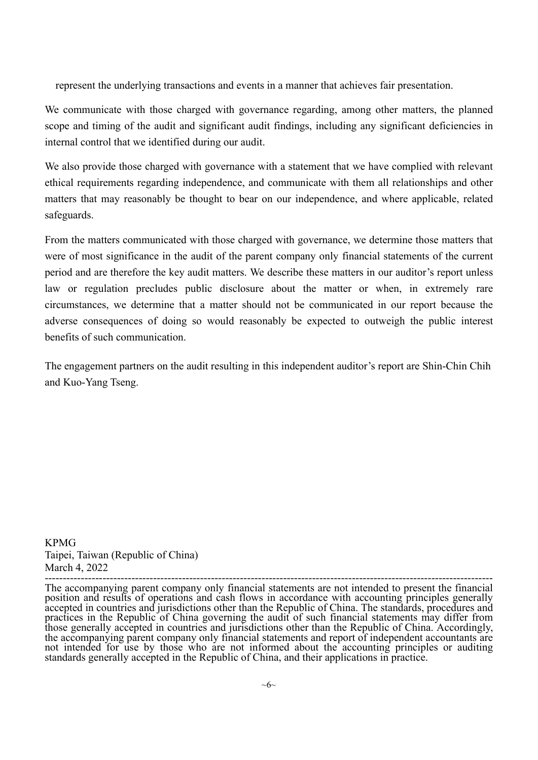represent the underlying transactions and events in a manner that achieves fair presentation.

We communicate with those charged with governance regarding, among other matters, the planned scope and timing of the audit and significant audit findings, including any significant deficiencies in internal control that we identified during our audit.

We also provide those charged with governance with a statement that we have complied with relevant ethical requirements regarding independence, and communicate with them all relationships and other matters that may reasonably be thought to bear on our independence, and where applicable, related safeguards.

From the matters communicated with those charged with governance, we determine those matters that were of most significance in the audit of the parent company only financial statements of the current period and are therefore the key audit matters. We describe these matters in our auditor's report unless law or regulation precludes public disclosure about the matter or when, in extremely rare circumstances, we determine that a matter should not be communicated in our report because the adverse consequences of doing so would reasonably be expected to outweigh the public interest benefits of such communication.

The engagement partners on the audit resulting in this independent auditor's report are Shin-Chin Chih and Kuo-Yang Tseng.

KPMG
Taipei, Taiwan (Republic of China)
March 4, 2022

---

The accompanying parent company only financial statements are not intended to present the financial position and results of operations and cash flows in accordance with accounting principles generally accepted in countries and jurisdictions other than the Republic of China. The standards, procedures and practices in the Republic of China governing the audit of such financial statements may differ from those generally accepted in countries and jurisdictions other than the Republic of China. Accordingly, the accompanying parent company only financial statements and report of independent accountants are not intended for use by those who are not informed about the accounting principles or auditing standards generally accepted in the Republic of China, and their applications in practice.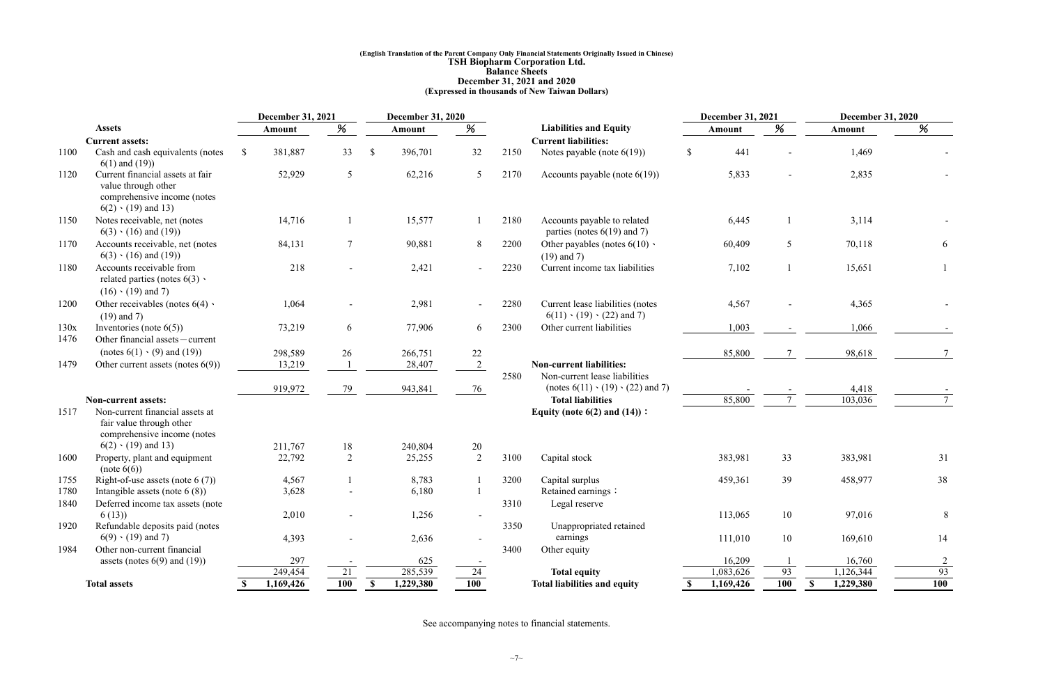**(English Translation of the Parent Company Only Financial Statements Originally Issued in Chinese)**

**TSH Biopharm Corporation Ltd.**

**Balance Sheets**

**December 31, 2021 and 2020**

**(Expressed in thousands of New Taiwan Dollars)**

| | **Assets** | **December 31, 2021 Amount** | **%** | **December 31, 2020 Amount** | **%** |
|---|---|---|---|---|---|
| | **Current assets:** | | | | |
| 1100 | Cash and cash equivalents (notes 6(1) and (19)) | $ 381,887 | 33 | $ 396,701 | 32 |
| 1120 | Current financial assets at fair value through other comprehensive income (notes 6(2)、(19) and 13) | 52,929 | 5 | 62,216 | 5 |
| 1150 | Notes receivable, net (notes 6(3)、(16) and (19)) | 14,716 | 1 | 15,577 | 1 |
| 1170 | Accounts receivable, net (notes 6(3)、(16) and (19)) | 84,131 | 7 | 90,881 | 8 |
| 1180 | Accounts receivable from related parties (notes 6(3)、(16)、(19) and 7) | 218 | - | 2,421 | - |
| 1200 | Other receivables (notes 6(4)、(19) and 7) | 1,064 | - | 2,981 | - |
| 130x | Inventories (note 6(5)) | 73,219 | 6 | 77,906 | 6 |
| 1476 | Other financial assets－current (notes 6(1)、(9) and (19)) | 298,589 | 26 | 266,751 | 22 |
| 1479 | Other current assets (notes 6(9)) | 13,219 | 1 | 28,407 | 2 |
| | | 919,972 | 79 | 943,841 | 76 |
| | **Non-current assets:** | | | | |
| 1517 | Non-current financial assets at fair value through other comprehensive income (notes 6(2)、(19) and 13) | 211,767 | 18 | 240,804 | 20 |
| 1600 | Property, plant and equipment (note 6(6)) | 22,792 | 2 | 25,255 | 2 |
| 1755 | Right-of-use assets (note 6 (7)) | 4,567 | 1 | 8,783 | 1 |
| 1780 | Intangible assets (note 6 (8)) | 3,628 | - | 6,180 | 1 |
| 1840 | Deferred income tax assets (note 6 (13)) | 2,010 | - | 1,256 | - |
| 1920 | Refundable deposits paid (notes 6(9)、(19) and 7) | 4,393 | - | 2,636 | - |
| 1984 | Other non-current financial assets (notes 6(9) and (19)) | 297 | - | 625 | - |
| | | 249,454 | 21 | 285,539 | 24 |
| | **Total assets** | **$ 1,169,426** | **100** | **$ 1,229,380** | **100** |

| | **Liabilities and Equity** | **December 31, 2021 Amount** | **%** | **December 31, 2020 Amount** | **%** |
|---|---|---|---|---|---|
| | **Current liabilities:** | | | | |
| 2150 | Notes payable (note 6(19)) | $ 441 | - | 1,469 | - |
| 2170 | Accounts payable (note 6(19)) | 5,833 | - | 2,835 | - |
| 2180 | Accounts payable to related parties (notes 6(19) and 7) | 6,445 | 1 | 3,114 | - |
| 2200 | Other payables (notes 6(10)、(19) and 7) | 60,409 | 5 | 70,118 | 6 |
| 2230 | Current income tax liabilities | 7,102 | 1 | 15,651 | 1 |
| 2280 | Current lease liabilities (notes 6(11)、(19)、(22) and 7) | 4,567 | - | 4,365 | - |
| 2300 | Other current liabilities | 1,003 | - | 1,066 | - |
| | | 85,800 | 7 | 98,618 | 7 |
| | **Non-current liabilities:** | | | | |
| 2580 | Non-current lease liabilities (notes 6(11)、(19)、(22) and 7) | - | - | 4,418 | - |
| | **Total liabilities** | 85,800 | 7 | 103,036 | 7 |
| | **Equity (note 6(2) and (14))：** | | | | |
| 3100 | Capital stock | 383,981 | 33 | 383,981 | 31 |
| 3200 | Capital surplus | 459,361 | 39 | 458,977 | 38 |
| | Retained earnings： | | | | |
| 3310 | Legal reserve | 113,065 | 10 | 97,016 | 8 |
| 3350 | Unappropriated retained earnings | 111,010 | 10 | 169,610 | 14 |
| 3400 | Other equity | 16,209 | 1 | 16,760 | 2 |
| | **Total equity** | 1,083,626 | 93 | 1,126,344 | 93 |
| | **Total liabilities and equity** | **$ 1,169,426** | **100** | **$ 1,229,380** | **100** |

See accompanying notes to financial statements.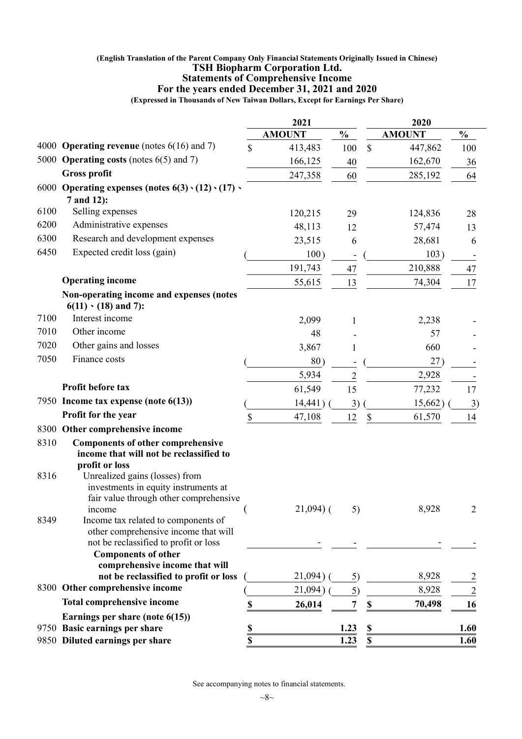**(English Translation of the Parent Company Only Financial Statements Originally Issued in Chinese)**

# TSH Biopharm Corporation Ltd.

## Statements of Comprehensive Income

### For the years ended December 31, 2021 and 2020

**(Expressed in Thousands of New Taiwan Dollars, Except for Earnings Per Share)**

| | | 2021 | | 2020 | |
|---|---|---|---|---|---|
| | | **AMOUNT** | **%** | **AMOUNT** | **%** |
| 4000 | **Operating revenue** (notes 6(16) and 7) | $ 413,483 | 100 | $ 447,862 | 100 |
| 5000 | **Operating costs** (notes 6(5) and 7) | 166,125 | 40 | 162,670 | 36 |
| | **Gross profit** | 247,358 | 60 | 285,192 | 64 |
| 6000 | **Operating expenses (notes 6(3)、(12)、(17)、7 and 12):** | | | | |
| 6100 | Selling expenses | 120,215 | 29 | 124,836 | 28 |
| 6200 | Administrative expenses | 48,113 | 12 | 57,474 | 13 |
| 6300 | Research and development expenses | 23,515 | 6 | 28,681 | 6 |
| 6450 | Expected credit loss (gain) | (100) | - | (103) | - |
| | | 191,743 | 47 | 210,888 | 47 |
| | **Operating income** | 55,615 | 13 | 74,304 | 17 |
| | **Non-operating income and expenses (notes 6(11)、(18) and 7):** | | | | |
| 7100 | Interest income | 2,099 | 1 | 2,238 | - |
| 7010 | Other income | 48 | - | 57 | - |
| 7020 | Other gains and losses | 3,867 | 1 | 660 | - |
| 7050 | Finance costs | (80) | - | (27) | - |
| | | 5,934 | 2 | 2,928 | - |
| | **Profit before tax** | 61,549 | 15 | 77,232 | 17 |
| 7950 | **Income tax expense (note 6(13))** | (14,441) | (3) | (15,662) | (3) |
| | **Profit for the year** | $ 47,108 | 12 | $ 61,570 | 14 |
| 8300 | **Other comprehensive income** | | | | |
| 8310 | **Components of other comprehensive income that will not be reclassified to profit or loss** | | | | |
| 8316 | Unrealized gains (losses) from investments in equity instruments at fair value through other comprehensive income | (21,094) | (5) | 8,928 | 2 |
| 8349 | Income tax related to components of other comprehensive income that will not be reclassified to profit or loss | - | - | - | - |
| | **Components of other comprehensive income that will not be reclassified to profit or loss** | (21,094) | (5) | 8,928 | 2 |
| 8300 | **Other comprehensive income** | (21,094) | (5) | 8,928 | 2 |
| | **Total comprehensive income** | **$ 26,014** | **7** | **$ 70,498** | **16** |
| | **Earnings per share (note 6(15))** | | | | |
| 9750 | **Basic earnings per share** | **$** | **1.23** | **$** | **1.60** |
| 9850 | **Diluted earnings per share** | **$** | **1.23** | **$** | **1.60** |

See accompanying notes to financial statements.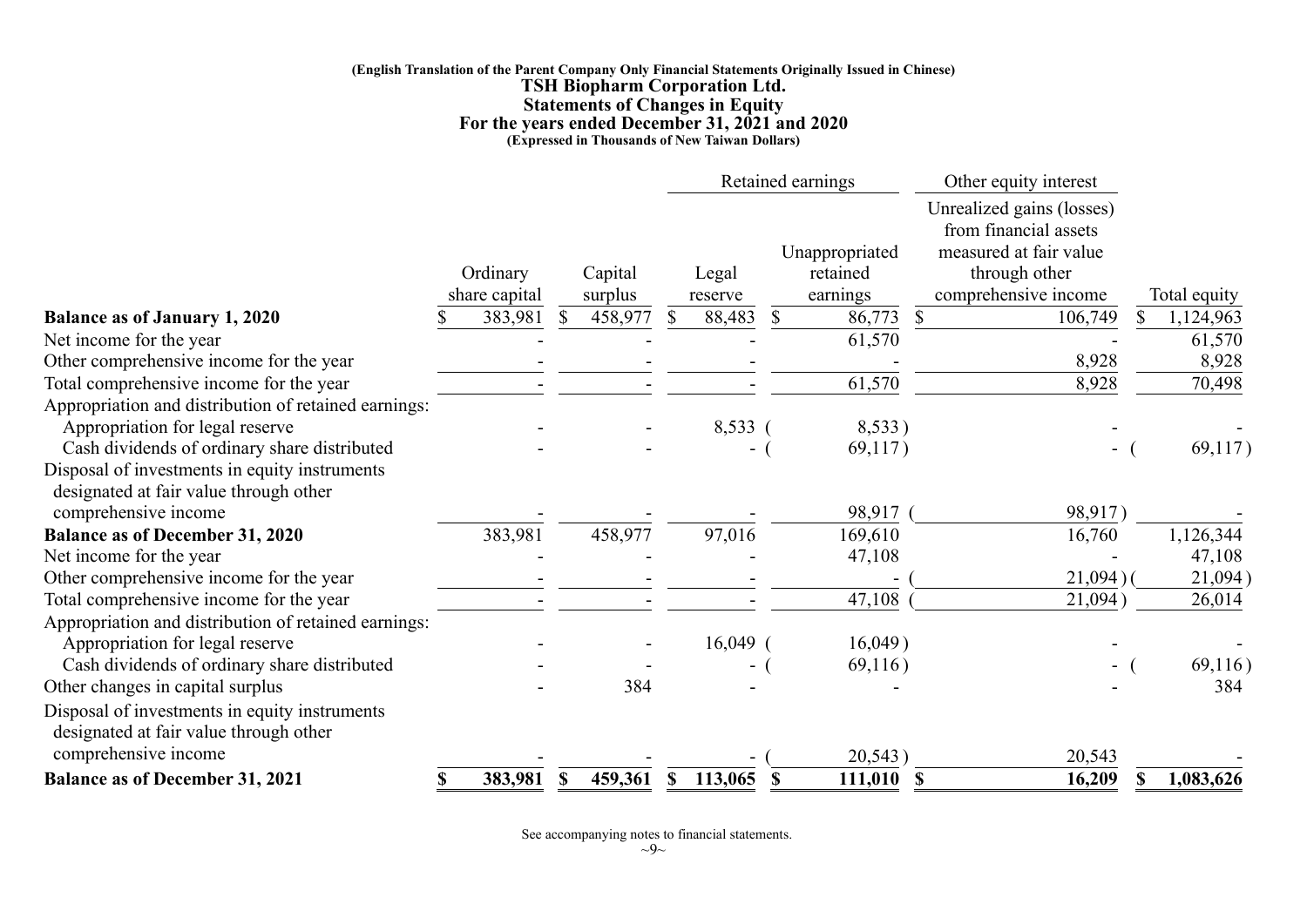(English Translation of the Parent Company Only Financial Statements Originally Issued in Chinese)

# TSH Biopharm Corporation Ltd.

## Statements of Changes in Equity

### For the years ended December 31, 2021 and 2020

(Expressed in Thousands of New Taiwan Dollars)

| | | | Retained earnings | | Other equity interest | |
|---|---|---|---|---|---|---|
| | Ordinary share capital | Capital surplus | Legal reserve | Unappropriated retained earnings | Unrealized gains (losses) from financial assets measured at fair value through other comprehensive income | Total equity |
| **Balance as of January 1, 2020** | $ 383,981 | $ 458,977 | $ 88,483 | $ 86,773 | $ 106,749 | $ 1,124,963 |
| Net income for the year | - | - | - | 61,570 | - | 61,570 |
| Other comprehensive income for the year | - | - | - | - | 8,928 | 8,928 |
| Total comprehensive income for the year | - | - | - | 61,570 | 8,928 | 70,498 |
| Appropriation and distribution of retained earnings: | | | | | | |
| Appropriation for legal reserve | - | - | 8,533 | (8,533) | - | - |
| Cash dividends of ordinary share distributed | - | - | - | (69,117) | - | (69,117) |
| Disposal of investments in equity instruments designated at fair value through other comprehensive income | - | - | - | 98,917 | (98,917) | - |
| **Balance as of December 31, 2020** | 383,981 | 458,977 | 97,016 | 169,610 | 16,760 | 1,126,344 |
| Net income for the year | - | - | - | 47,108 | - | 47,108 |
| Other comprehensive income for the year | - | - | - | - | (21,094) | (21,094) |
| Total comprehensive income for the year | - | - | - | 47,108 | (21,094) | 26,014 |
| Appropriation and distribution of retained earnings: | | | | | | |
| Appropriation for legal reserve | - | - | 16,049 | (16,049) | - | - |
| Cash dividends of ordinary share distributed | - | - | - | (69,116) | - | (69,116) |
| Other changes in capital surplus | - | 384 | - | - | - | 384 |
| Disposal of investments in equity instruments designated at fair value through other comprehensive income | - | - | - | (20,543) | 20,543 | - |
| **Balance as of December 31, 2021** | **$ 383,981** | **$ 459,361** | **$ 113,065** | **$ 111,010** | **$ 16,209** | **$ 1,083,626** |

See accompanying notes to financial statements.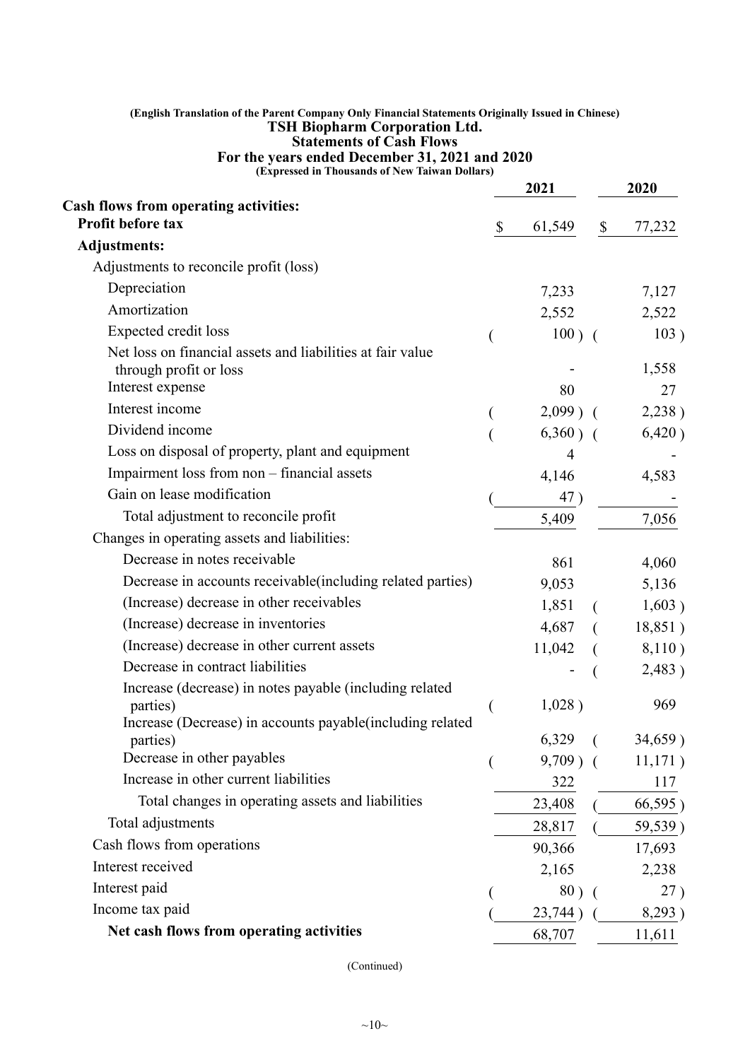(English Translation of the Parent Company Only Financial Statements Originally Issued in Chinese)

# TSH Biopharm Corporation Ltd.

## Statements of Cash Flows

### For the years ended December 31, 2021 and 2020

(Expressed in Thousands of New Taiwan Dollars)

| | 2021 | 2020 |
|---|---|---|
| **Cash flows from operating activities:** | | |
| **Profit before tax** | $ 61,549 | $ 77,232 |
| **Adjustments:** | | |
| Adjustments to reconcile profit (loss) | | |
| Depreciation | 7,233 | 7,127 |
| Amortization | 2,552 | 2,522 |
| Expected credit loss | ( 100 ) | ( 103 ) |
| Net loss on financial assets and liabilities at fair value through profit or loss | - | 1,558 |
| Interest expense | 80 | 27 |
| Interest income | ( 2,099 ) | ( 2,238 ) |
| Dividend income | ( 6,360 ) | ( 6,420 ) |
| Loss on disposal of property, plant and equipment | 4 | - |
| Impairment loss from non – financial assets | 4,146 | 4,583 |
| Gain on lease modification | ( 47 ) | - |
| Total adjustment to reconcile profit | 5,409 | 7,056 |
| Changes in operating assets and liabilities: | | |
| Decrease in notes receivable | 861 | 4,060 |
| Decrease in accounts receivable(including related parties) | 9,053 | 5,136 |
| (Increase) decrease in other receivables | 1,851 | ( 1,603 ) |
| (Increase) decrease in inventories | 4,687 | ( 18,851 ) |
| (Increase) decrease in other current assets | 11,042 | ( 8,110 ) |
| Decrease in contract liabilities | - | ( 2,483 ) |
| Increase (decrease) in notes payable (including related parties) | ( 1,028 ) | 969 |
| Increase (Decrease) in accounts payable(including related parties) | 6,329 | ( 34,659 ) |
| Decrease in other payables | ( 9,709 ) | ( 11,171 ) |
| Increase in other current liabilities | 322 | 117 |
| Total changes in operating assets and liabilities | 23,408 | ( 66,595 ) |
| Total adjustments | 28,817 | ( 59,539 ) |
| Cash flows from operations | 90,366 | 17,693 |
| Interest received | 2,165 | 2,238 |
| Interest paid | ( 80 ) | ( 27 ) |
| Income tax paid | ( 23,744 ) | ( 8,293 ) |
| **Net cash flows from operating activities** | 68,707 | 11,611 |

(Continued)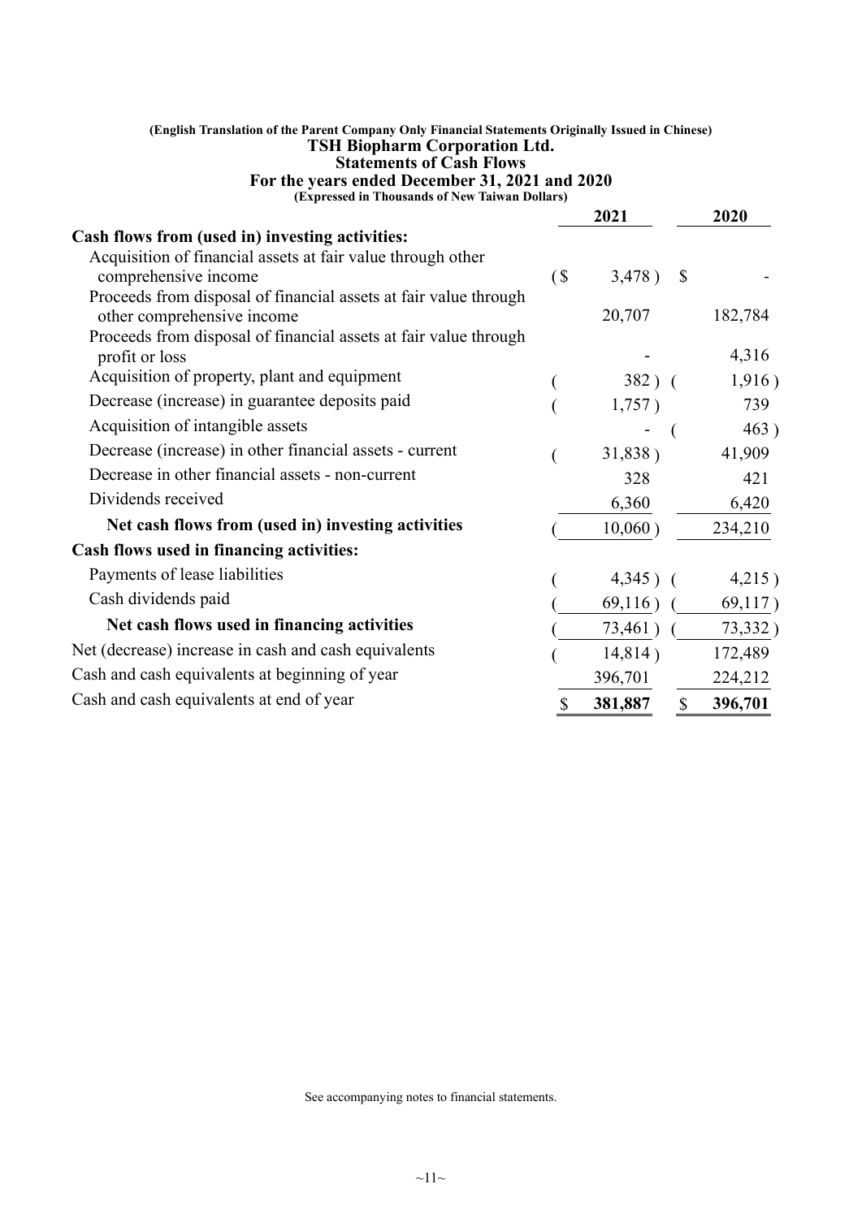(English Translation of the Parent Company Only Financial Statements Originally Issued in Chinese)

# TSH Biopharm Corporation Ltd.

## Statements of Cash Flows

### For the years ended December 31, 2021 and 2020

(Expressed in Thousands of New Taiwan Dollars)

| | 2021 | 2020 |
|---|---|---|
| **Cash flows from (used in) investing activities:** | | |
| Acquisition of financial assets at fair value through other comprehensive income | ($ 3,478) | $ - |
| Proceeds from disposal of financial assets at fair value through other comprehensive income | 20,707 | 182,784 |
| Proceeds from disposal of financial assets at fair value through profit or loss | - | 4,316 |
| Acquisition of property, plant and equipment | (382) | (1,916) |
| Decrease (increase) in guarantee deposits paid | (1,757) | 739 |
| Acquisition of intangible assets | - | (463) |
| Decrease (increase) in other financial assets - current | (31,838) | 41,909 |
| Decrease in other financial assets - non-current | 328 | 421 |
| Dividends received | 6,360 | 6,420 |
| **Net cash flows from (used in) investing activities** | (10,060) | 234,210 |
| **Cash flows used in financing activities:** | | |
| Payments of lease liabilities | (4,345) | (4,215) |
| Cash dividends paid | (69,116) | (69,117) |
| **Net cash flows used in financing activities** | (73,461) | (73,332) |
| Net (decrease) increase in cash and cash equivalents | (14,814) | 172,489 |
| Cash and cash equivalents at beginning of year | 396,701 | 224,212 |
| Cash and cash equivalents at end of year | **$ 381,887** | **$ 396,701** |

See accompanying notes to financial statements.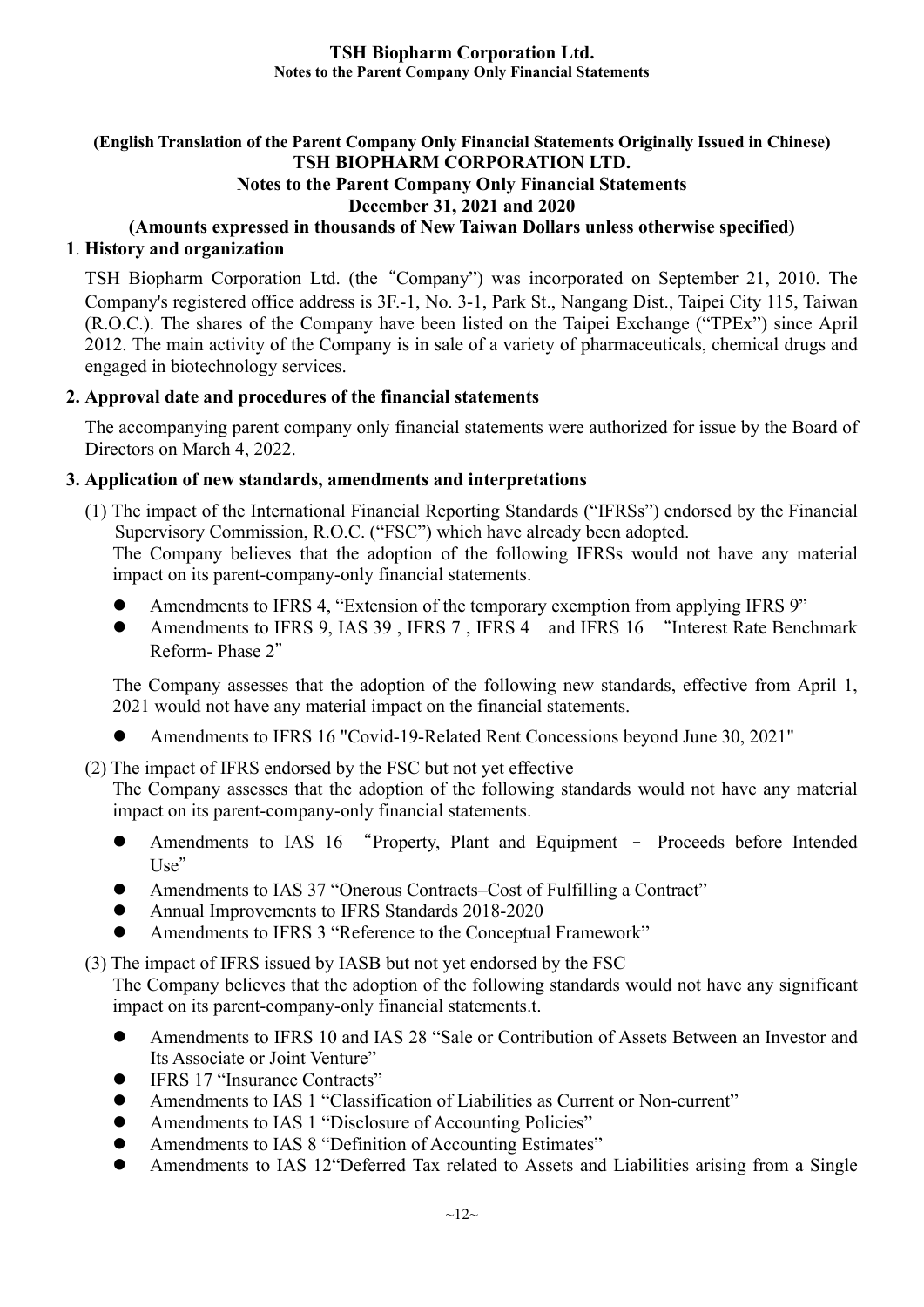**(English Translation of the Parent Company Only Financial Statements Originally Issued in Chinese)**

**TSH BIOPHARM CORPORATION LTD.**

**Notes to the Parent Company Only Financial Statements**

**December 31, 2021 and 2020**

**(Amounts expressed in thousands of New Taiwan Dollars unless otherwise specified)**

## 1. History and organization

TSH Biopharm Corporation Ltd. (the "Company") was incorporated on September 21, 2010. The Company's registered office address is 3F.-1, No. 3-1, Park St., Nangang Dist., Taipei City 115, Taiwan (R.O.C.). The shares of the Company have been listed on the Taipei Exchange ("TPEx") since April 2012. The main activity of the Company is in sale of a variety of pharmaceuticals, chemical drugs and engaged in biotechnology services.

## 2. Approval date and procedures of the financial statements

The accompanying parent company only financial statements were authorized for issue by the Board of Directors on March 4, 2022.

## 3. Application of new standards, amendments and interpretations

(1) The impact of the International Financial Reporting Standards ("IFRSs") endorsed by the Financial Supervisory Commission, R.O.C. ("FSC") which have already been adopted.

The Company believes that the adoption of the following IFRSs would not have any material impact on its parent-company-only financial statements.

- Amendments to IFRS 4, "Extension of the temporary exemption from applying IFRS 9"
- Amendments to IFRS 9, IAS 39 , IFRS 7 , IFRS 4 and IFRS 16 "Interest Rate Benchmark Reform- Phase 2"

The Company assesses that the adoption of the following new standards, effective from April 1, 2021 would not have any material impact on the financial statements.

- Amendments to IFRS 16 "Covid-19-Related Rent Concessions beyond June 30, 2021"

(2) The impact of IFRS endorsed by the FSC but not yet effective

The Company assesses that the adoption of the following standards would not have any material impact on its parent-company-only financial statements.

- Amendments to IAS 16 "Property, Plant and Equipment – Proceeds before Intended Use"
- Amendments to IAS 37 "Onerous Contracts–Cost of Fulfilling a Contract"
- Annual Improvements to IFRS Standards 2018-2020
- Amendments to IFRS 3 "Reference to the Conceptual Framework"

(3) The impact of IFRS issued by IASB but not yet endorsed by the FSC

The Company believes that the adoption of the following standards would not have any significant impact on its parent-company-only financial statements.t.

- Amendments to IFRS 10 and IAS 28 "Sale or Contribution of Assets Between an Investor and Its Associate or Joint Venture"
- IFRS 17 "Insurance Contracts"
- Amendments to IAS 1 "Classification of Liabilities as Current or Non-current"
- Amendments to IAS 1 "Disclosure of Accounting Policies"
- Amendments to IAS 8 "Definition of Accounting Estimates"
- Amendments to IAS 12"Deferred Tax related to Assets and Liabilities arising from a Single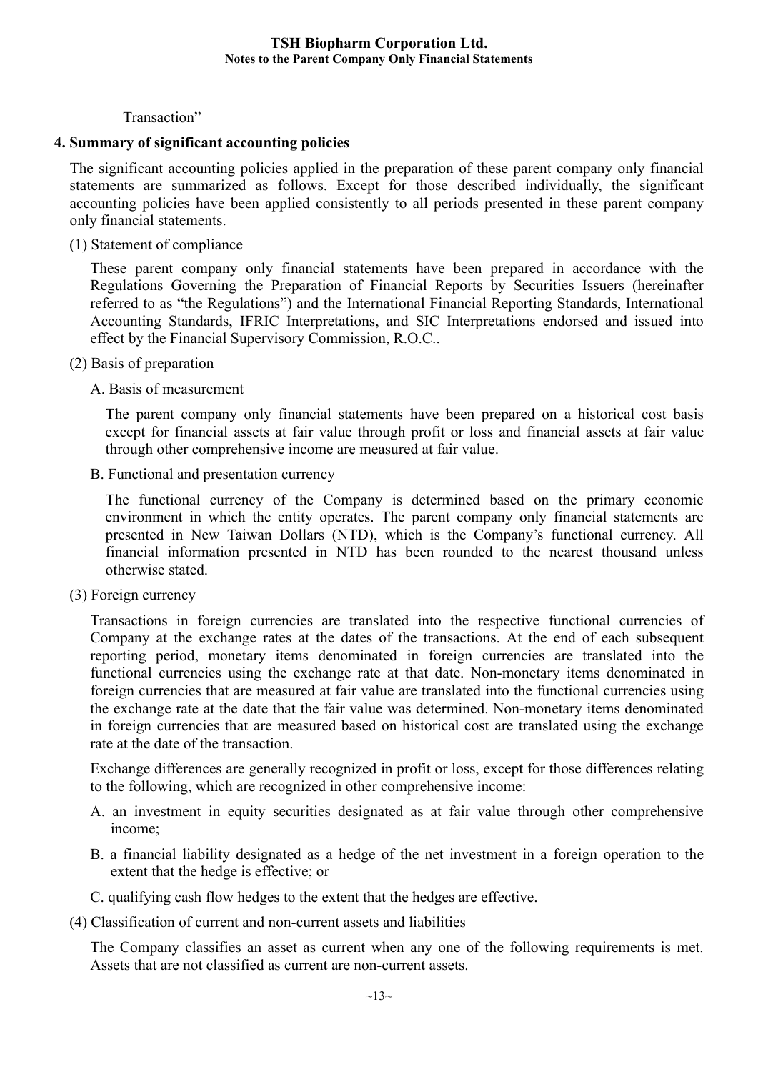Transaction"

## 4. Summary of significant accounting policies

The significant accounting policies applied in the preparation of these parent company only financial statements are summarized as follows. Except for those described individually, the significant accounting policies have been applied consistently to all periods presented in these parent company only financial statements.

(1) Statement of compliance

These parent company only financial statements have been prepared in accordance with the Regulations Governing the Preparation of Financial Reports by Securities Issuers (hereinafter referred to as "the Regulations") and the International Financial Reporting Standards, International Accounting Standards, IFRIC Interpretations, and SIC Interpretations endorsed and issued into effect by the Financial Supervisory Commission, R.O.C..

(2) Basis of preparation

A. Basis of measurement

The parent company only financial statements have been prepared on a historical cost basis except for financial assets at fair value through profit or loss and financial assets at fair value through other comprehensive income are measured at fair value.

B. Functional and presentation currency

The functional currency of the Company is determined based on the primary economic environment in which the entity operates. The parent company only financial statements are presented in New Taiwan Dollars (NTD), which is the Company's functional currency. All financial information presented in NTD has been rounded to the nearest thousand unless otherwise stated.

(3) Foreign currency

Transactions in foreign currencies are translated into the respective functional currencies of Company at the exchange rates at the dates of the transactions. At the end of each subsequent reporting period, monetary items denominated in foreign currencies are translated into the functional currencies using the exchange rate at that date. Non-monetary items denominated in foreign currencies that are measured at fair value are translated into the functional currencies using the exchange rate at the date that the fair value was determined. Non-monetary items denominated in foreign currencies that are measured based on historical cost are translated using the exchange rate at the date of the transaction.

Exchange differences are generally recognized in profit or loss, except for those differences relating to the following, which are recognized in other comprehensive income:

A. an investment in equity securities designated as at fair value through other comprehensive income;

B. a financial liability designated as a hedge of the net investment in a foreign operation to the extent that the hedge is effective; or

C. qualifying cash flow hedges to the extent that the hedges are effective.

(4) Classification of current and non-current assets and liabilities

The Company classifies an asset as current when any one of the following requirements is met. Assets that are not classified as current are non-current assets.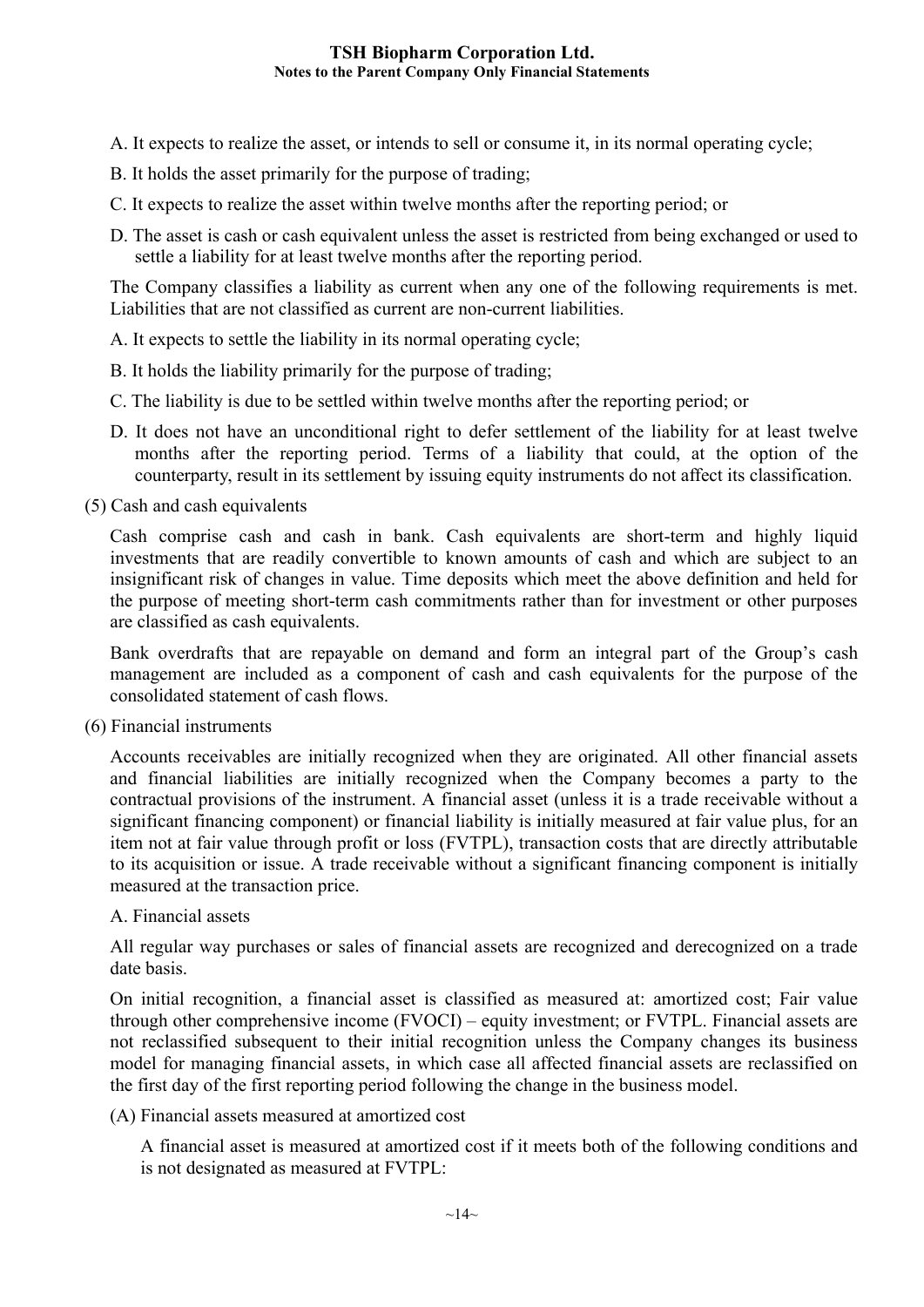A. It expects to realize the asset, or intends to sell or consume it, in its normal operating cycle;

B. It holds the asset primarily for the purpose of trading;

C. It expects to realize the asset within twelve months after the reporting period; or

D. The asset is cash or cash equivalent unless the asset is restricted from being exchanged or used to settle a liability for at least twelve months after the reporting period.

The Company classifies a liability as current when any one of the following requirements is met. Liabilities that are not classified as current are non-current liabilities.

A. It expects to settle the liability in its normal operating cycle;

B. It holds the liability primarily for the purpose of trading;

C. The liability is due to be settled within twelve months after the reporting period; or

D. It does not have an unconditional right to defer settlement of the liability for at least twelve months after the reporting period. Terms of a liability that could, at the option of the counterparty, result in its settlement by issuing equity instruments do not affect its classification.

(5) Cash and cash equivalents

Cash comprise cash and cash in bank. Cash equivalents are short-term and highly liquid investments that are readily convertible to known amounts of cash and which are subject to an insignificant risk of changes in value. Time deposits which meet the above definition and held for the purpose of meeting short-term cash commitments rather than for investment or other purposes are classified as cash equivalents.

Bank overdrafts that are repayable on demand and form an integral part of the Group's cash management are included as a component of cash and cash equivalents for the purpose of the consolidated statement of cash flows.

(6) Financial instruments

Accounts receivables are initially recognized when they are originated. All other financial assets and financial liabilities are initially recognized when the Company becomes a party to the contractual provisions of the instrument. A financial asset (unless it is a trade receivable without a significant financing component) or financial liability is initially measured at fair value plus, for an item not at fair value through profit or loss (FVTPL), transaction costs that are directly attributable to its acquisition or issue. A trade receivable without a significant financing component is initially measured at the transaction price.

A. Financial assets

All regular way purchases or sales of financial assets are recognized and derecognized on a trade date basis.

On initial recognition, a financial asset is classified as measured at: amortized cost; Fair value through other comprehensive income (FVOCI) – equity investment; or FVTPL. Financial assets are not reclassified subsequent to their initial recognition unless the Company changes its business model for managing financial assets, in which case all affected financial assets are reclassified on the first day of the first reporting period following the change in the business model.

(A) Financial assets measured at amortized cost

A financial asset is measured at amortized cost if it meets both of the following conditions and is not designated as measured at FVTPL: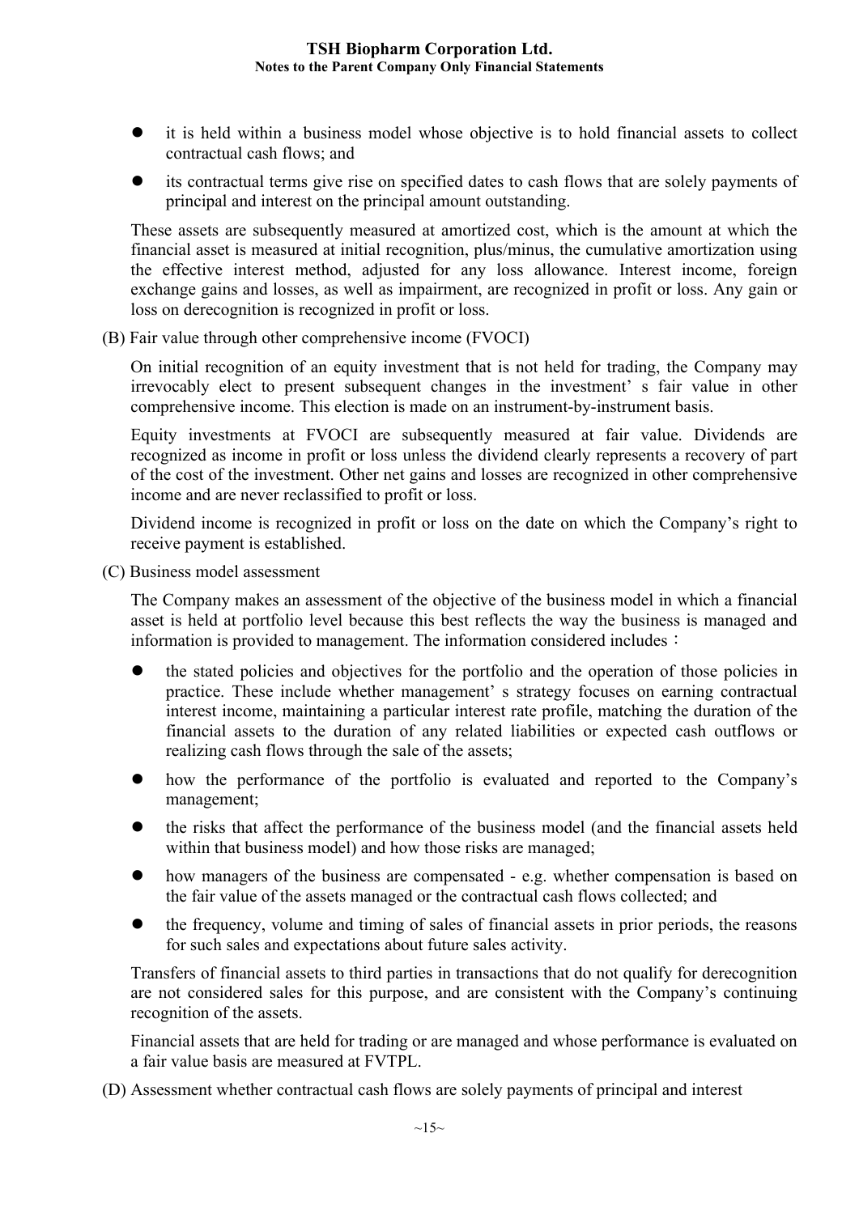- it is held within a business model whose objective is to hold financial assets to collect contractual cash flows; and
- its contractual terms give rise on specified dates to cash flows that are solely payments of principal and interest on the principal amount outstanding.

These assets are subsequently measured at amortized cost, which is the amount at which the financial asset is measured at initial recognition, plus/minus, the cumulative amortization using the effective interest method, adjusted for any loss allowance. Interest income, foreign exchange gains and losses, as well as impairment, are recognized in profit or loss. Any gain or loss on derecognition is recognized in profit or loss.

(B) Fair value through other comprehensive income (FVOCI)

On initial recognition of an equity investment that is not held for trading, the Company may irrevocably elect to present subsequent changes in the investment' s fair value in other comprehensive income. This election is made on an instrument-by-instrument basis.

Equity investments at FVOCI are subsequently measured at fair value. Dividends are recognized as income in profit or loss unless the dividend clearly represents a recovery of part of the cost of the investment. Other net gains and losses are recognized in other comprehensive income and are never reclassified to profit or loss.

Dividend income is recognized in profit or loss on the date on which the Company's right to receive payment is established.

(C) Business model assessment

The Company makes an assessment of the objective of the business model in which a financial asset is held at portfolio level because this best reflects the way the business is managed and information is provided to management. The information considered includes：

- the stated policies and objectives for the portfolio and the operation of those policies in practice. These include whether management' s strategy focuses on earning contractual interest income, maintaining a particular interest rate profile, matching the duration of the financial assets to the duration of any related liabilities or expected cash outflows or realizing cash flows through the sale of the assets;
- how the performance of the portfolio is evaluated and reported to the Company's management;
- the risks that affect the performance of the business model (and the financial assets held within that business model) and how those risks are managed;
- how managers of the business are compensated - e.g. whether compensation is based on the fair value of the assets managed or the contractual cash flows collected; and
- the frequency, volume and timing of sales of financial assets in prior periods, the reasons for such sales and expectations about future sales activity.

Transfers of financial assets to third parties in transactions that do not qualify for derecognition are not considered sales for this purpose, and are consistent with the Company's continuing recognition of the assets.

Financial assets that are held for trading or are managed and whose performance is evaluated on a fair value basis are measured at FVTPL.

(D) Assessment whether contractual cash flows are solely payments of principal and interest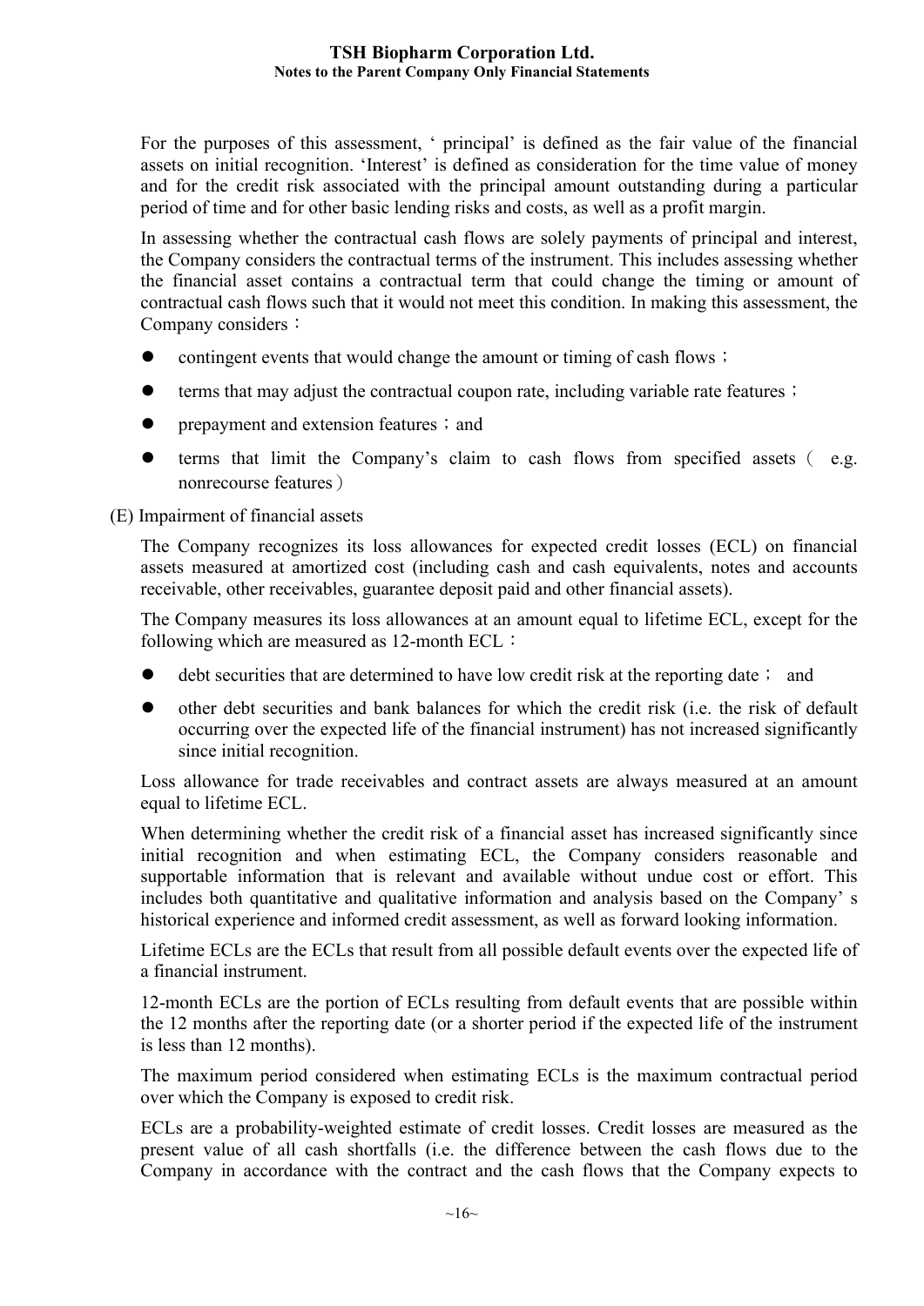For the purposes of this assessment, ' principal' is defined as the fair value of the financial assets on initial recognition. 'Interest' is defined as consideration for the time value of money and for the credit risk associated with the principal amount outstanding during a particular period of time and for other basic lending risks and costs, as well as a profit margin.

In assessing whether the contractual cash flows are solely payments of principal and interest, the Company considers the contractual terms of the instrument. This includes assessing whether the financial asset contains a contractual term that could change the timing or amount of contractual cash flows such that it would not meet this condition. In making this assessment, the Company considers：

- contingent events that would change the amount or timing of cash flows；
- terms that may adjust the contractual coupon rate, including variable rate features；
- prepayment and extension features；and
- terms that limit the Company's claim to cash flows from specified assets（ e.g. nonrecourse features）

(E) Impairment of financial assets

The Company recognizes its loss allowances for expected credit losses (ECL) on financial assets measured at amortized cost (including cash and cash equivalents, notes and accounts receivable, other receivables, guarantee deposit paid and other financial assets).

The Company measures its loss allowances at an amount equal to lifetime ECL, except for the following which are measured as 12-month ECL：

- debt securities that are determined to have low credit risk at the reporting date； and
- other debt securities and bank balances for which the credit risk (i.e. the risk of default occurring over the expected life of the financial instrument) has not increased significantly since initial recognition.

Loss allowance for trade receivables and contract assets are always measured at an amount equal to lifetime ECL.

When determining whether the credit risk of a financial asset has increased significantly since initial recognition and when estimating ECL, the Company considers reasonable and supportable information that is relevant and available without undue cost or effort. This includes both quantitative and qualitative information and analysis based on the Company' s historical experience and informed credit assessment, as well as forward looking information.

Lifetime ECLs are the ECLs that result from all possible default events over the expected life of a financial instrument.

12-month ECLs are the portion of ECLs resulting from default events that are possible within the 12 months after the reporting date (or a shorter period if the expected life of the instrument is less than 12 months).

The maximum period considered when estimating ECLs is the maximum contractual period over which the Company is exposed to credit risk.

ECLs are a probability-weighted estimate of credit losses. Credit losses are measured as the present value of all cash shortfalls (i.e. the difference between the cash flows due to the Company in accordance with the contract and the cash flows that the Company expects to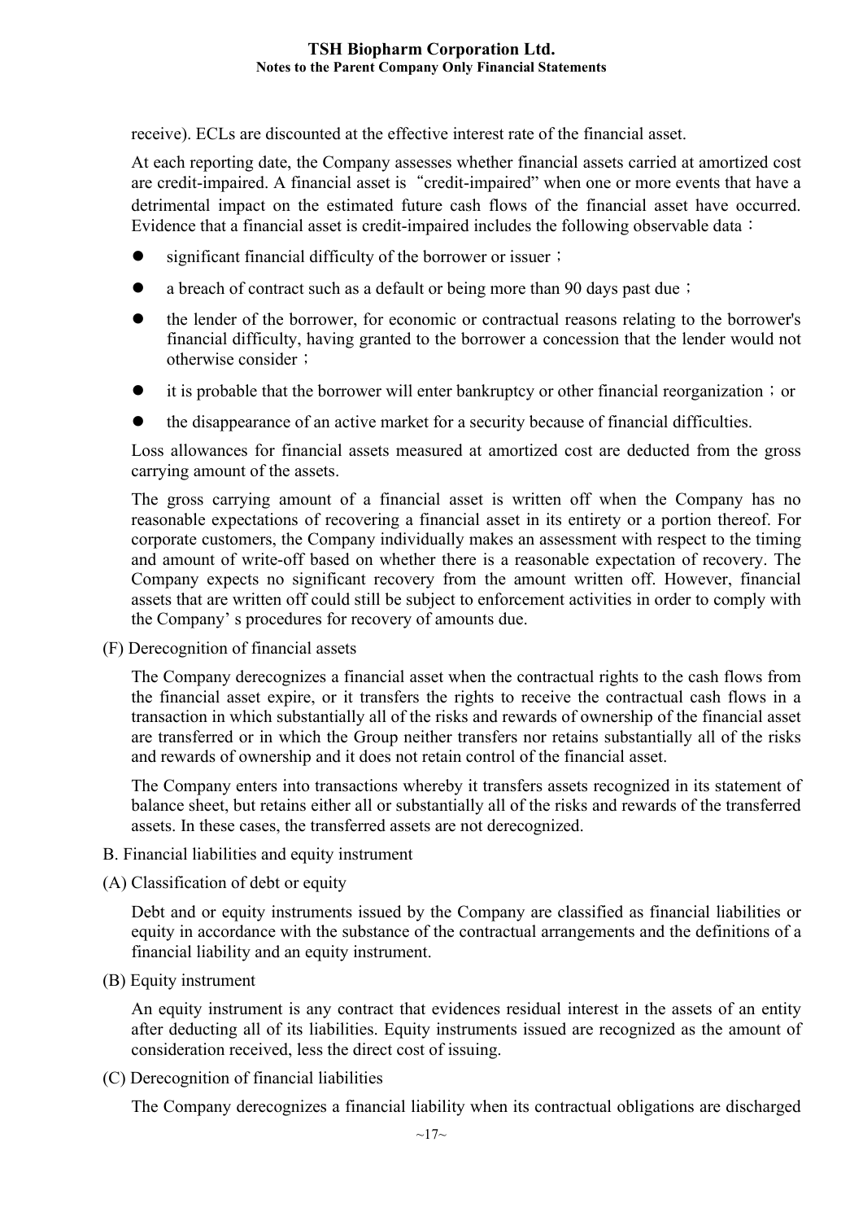receive). ECLs are discounted at the effective interest rate of the financial asset.

At each reporting date, the Company assesses whether financial assets carried at amortized cost are credit-impaired. A financial asset is “credit-impaired” when one or more events that have a detrimental impact on the estimated future cash flows of the financial asset have occurred. Evidence that a financial asset is credit-impaired includes the following observable data：

- significant financial difficulty of the borrower or issuer；
- a breach of contract such as a default or being more than 90 days past due；
- the lender of the borrower, for economic or contractual reasons relating to the borrower's financial difficulty, having granted to the borrower a concession that the lender would not otherwise consider；
- it is probable that the borrower will enter bankruptcy or other financial reorganization；or
- the disappearance of an active market for a security because of financial difficulties.

Loss allowances for financial assets measured at amortized cost are deducted from the gross carrying amount of the assets.

The gross carrying amount of a financial asset is written off when the Company has no reasonable expectations of recovering a financial asset in its entirety or a portion thereof. For corporate customers, the Company individually makes an assessment with respect to the timing and amount of write-off based on whether there is a reasonable expectation of recovery. The Company expects no significant recovery from the amount written off. However, financial assets that are written off could still be subject to enforcement activities in order to comply with the Company’ s procedures for recovery of amounts due.

(F) Derecognition of financial assets

The Company derecognizes a financial asset when the contractual rights to the cash flows from the financial asset expire, or it transfers the rights to receive the contractual cash flows in a transaction in which substantially all of the risks and rewards of ownership of the financial asset are transferred or in which the Group neither transfers nor retains substantially all of the risks and rewards of ownership and it does not retain control of the financial asset.

The Company enters into transactions whereby it transfers assets recognized in its statement of balance sheet, but retains either all or substantially all of the risks and rewards of the transferred assets. In these cases, the transferred assets are not derecognized.

B. Financial liabilities and equity instrument

(A) Classification of debt or equity

Debt and or equity instruments issued by the Company are classified as financial liabilities or equity in accordance with the substance of the contractual arrangements and the definitions of a financial liability and an equity instrument.

(B) Equity instrument

An equity instrument is any contract that evidences residual interest in the assets of an entity after deducting all of its liabilities. Equity instruments issued are recognized as the amount of consideration received, less the direct cost of issuing.

(C) Derecognition of financial liabilities

The Company derecognizes a financial liability when its contractual obligations are discharged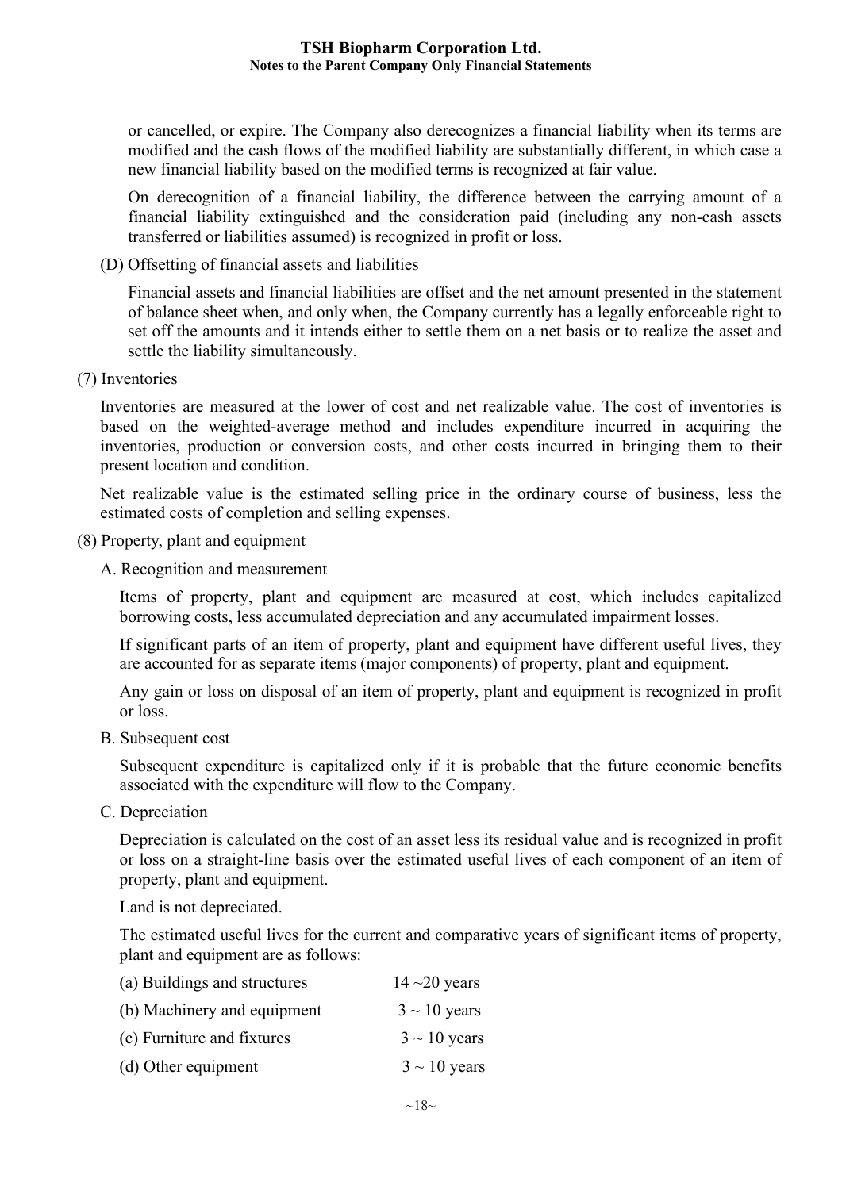or cancelled, or expire. The Company also derecognizes a financial liability when its terms are modified and the cash flows of the modified liability are substantially different, in which case a new financial liability based on the modified terms is recognized at fair value.

On derecognition of a financial liability, the difference between the carrying amount of a financial liability extinguished and the consideration paid (including any non-cash assets transferred or liabilities assumed) is recognized in profit or loss.

(D) Offsetting of financial assets and liabilities

Financial assets and financial liabilities are offset and the net amount presented in the statement of balance sheet when, and only when, the Company currently has a legally enforceable right to set off the amounts and it intends either to settle them on a net basis or to realize the asset and settle the liability simultaneously.

(7) Inventories

Inventories are measured at the lower of cost and net realizable value. The cost of inventories is based on the weighted-average method and includes expenditure incurred in acquiring the inventories, production or conversion costs, and other costs incurred in bringing them to their present location and condition.

Net realizable value is the estimated selling price in the ordinary course of business, less the estimated costs of completion and selling expenses.

(8) Property, plant and equipment

A. Recognition and measurement

Items of property, plant and equipment are measured at cost, which includes capitalized borrowing costs, less accumulated depreciation and any accumulated impairment losses.

If significant parts of an item of property, plant and equipment have different useful lives, they are accounted for as separate items (major components) of property, plant and equipment.

Any gain or loss on disposal of an item of property, plant and equipment is recognized in profit or loss.

B. Subsequent cost

Subsequent expenditure is capitalized only if it is probable that the future economic benefits associated with the expenditure will flow to the Company.

C. Depreciation

Depreciation is calculated on the cost of an asset less its residual value and is recognized in profit or loss on a straight-line basis over the estimated useful lives of each component of an item of property, plant and equipment.

Land is not depreciated.

The estimated useful lives for the current and comparative years of significant items of property, plant and equipment are as follows:

| | |
|---|---|
| (a) Buildings and structures | 14 ~20 years |
| (b) Machinery and equipment | 3 ~ 10 years |
| (c) Furniture and fixtures | 3 ~ 10 years |
| (d) Other equipment | 3 ~ 10 years |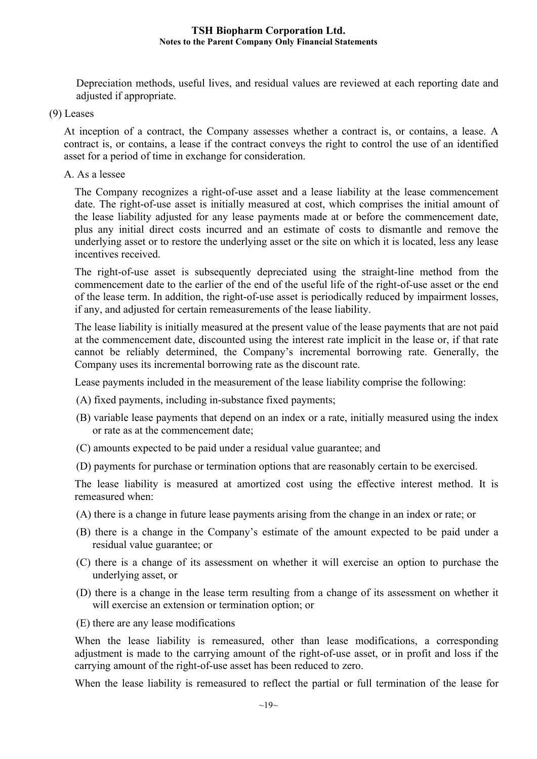Depreciation methods, useful lives, and residual values are reviewed at each reporting date and adjusted if appropriate.

(9) Leases

At inception of a contract, the Company assesses whether a contract is, or contains, a lease. A contract is, or contains, a lease if the contract conveys the right to control the use of an identified asset for a period of time in exchange for consideration.

A. As a lessee

The Company recognizes a right-of-use asset and a lease liability at the lease commencement date. The right-of-use asset is initially measured at cost, which comprises the initial amount of the lease liability adjusted for any lease payments made at or before the commencement date, plus any initial direct costs incurred and an estimate of costs to dismantle and remove the underlying asset or to restore the underlying asset or the site on which it is located, less any lease incentives received.

The right-of-use asset is subsequently depreciated using the straight-line method from the commencement date to the earlier of the end of the useful life of the right-of-use asset or the end of the lease term. In addition, the right-of-use asset is periodically reduced by impairment losses, if any, and adjusted for certain remeasurements of the lease liability.

The lease liability is initially measured at the present value of the lease payments that are not paid at the commencement date, discounted using the interest rate implicit in the lease or, if that rate cannot be reliably determined, the Company's incremental borrowing rate. Generally, the Company uses its incremental borrowing rate as the discount rate.

Lease payments included in the measurement of the lease liability comprise the following:

(A) fixed payments, including in-substance fixed payments;

(B) variable lease payments that depend on an index or a rate, initially measured using the index or rate as at the commencement date;

(C) amounts expected to be paid under a residual value guarantee; and

(D) payments for purchase or termination options that are reasonably certain to be exercised.

The lease liability is measured at amortized cost using the effective interest method. It is remeasured when:

(A) there is a change in future lease payments arising from the change in an index or rate; or

(B) there is a change in the Company's estimate of the amount expected to be paid under a residual value guarantee; or

(C) there is a change of its assessment on whether it will exercise an option to purchase the underlying asset, or

(D) there is a change in the lease term resulting from a change of its assessment on whether it will exercise an extension or termination option; or

(E) there are any lease modifications

When the lease liability is remeasured, other than lease modifications, a corresponding adjustment is made to the carrying amount of the right-of-use asset, or in profit and loss if the carrying amount of the right-of-use asset has been reduced to zero.

When the lease liability is remeasured to reflect the partial or full termination of the lease for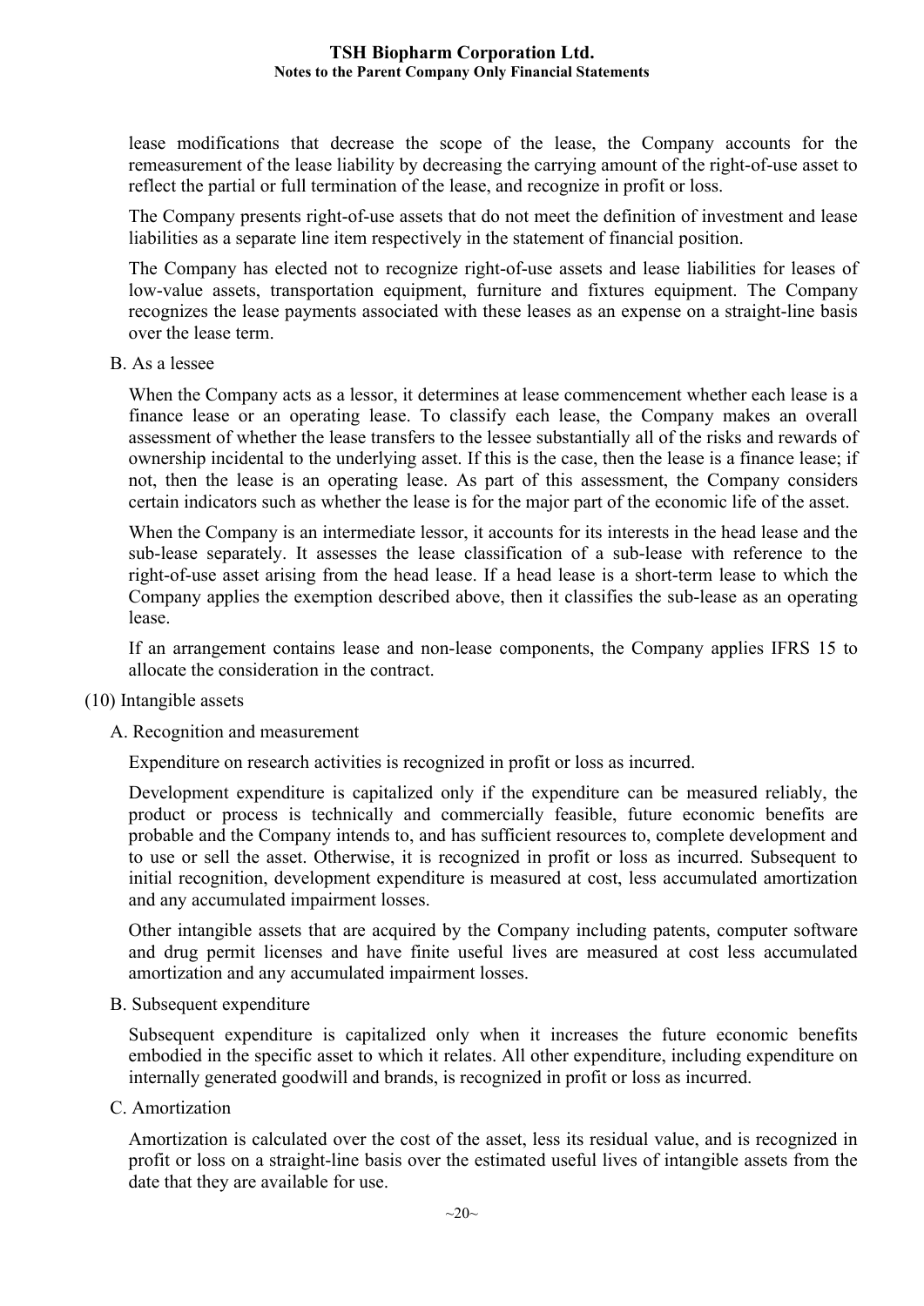lease modifications that decrease the scope of the lease, the Company accounts for the remeasurement of the lease liability by decreasing the carrying amount of the right-of-use asset to reflect the partial or full termination of the lease, and recognize in profit or loss.

The Company presents right-of-use assets that do not meet the definition of investment and lease liabilities as a separate line item respectively in the statement of financial position.

The Company has elected not to recognize right-of-use assets and lease liabilities for leases of low-value assets, transportation equipment, furniture and fixtures equipment. The Company recognizes the lease payments associated with these leases as an expense on a straight-line basis over the lease term.

B. As a lessee

When the Company acts as a lessor, it determines at lease commencement whether each lease is a finance lease or an operating lease. To classify each lease, the Company makes an overall assessment of whether the lease transfers to the lessee substantially all of the risks and rewards of ownership incidental to the underlying asset. If this is the case, then the lease is a finance lease; if not, then the lease is an operating lease. As part of this assessment, the Company considers certain indicators such as whether the lease is for the major part of the economic life of the asset.

When the Company is an intermediate lessor, it accounts for its interests in the head lease and the sub-lease separately. It assesses the lease classification of a sub-lease with reference to the right-of-use asset arising from the head lease. If a head lease is a short-term lease to which the Company applies the exemption described above, then it classifies the sub-lease as an operating lease.

If an arrangement contains lease and non-lease components, the Company applies IFRS 15 to allocate the consideration in the contract.

(10) Intangible assets

A. Recognition and measurement

Expenditure on research activities is recognized in profit or loss as incurred.

Development expenditure is capitalized only if the expenditure can be measured reliably, the product or process is technically and commercially feasible, future economic benefits are probable and the Company intends to, and has sufficient resources to, complete development and to use or sell the asset. Otherwise, it is recognized in profit or loss as incurred. Subsequent to initial recognition, development expenditure is measured at cost, less accumulated amortization and any accumulated impairment losses.

Other intangible assets that are acquired by the Company including patents, computer software and drug permit licenses and have finite useful lives are measured at cost less accumulated amortization and any accumulated impairment losses.

B. Subsequent expenditure

Subsequent expenditure is capitalized only when it increases the future economic benefits embodied in the specific asset to which it relates. All other expenditure, including expenditure on internally generated goodwill and brands, is recognized in profit or loss as incurred.

C. Amortization

Amortization is calculated over the cost of the asset, less its residual value, and is recognized in profit or loss on a straight-line basis over the estimated useful lives of intangible assets from the date that they are available for use.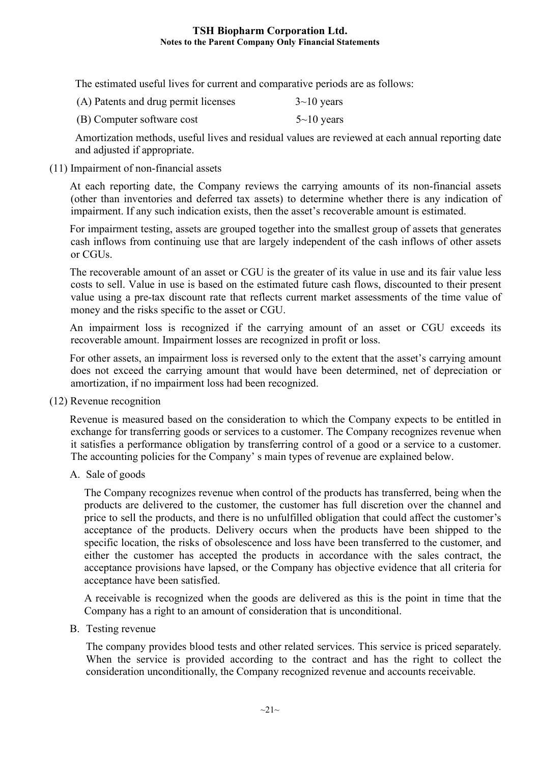The estimated useful lives for current and comparative periods are as follows:

| | |
|---|---|
| (A) Patents and drug permit licenses | 3~10 years |
| (B) Computer software cost | 5~10 years |

Amortization methods, useful lives and residual values are reviewed at each annual reporting date and adjusted if appropriate.

(11) Impairment of non-financial assets

At each reporting date, the Company reviews the carrying amounts of its non-financial assets (other than inventories and deferred tax assets) to determine whether there is any indication of impairment. If any such indication exists, then the asset's recoverable amount is estimated.

For impairment testing, assets are grouped together into the smallest group of assets that generates cash inflows from continuing use that are largely independent of the cash inflows of other assets or CGUs.

The recoverable amount of an asset or CGU is the greater of its value in use and its fair value less costs to sell. Value in use is based on the estimated future cash flows, discounted to their present value using a pre-tax discount rate that reflects current market assessments of the time value of money and the risks specific to the asset or CGU.

An impairment loss is recognized if the carrying amount of an asset or CGU exceeds its recoverable amount. Impairment losses are recognized in profit or loss.

For other assets, an impairment loss is reversed only to the extent that the asset's carrying amount does not exceed the carrying amount that would have been determined, net of depreciation or amortization, if no impairment loss had been recognized.

(12) Revenue recognition

Revenue is measured based on the consideration to which the Company expects to be entitled in exchange for transferring goods or services to a customer. The Company recognizes revenue when it satisfies a performance obligation by transferring control of a good or a service to a customer. The accounting policies for the Company' s main types of revenue are explained below.

A. Sale of goods

The Company recognizes revenue when control of the products has transferred, being when the products are delivered to the customer, the customer has full discretion over the channel and price to sell the products, and there is no unfulfilled obligation that could affect the customer's acceptance of the products. Delivery occurs when the products have been shipped to the specific location, the risks of obsolescence and loss have been transferred to the customer, and either the customer has accepted the products in accordance with the sales contract, the acceptance provisions have lapsed, or the Company has objective evidence that all criteria for acceptance have been satisfied.

A receivable is recognized when the goods are delivered as this is the point in time that the Company has a right to an amount of consideration that is unconditional.

B. Testing revenue

The company provides blood tests and other related services. This service is priced separately. When the service is provided according to the contract and has the right to collect the consideration unconditionally, the Company recognized revenue and accounts receivable.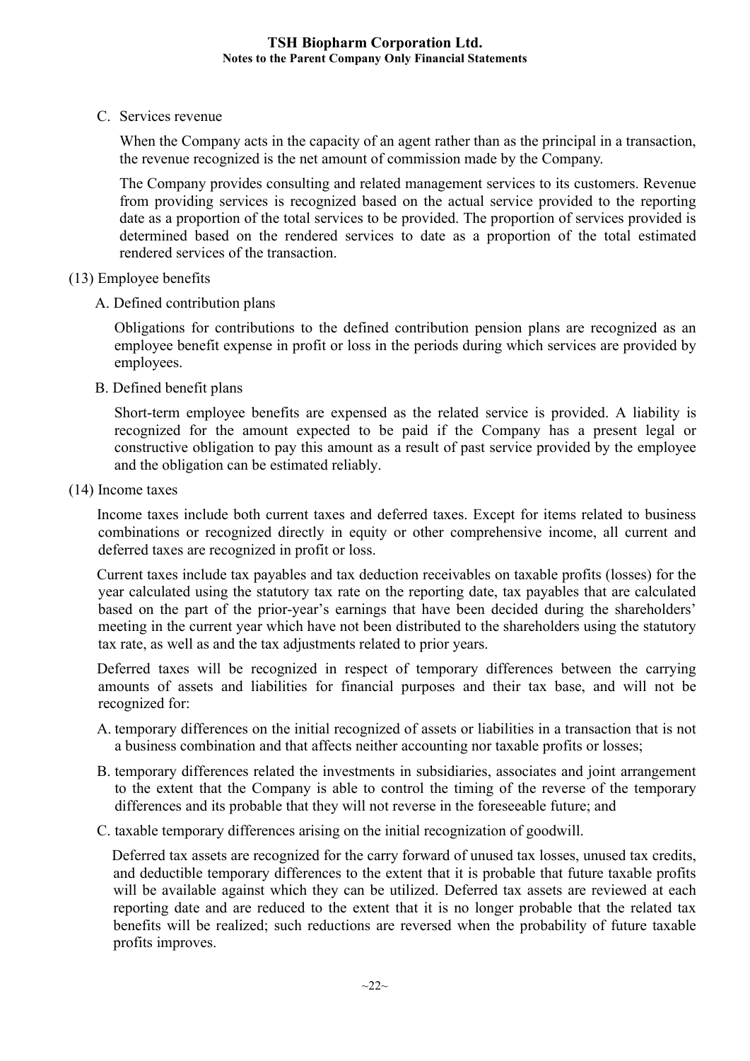C. Services revenue

When the Company acts in the capacity of an agent rather than as the principal in a transaction, the revenue recognized is the net amount of commission made by the Company.

The Company provides consulting and related management services to its customers. Revenue from providing services is recognized based on the actual service provided to the reporting date as a proportion of the total services to be provided. The proportion of services provided is determined based on the rendered services to date as a proportion of the total estimated rendered services of the transaction.

(13) Employee benefits

A. Defined contribution plans

Obligations for contributions to the defined contribution pension plans are recognized as an employee benefit expense in profit or loss in the periods during which services are provided by employees.

B. Defined benefit plans

Short-term employee benefits are expensed as the related service is provided. A liability is recognized for the amount expected to be paid if the Company has a present legal or constructive obligation to pay this amount as a result of past service provided by the employee and the obligation can be estimated reliably.

(14) Income taxes

Income taxes include both current taxes and deferred taxes. Except for items related to business combinations or recognized directly in equity or other comprehensive income, all current and deferred taxes are recognized in profit or loss.

Current taxes include tax payables and tax deduction receivables on taxable profits (losses) for the year calculated using the statutory tax rate on the reporting date, tax payables that are calculated based on the part of the prior-year's earnings that have been decided during the shareholders' meeting in the current year which have not been distributed to the shareholders using the statutory tax rate, as well as and the tax adjustments related to prior years.

Deferred taxes will be recognized in respect of temporary differences between the carrying amounts of assets and liabilities for financial purposes and their tax base, and will not be recognized for:

A. temporary differences on the initial recognized of assets or liabilities in a transaction that is not a business combination and that affects neither accounting nor taxable profits or losses;

B. temporary differences related the investments in subsidiaries, associates and joint arrangement to the extent that the Company is able to control the timing of the reverse of the temporary differences and its probable that they will not reverse in the foreseeable future; and

C. taxable temporary differences arising on the initial recognization of goodwill.

Deferred tax assets are recognized for the carry forward of unused tax losses, unused tax credits, and deductible temporary differences to the extent that it is probable that future taxable profits will be available against which they can be utilized. Deferred tax assets are reviewed at each reporting date and are reduced to the extent that it is no longer probable that the related tax benefits will be realized; such reductions are reversed when the probability of future taxable profits improves.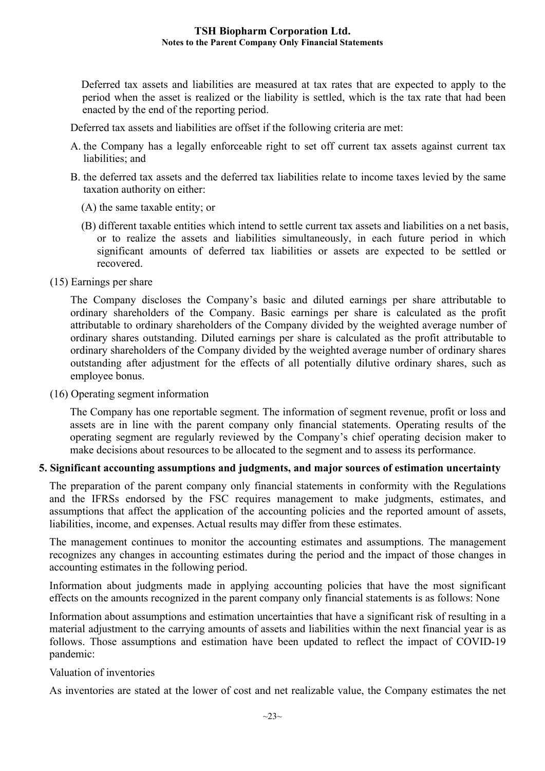Deferred tax assets and liabilities are measured at tax rates that are expected to apply to the period when the asset is realized or the liability is settled, which is the tax rate that had been enacted by the end of the reporting period.

Deferred tax assets and liabilities are offset if the following criteria are met:

A. the Company has a legally enforceable right to set off current tax assets against current tax liabilities; and

B. the deferred tax assets and the deferred tax liabilities relate to income taxes levied by the same taxation authority on either:

   (A) the same taxable entity; or

   (B) different taxable entities which intend to settle current tax assets and liabilities on a net basis, or to realize the assets and liabilities simultaneously, in each future period in which significant amounts of deferred tax liabilities or assets are expected to be settled or recovered.

(15) Earnings per share

The Company discloses the Company's basic and diluted earnings per share attributable to ordinary shareholders of the Company. Basic earnings per share is calculated as the profit attributable to ordinary shareholders of the Company divided by the weighted average number of ordinary shares outstanding. Diluted earnings per share is calculated as the profit attributable to ordinary shareholders of the Company divided by the weighted average number of ordinary shares outstanding after adjustment for the effects of all potentially dilutive ordinary shares, such as employee bonus.

(16) Operating segment information

The Company has one reportable segment. The information of segment revenue, profit or loss and assets are in line with the parent company only financial statements. Operating results of the operating segment are regularly reviewed by the Company's chief operating decision maker to make decisions about resources to be allocated to the segment and to assess its performance.

## 5. Significant accounting assumptions and judgments, and major sources of estimation uncertainty

The preparation of the parent company only financial statements in conformity with the Regulations and the IFRSs endorsed by the FSC requires management to make judgments, estimates, and assumptions that affect the application of the accounting policies and the reported amount of assets, liabilities, income, and expenses. Actual results may differ from these estimates.

The management continues to monitor the accounting estimates and assumptions. The management recognizes any changes in accounting estimates during the period and the impact of those changes in accounting estimates in the following period.

Information about judgments made in applying accounting policies that have the most significant effects on the amounts recognized in the parent company only financial statements is as follows: None

Information about assumptions and estimation uncertainties that have a significant risk of resulting in a material adjustment to the carrying amounts of assets and liabilities within the next financial year is as follows. Those assumptions and estimation have been updated to reflect the impact of COVID-19 pandemic:

Valuation of inventories

As inventories are stated at the lower of cost and net realizable value, the Company estimates the net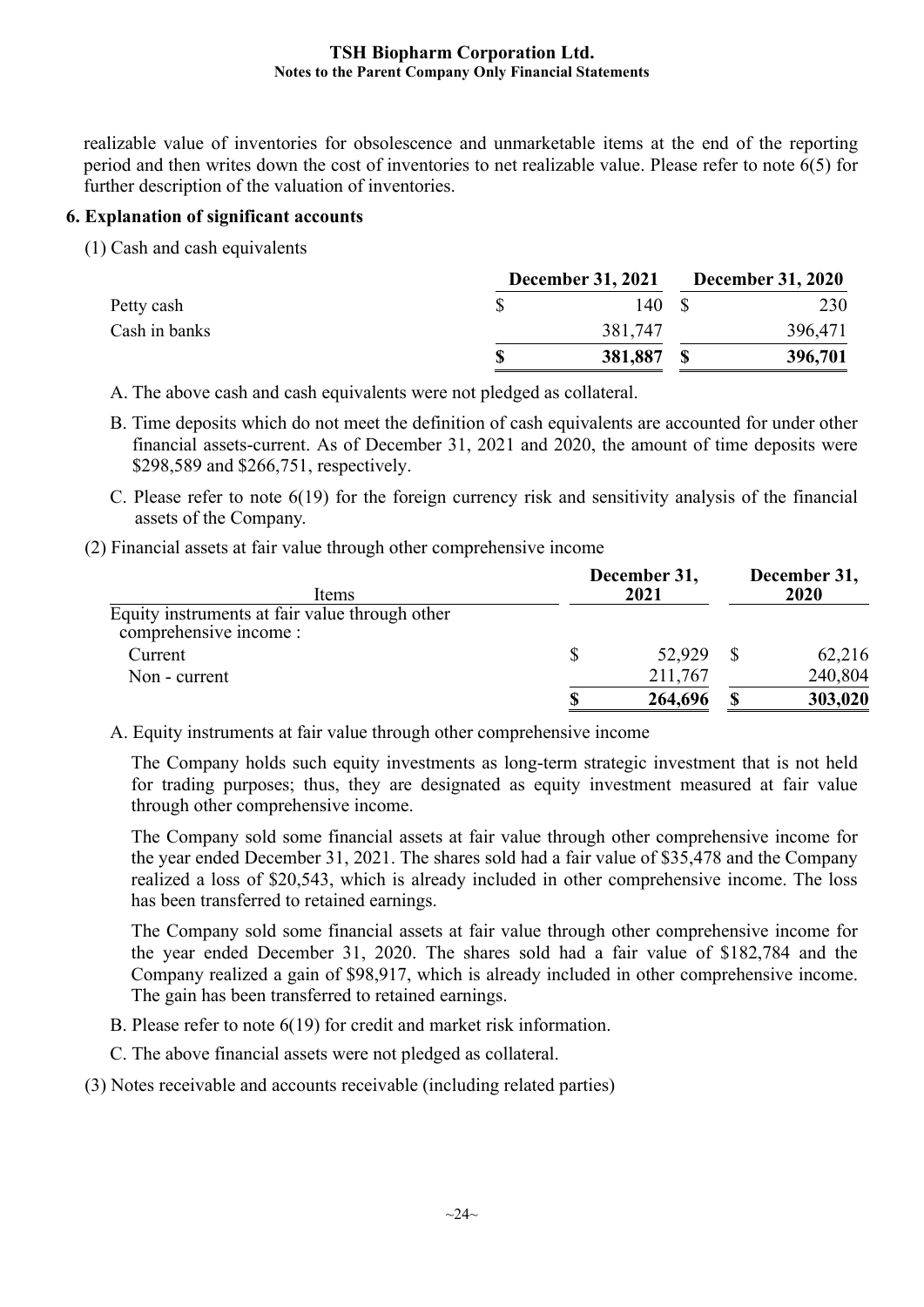realizable value of inventories for obsolescence and unmarketable items at the end of the reporting period and then writes down the cost of inventories to net realizable value. Please refer to note 6(5) for further description of the valuation of inventories.

## 6. Explanation of significant accounts

(1) Cash and cash equivalents

| | December 31, 2021 | December 31, 2020 |
|---|---|---|
| Petty cash | $ 140 | $ 230 |
| Cash in banks | 381,747 | 396,471 |
| | $ 381,887 | $ 396,701 |

A. The above cash and cash equivalents were not pledged as collateral.

B. Time deposits which do not meet the definition of cash equivalents are accounted for under other financial assets-current. As of December 31, 2021 and 2020, the amount of time deposits were $298,589 and $266,751, respectively.

C. Please refer to note 6(19) for the foreign currency risk and sensitivity analysis of the financial assets of the Company.

(2) Financial assets at fair value through other comprehensive income

| Items | December 31, 2021 | December 31, 2020 |
|---|---|---|
| Equity instruments at fair value through other comprehensive income : | | |
| Current | $ 52,929 | $ 62,216 |
| Non - current | 211,767 | 240,804 |
| | $ 264,696 | $ 303,020 |

A. Equity instruments at fair value through other comprehensive income

The Company holds such equity investments as long-term strategic investment that is not held for trading purposes; thus, they are designated as equity investment measured at fair value through other comprehensive income.

The Company sold some financial assets at fair value through other comprehensive income for the year ended December 31, 2021. The shares sold had a fair value of $35,478 and the Company realized a loss of $20,543, which is already included in other comprehensive income. The loss has been transferred to retained earnings.

The Company sold some financial assets at fair value through other comprehensive income for the year ended December 31, 2020. The shares sold had a fair value of $182,784 and the Company realized a gain of $98,917, which is already included in other comprehensive income. The gain has been transferred to retained earnings.

B. Please refer to note 6(19) for credit and market risk information.

C. The above financial assets were not pledged as collateral.

(3) Notes receivable and accounts receivable (including related parties)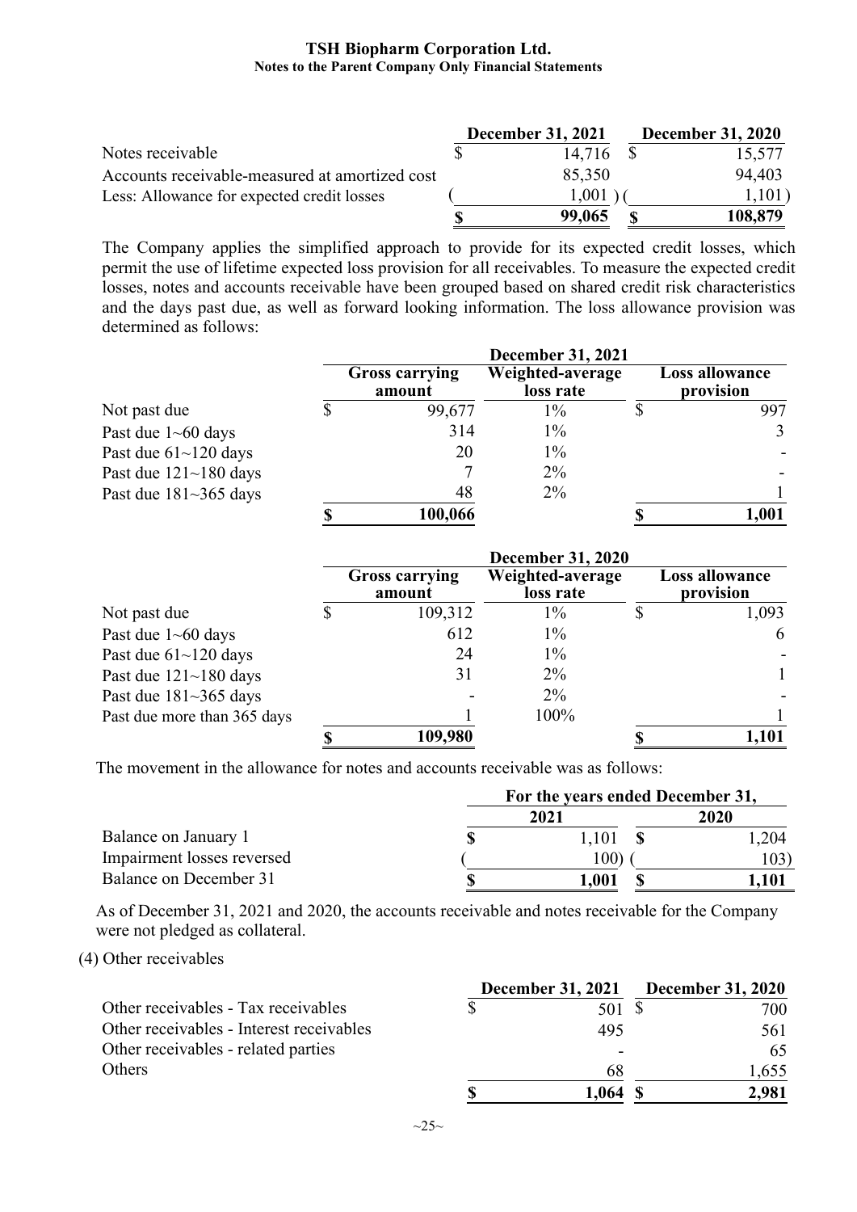| | December 31, 2021 | December 31, 2020 |
|---|---|---|
| Notes receivable | $ 14,716 | $ 15,577 |
| Accounts receivable-measured at amortized cost | 85,350 | 94,403 |
| Less: Allowance for expected credit losses | ( 1,001 ) | ( 1,101 ) |
| | **$ 99,065** | **$ 108,879** |

The Company applies the simplified approach to provide for its expected credit losses, which permit the use of lifetime expected loss provision for all receivables. To measure the expected credit losses, notes and accounts receivable have been grouped based on shared credit risk characteristics and the days past due, as well as forward looking information. The loss allowance provision was determined as follows:

| | December 31, 2021 | | |
|---|---|---|---|
| | **Gross carrying amount** | **Weighted-average loss rate** | **Loss allowance provision** |
| Not past due | $ 99,677 | 1% | $ 997 |
| Past due 1~60 days | 314 | 1% | 3 |
| Past due 61~120 days | 20 | 1% | - |
| Past due 121~180 days | 7 | 2% | - |
| Past due 181~365 days | 48 | 2% | 1 |
| | **$ 100,066** | | **$ 1,001** |

| | December 31, 2020 | | |
|---|---|---|---|
| | **Gross carrying amount** | **Weighted-average loss rate** | **Loss allowance provision** |
| Not past due | $ 109,312 | 1% | $ 1,093 |
| Past due 1~60 days | 612 | 1% | 6 |
| Past due 61~120 days | 24 | 1% | - |
| Past due 121~180 days | 31 | 2% | 1 |
| Past due 181~365 days | - | 2% | - |
| Past due more than 365 days | 1 | 100% | 1 |
| | **$ 109,980** | | **$ 1,101** |

The movement in the allowance for notes and accounts receivable was as follows:

| | For the years ended December 31, | |
|---|---|---|
| | **2021** | **2020** |
| Balance on January 1 | **$** 1,101 | **$** 1,204 |
| Impairment losses reversed | ( 100) | ( 103) |
| Balance on December 31 | **$ 1,001** | **$ 1,101** |

As of December 31, 2021 and 2020, the accounts receivable and notes receivable for the Company were not pledged as collateral.

(4) Other receivables

| | December 31, 2021 | December 31, 2020 |
|---|---|---|
| Other receivables - Tax receivables | $ 501 | $ 700 |
| Other receivables - Interest receivables | 495 | 561 |
| Other receivables - related parties | - | 65 |
| Others | 68 | 1,655 |
| | **$ 1,064** | **$ 2,981** |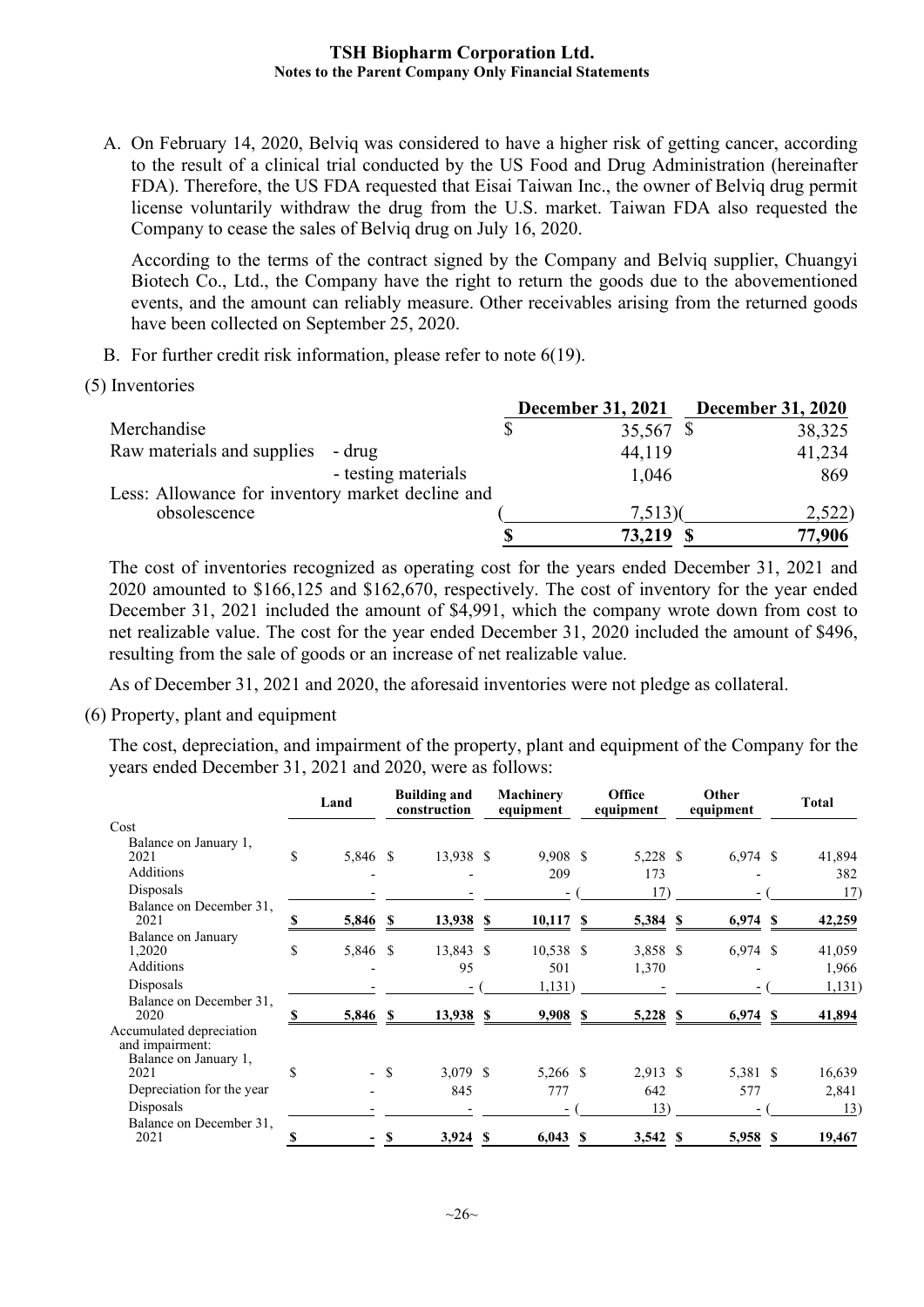A. On February 14, 2020, Belviq was considered to have a higher risk of getting cancer, according to the result of a clinical trial conducted by the US Food and Drug Administration (hereinafter FDA). Therefore, the US FDA requested that Eisai Taiwan Inc., the owner of Belviq drug permit license voluntarily withdraw the drug from the U.S. market. Taiwan FDA also requested the Company to cease the sales of Belviq drug on July 16, 2020.

According to the terms of the contract signed by the Company and Belviq supplier, Chuangyi Biotech Co., Ltd., the Company have the right to return the goods due to the abovementioned events, and the amount can reliably measure. Other receivables arising from the returned goods have been collected on September 25, 2020.

B. For further credit risk information, please refer to note 6(19).

(5) Inventories

| | | December 31, 2021 | December 31, 2020 |
|---|---|---|---|
| Merchandise | | $ 35,567 | $ 38,325 |
| Raw materials and supplies | - drug | 44,119 | 41,234 |
| | - testing materials | 1,046 | 869 |
| Less: Allowance for inventory market decline and obsolescence | | ( 7,513) | ( 2,522) |
| | | **$ 73,219** | **$ 77,906** |

The cost of inventories recognized as operating cost for the years ended December 31, 2021 and 2020 amounted to $166,125 and $162,670, respectively. The cost of inventory for the year ended December 31, 2021 included the amount of $4,991, which the company wrote down from cost to net realizable value. The cost for the year ended December 31, 2020 included the amount of $496, resulting from the sale of goods or an increase of net realizable value.

As of December 31, 2021 and 2020, the aforesaid inventories were not pledge as collateral.

(6) Property, plant and equipment

The cost, depreciation, and impairment of the property, plant and equipment of the Company for the years ended December 31, 2021 and 2020, were as follows:

| | Land | Building and construction | Machinery equipment | Office equipment | Other equipment | Total |
|---|---|---|---|---|---|---|
| Cost | | | | | | |
| Balance on January 1, 2021 | $ 5,846 | $ 13,938 | $ 9,908 | $ 5,228 | $ 6,974 | $ 41,894 |
| Additions | - | - | 209 | 173 | - | 382 |
| Disposals | - | - | - | ( 17) | - | ( 17) |
| Balance on December 31, 2021 | **$ 5,846** | **$ 13,938** | **$ 10,117** | **$ 5,384** | **$ 6,974** | **$ 42,259** |
| Balance on January 1,2020 | $ 5,846 | $ 13,843 | $ 10,538 | $ 3,858 | $ 6,974 | $ 41,059 |
| Additions | - | 95 | 501 | 1,370 | - | 1,966 |
| Disposals | - | - | ( 1,131) | - | - | ( 1,131) |
| Balance on December 31, 2020 | **$ 5,846** | **$ 13,938** | **$ 9,908** | **$ 5,228** | **$ 6,974** | **$ 41,894** |
| Accumulated depreciation and impairment: | | | | | | |
| Balance on January 1, 2021 | $ - | $ 3,079 | $ 5,266 | $ 2,913 | $ 5,381 | $ 16,639 |
| Depreciation for the year | - | 845 | 777 | 642 | 577 | 2,841 |
| Disposals | - | - | - | ( 13) | - | ( 13) |
| Balance on December 31, 2021 | **$ -** | **$ 3,924** | **$ 6,043** | **$ 3,542** | **$ 5,958** | **$ 19,467** |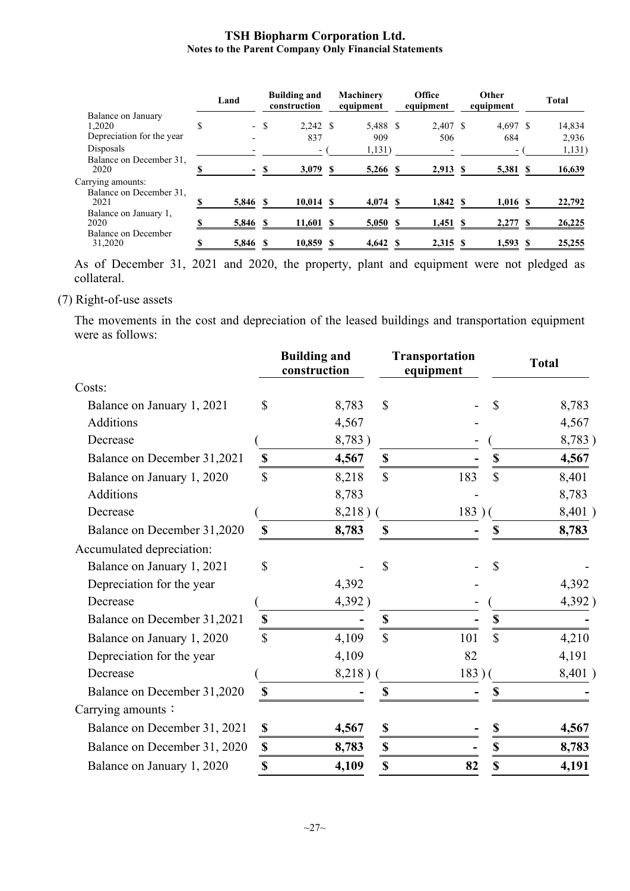|  | Land | Building and construction | Machinery equipment | Office equipment | Other equipment | Total |
|---|---|---|---|---|---|---|
| Balance on January 1,2020 | $ - | $ 2,242 | $ 5,488 | $ 2,407 | $ 4,697 | $ 14,834 |
| Depreciation for the year | - | 837 | 909 | 506 | 684 | 2,936 |
| Disposals | - | - | (1,131) | - | - | (1,131) |
| Balance on December 31, 2020 | **$ -** | **$ 3,079** | **$ 5,266** | **$ 2,913** | **$ 5,381** | **$ 16,639** |
| Carrying amounts: |  |  |  |  |  |  |
| Balance on December 31, 2021 | **$ 5,846** | **$ 10,014** | **$ 4,074** | **$ 1,842** | **$ 1,016** | **$ 22,792** |
| Balance on January 1, 2020 | **$ 5,846** | **$ 11,601** | **$ 5,050** | **$ 1,451** | **$ 2,277** | **$ 26,225** |
| Balance on December 31,2020 | **$ 5,846** | **$ 10,859** | **$ 4,642** | **$ 2,315** | **$ 1,593** | **$ 25,255** |

As of December 31, 2021 and 2020, the property, plant and equipment were not pledged as collateral.

(7) Right-of-use assets

The movements in the cost and depreciation of the leased buildings and transportation equipment were as follows:

|  | Building and construction | Transportation equipment | Total |
|---|---|---|---|
| Costs: |  |  |  |
| Balance on January 1, 2021 | $ 8,783 | $ - | $ 8,783 |
| Additions | 4,567 | - | 4,567 |
| Decrease | (8,783) | - | (8,783) |
| Balance on December 31,2021 | **$ 4,567** | **$ -** | **$ 4,567** |
| Balance on January 1, 2020 | $ 8,218 | $ 183 | $ 8,401 |
| Additions | 8,783 | - | 8,783 |
| Decrease | (8,218) | (183) | (8,401) |
| Balance on December 31,2020 | **$ 8,783** | **$ -** | **$ 8,783** |
| Accumulated depreciation: |  |  |  |
| Balance on January 1, 2021 | $ - | $ - | $ - |
| Depreciation for the year | 4,392 | - | 4,392 |
| Decrease | (4,392) | - | (4,392) |
| Balance on December 31,2021 | **$ -** | **$ -** | **$ -** |
| Balance on January 1, 2020 | $ 4,109 | $ 101 | $ 4,210 |
| Depreciation for the year | 4,109 | 82 | 4,191 |
| Decrease | (8,218) | (183) | (8,401) |
| Balance on December 31,2020 | **$ -** | **$ -** | **$ -** |
| Carrying amounts： |  |  |  |
| Balance on December 31, 2021 | **$ 4,567** | **$ -** | **$ 4,567** |
| Balance on December 31, 2020 | **$ 8,783** | **$ -** | **$ 8,783** |
| Balance on January 1, 2020 | **$ 4,109** | **$ 82** | **$ 4,191** |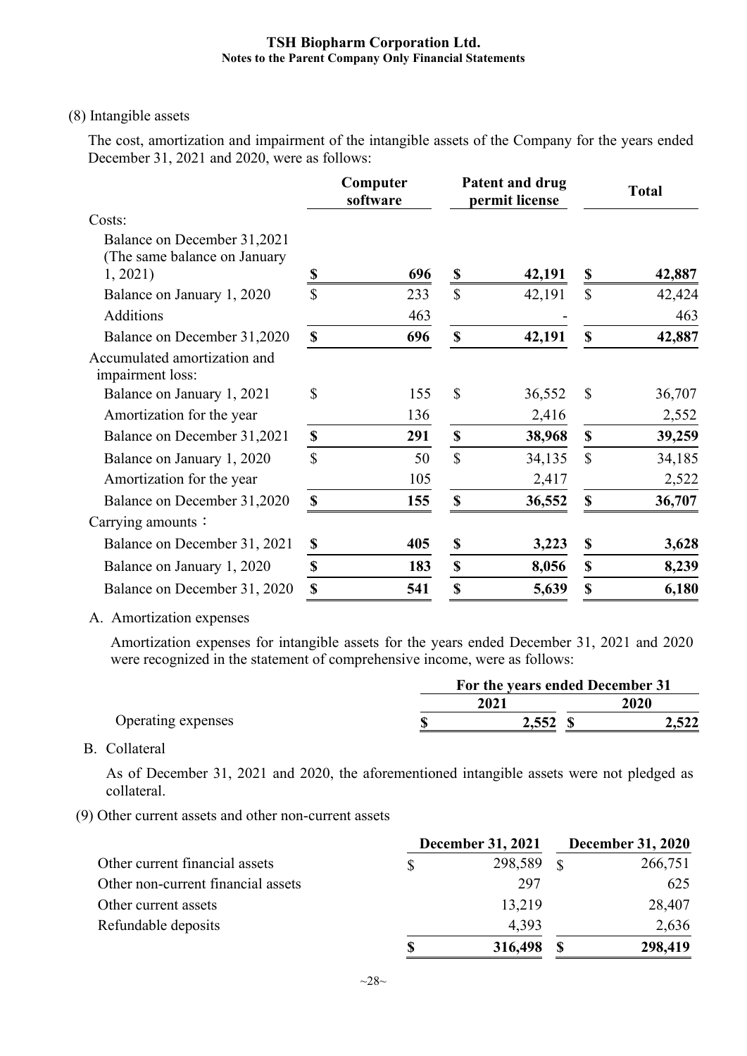(8) Intangible assets

The cost, amortization and impairment of the intangible assets of the Company for the years ended December 31, 2021 and 2020, were as follows:

| | Computer software | Patent and drug permit license | Total |
|---|---|---|---|
| Costs: | | | |
| Balance on December 31,2021 (The same balance on January 1, 2021) | **$ 696** | **$ 42,191** | **$ 42,887** |
| Balance on January 1, 2020 | $ 233 | $ 42,191 | $ 42,424 |
| Additions | 463 | - | 463 |
| Balance on December 31,2020 | **$ 696** | **$ 42,191** | **$ 42,887** |
| Accumulated amortization and impairment loss: | | | |
| Balance on January 1, 2021 | $ 155 | $ 36,552 | $ 36,707 |
| Amortization for the year | 136 | 2,416 | 2,552 |
| Balance on December 31,2021 | **$ 291** | **$ 38,968** | **$ 39,259** |
| Balance on January 1, 2020 | $ 50 | $ 34,135 | $ 34,185 |
| Amortization for the year | 105 | 2,417 | 2,522 |
| Balance on December 31,2020 | **$ 155** | **$ 36,552** | **$ 36,707** |
| Carrying amounts： | | | |
| Balance on December 31, 2021 | **$ 405** | **$ 3,223** | **$ 3,628** |
| Balance on January 1, 2020 | **$ 183** | **$ 8,056** | **$ 8,239** |
| Balance on December 31, 2020 | **$ 541** | **$ 5,639** | **$ 6,180** |

A. Amortization expenses

Amortization expenses for intangible assets for the years ended December 31, 2021 and 2020 were recognized in the statement of comprehensive income, were as follows:

| | For the years ended December 31 | |
|---|---|---|
| | 2021 | 2020 |
| Operating expenses | **$ 2,552** | **$ 2,522** |

B. Collateral

As of December 31, 2021 and 2020, the aforementioned intangible assets were not pledged as collateral.

(9) Other current assets and other non-current assets

| | December 31, 2021 | December 31, 2020 |
|---|---|---|
| Other current financial assets | $ 298,589 | $ 266,751 |
| Other non-current financial assets | 297 | 625 |
| Other current assets | 13,219 | 28,407 |
| Refundable deposits | 4,393 | 2,636 |
| | **$ 316,498** | **$ 298,419** |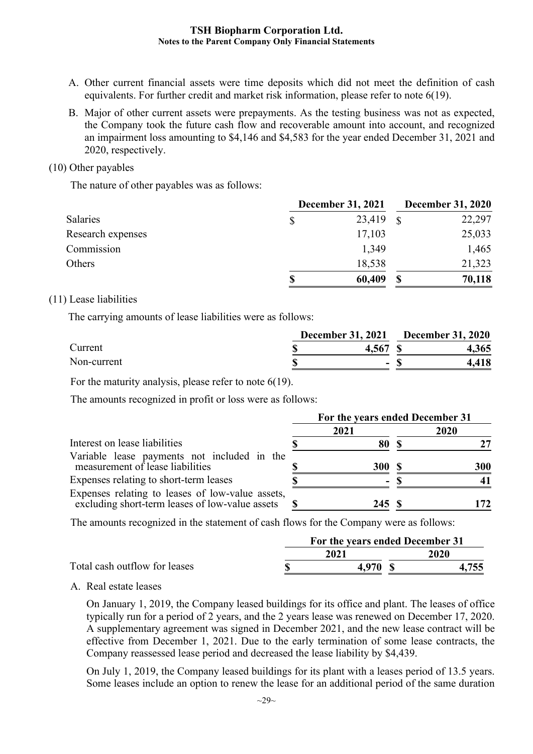A. Other current financial assets were time deposits which did not meet the definition of cash equivalents. For further credit and market risk information, please refer to note 6(19).

B. Major of other current assets were prepayments. As the testing business was not as expected, the Company took the future cash flow and recoverable amount into account, and recognized an impairment loss amounting to $4,146 and $4,583 for the year ended December 31, 2021 and 2020, respectively.

(10) Other payables

The nature of other payables was as follows:

| | December 31, 2021 | December 31, 2020 |
|---|---|---|
| Salaries | $ 23,419 | $ 22,297 |
| Research expenses | 17,103 | 25,033 |
| Commission | 1,349 | 1,465 |
| Others | 18,538 | 21,323 |
| | **$ 60,409** | **$ 70,118** |

(11) Lease liabilities

The carrying amounts of lease liabilities were as follows:

| | December 31, 2021 | December 31, 2020 |
|---|---|---|
| Current | **$ 4,567** | **$ 4,365** |
| Non-current | **$ -** | **$ 4,418** |

For the maturity analysis, please refer to note 6(19).

The amounts recognized in profit or loss were as follows:

| | For the years ended December 31 | |
|---|---|---|
| | 2021 | 2020 |
| Interest on lease liabilities | **$ 80** | **$ 27** |
| Variable lease payments not included in the measurement of lease liabilities | **$ 300** | **$ 300** |
| Expenses relating to short-term leases | **$ -** | **$ 41** |
| Expenses relating to leases of low-value assets, excluding short-term leases of low-value assets | **$ 245** | **$ 172** |

The amounts recognized in the statement of cash flows for the Company were as follows:

| | For the years ended December 31 | |
|---|---|---|
| | 2021 | 2020 |
| Total cash outflow for leases | **$ 4,970** | **$ 4,755** |

A. Real estate leases

On January 1, 2019, the Company leased buildings for its office and plant. The leases of office typically run for a period of 2 years, and the 2 years lease was renewed on December 17, 2020. A supplementary agreement was signed in December 2021, and the new lease contract will be effective from December 1, 2021. Due to the early termination of some lease contracts, the Company reassessed lease period and decreased the lease liability by $4,439.

On July 1, 2019, the Company leased buildings for its plant with a leases period of 13.5 years. Some leases include an option to renew the lease for an additional period of the same duration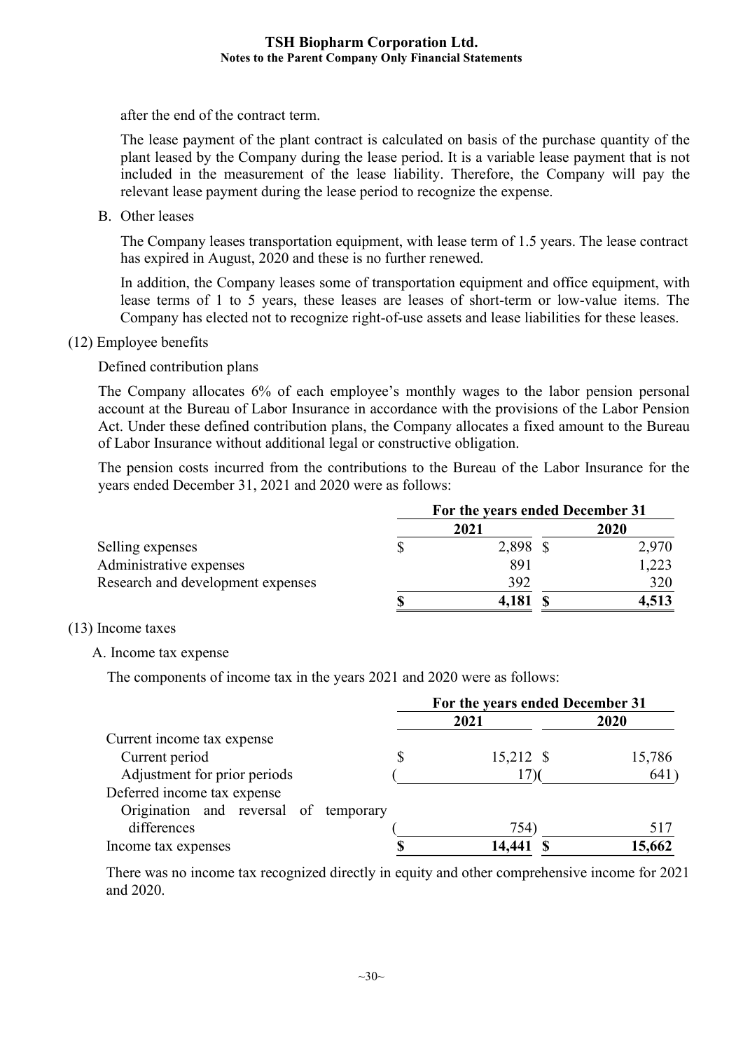after the end of the contract term.

The lease payment of the plant contract is calculated on basis of the purchase quantity of the plant leased by the Company during the lease period. It is a variable lease payment that is not included in the measurement of the lease liability. Therefore, the Company will pay the relevant lease payment during the lease period to recognize the expense.

B. Other leases

The Company leases transportation equipment, with lease term of 1.5 years. The lease contract has expired in August, 2020 and these is no further renewed.

In addition, the Company leases some of transportation equipment and office equipment, with lease terms of 1 to 5 years, these leases are leases of short-term or low-value items. The Company has elected not to recognize right-of-use assets and lease liabilities for these leases.

(12) Employee benefits

Defined contribution plans

The Company allocates 6% of each employee's monthly wages to the labor pension personal account at the Bureau of Labor Insurance in accordance with the provisions of the Labor Pension Act. Under these defined contribution plans, the Company allocates a fixed amount to the Bureau of Labor Insurance without additional legal or constructive obligation.

The pension costs incurred from the contributions to the Bureau of the Labor Insurance for the years ended December 31, 2021 and 2020 were as follows:

| | For the years ended December 31 | |
|---|---|---|
| | **2021** | **2020** |
| Selling expenses | $ 2,898 | $ 2,970 |
| Administrative expenses | 891 | 1,223 |
| Research and development expenses | 392 | 320 |
| | **$ 4,181** | **$ 4,513** |

(13) Income taxes

A. Income tax expense

The components of income tax in the years 2021 and 2020 were as follows:

| | For the years ended December 31 | |
|---|---|---|
| | **2021** | **2020** |
| Current income tax expense | | |
| Current period | $ 15,212 | $ 15,786 |
| Adjustment for prior periods | ( 17) | ( 641) |
| Deferred income tax expense | | |
| Origination and reversal of temporary differences | ( 754) | 517 |
| Income tax expenses | **$ 14,441** | **$ 15,662** |

There was no income tax recognized directly in equity and other comprehensive income for 2021 and 2020.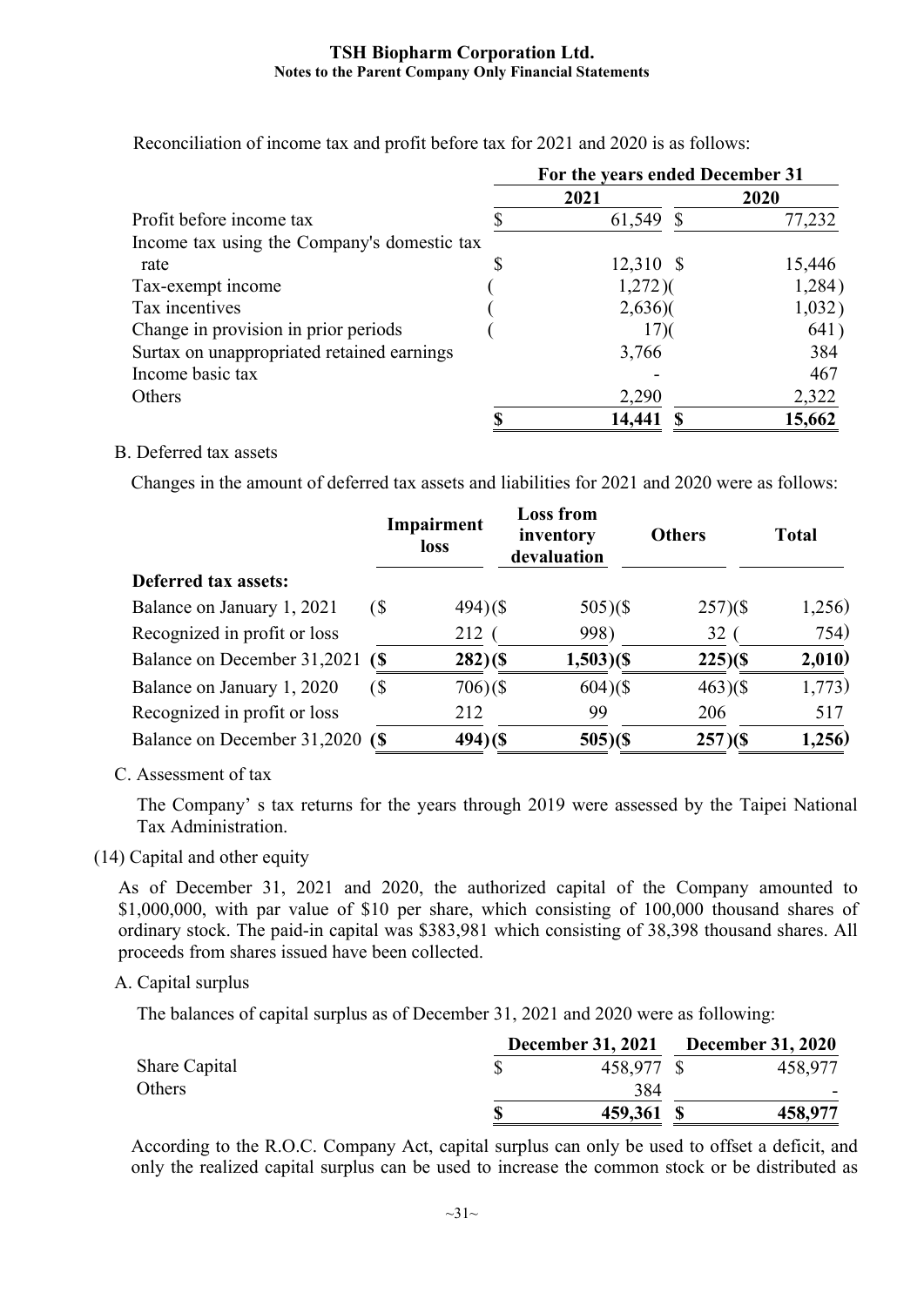Reconciliation of income tax and profit before tax for 2021 and 2020 is as follows:

| | For the years ended December 31 | |
|---|---|---|
| | 2021 | 2020 |
| Profit before income tax | $ 61,549 | $ 77,232 |
| Income tax using the Company's domestic tax rate | $ 12,310 | $ 15,446 |
| Tax-exempt income | ( 1,272) | ( 1,284) |
| Tax incentives | ( 2,636) | ( 1,032) |
| Change in provision in prior periods | ( 17) | ( 641) |
| Surtax on unappropriated retained earnings | 3,766 | 384 |
| Income basic tax | - | 467 |
| Others | 2,290 | 2,322 |
| | **$ 14,441** | **$ 15,662** |

B. Deferred tax assets

Changes in the amount of deferred tax assets and liabilities for 2021 and 2020 were as follows:

| | Impairment loss | Loss from inventory devaluation | Others | Total |
|---|---|---|---|---|
| **Deferred tax assets:** | | | | |
| Balance on January 1, 2021 | ($ 494) | ($ 505) | ($ 257) | ($ 1,256) |
| Recognized in profit or loss | 212 | ( 998) | 32 | ( 754) |
| Balance on December 31,2021 | **($ 282)** | **($ 1,503)** | **($ 225)** | **($ 2,010)** |
| Balance on January 1, 2020 | ($ 706) | ($ 604) | ($ 463) | ($ 1,773) |
| Recognized in profit or loss | 212 | 99 | 206 | 517 |
| Balance on December 31,2020 | **($ 494)** | **($ 505)** | **($ 257)** | **($ 1,256)** |

C. Assessment of tax

The Company' s tax returns for the years through 2019 were assessed by the Taipei National Tax Administration.

(14) Capital and other equity

As of December 31, 2021 and 2020, the authorized capital of the Company amounted to $1,000,000, with par value of $10 per share, which consisting of 100,000 thousand shares of ordinary stock. The paid-in capital was $383,981 which consisting of 38,398 thousand shares. All proceeds from shares issued have been collected.

A. Capital surplus

The balances of capital surplus as of December 31, 2021 and 2020 were as following:

| | December 31, 2021 | December 31, 2020 |
|---|---|---|
| Share Capital | $ 458,977 | $ 458,977 |
| Others | 384 | - |
| | **$ 459,361** | **$ 458,977** |

According to the R.O.C. Company Act, capital surplus can only be used to offset a deficit, and only the realized capital surplus can be used to increase the common stock or be distributed as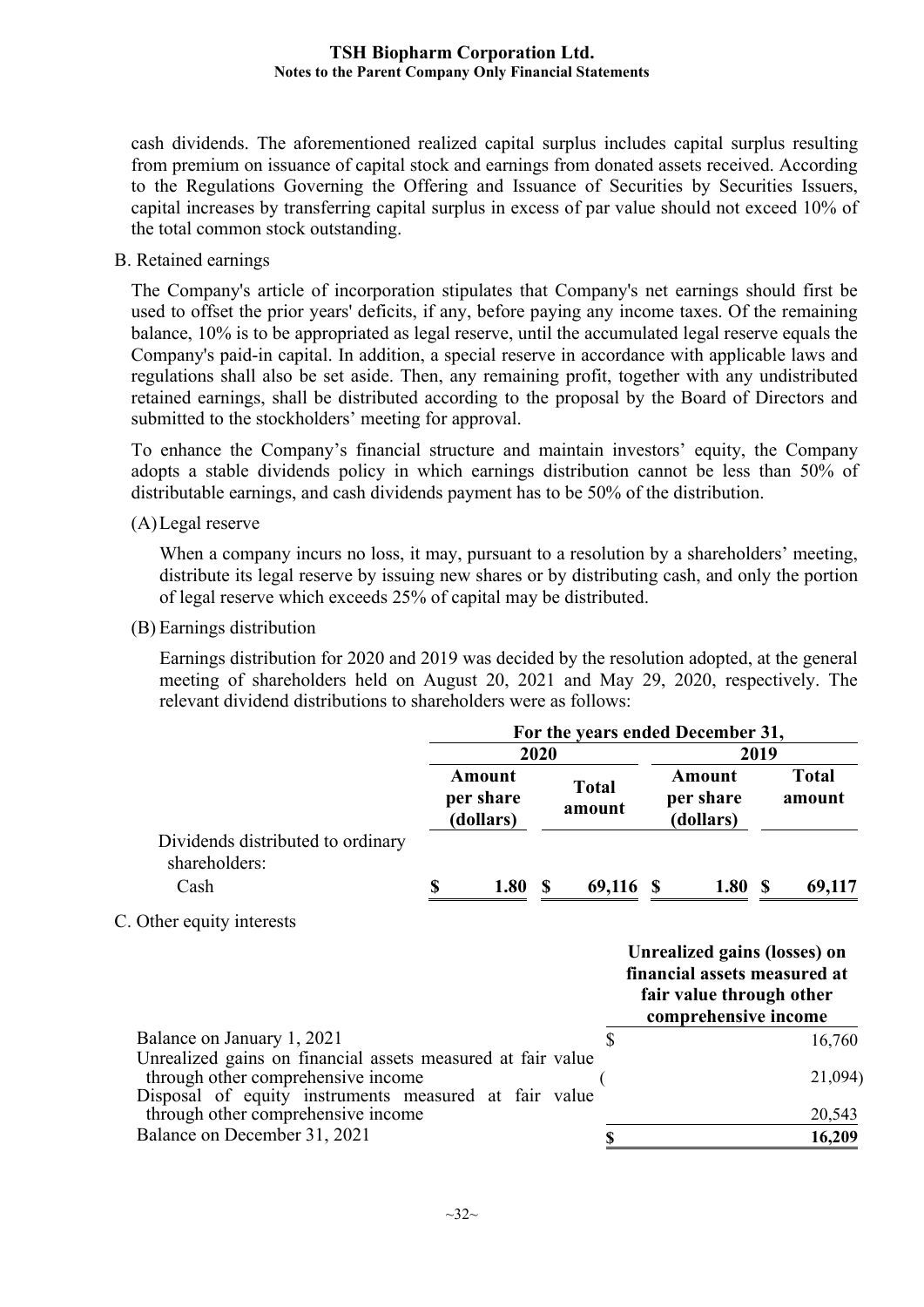cash dividends. The aforementioned realized capital surplus includes capital surplus resulting from premium on issuance of capital stock and earnings from donated assets received. According to the Regulations Governing the Offering and Issuance of Securities by Securities Issuers, capital increases by transferring capital surplus in excess of par value should not exceed 10% of the total common stock outstanding.

B. Retained earnings

The Company's article of incorporation stipulates that Company's net earnings should first be used to offset the prior years' deficits, if any, before paying any income taxes. Of the remaining balance, 10% is to be appropriated as legal reserve, until the accumulated legal reserve equals the Company's paid-in capital. In addition, a special reserve in accordance with applicable laws and regulations shall also be set aside. Then, any remaining profit, together with any undistributed retained earnings, shall be distributed according to the proposal by the Board of Directors and submitted to the stockholders' meeting for approval.

To enhance the Company's financial structure and maintain investors' equity, the Company adopts a stable dividends policy in which earnings distribution cannot be less than 50% of distributable earnings, and cash dividends payment has to be 50% of the distribution.

(A) Legal reserve

When a company incurs no loss, it may, pursuant to a resolution by a shareholders' meeting, distribute its legal reserve by issuing new shares or by distributing cash, and only the portion of legal reserve which exceeds 25% of capital may be distributed.

(B) Earnings distribution

Earnings distribution for 2020 and 2019 was decided by the resolution adopted, at the general meeting of shareholders held on August 20, 2021 and May 29, 2020, respectively. The relevant dividend distributions to shareholders were as follows:

| | For the years ended December 31, | | | |
|---|---|---|---|---|
| | 2020 | | 2019 | |
| | Amount per share (dollars) | Total amount | Amount per share (dollars) | Total amount |
| Dividends distributed to ordinary shareholders: | | | | |
| Cash | $ 1.80 | $ 69,116 | $ 1.80 | $ 69,117 |

C. Other equity interests

| | Unrealized gains (losses) on financial assets measured at fair value through other comprehensive income |
|---|---|
| Balance on January 1, 2021 | $ 16,760 |
| Unrealized gains on financial assets measured at fair value through other comprehensive income | ( 21,094) |
| Disposal of equity instruments measured at fair value through other comprehensive income | 20,543 |
| Balance on December 31, 2021 | $ 16,209 |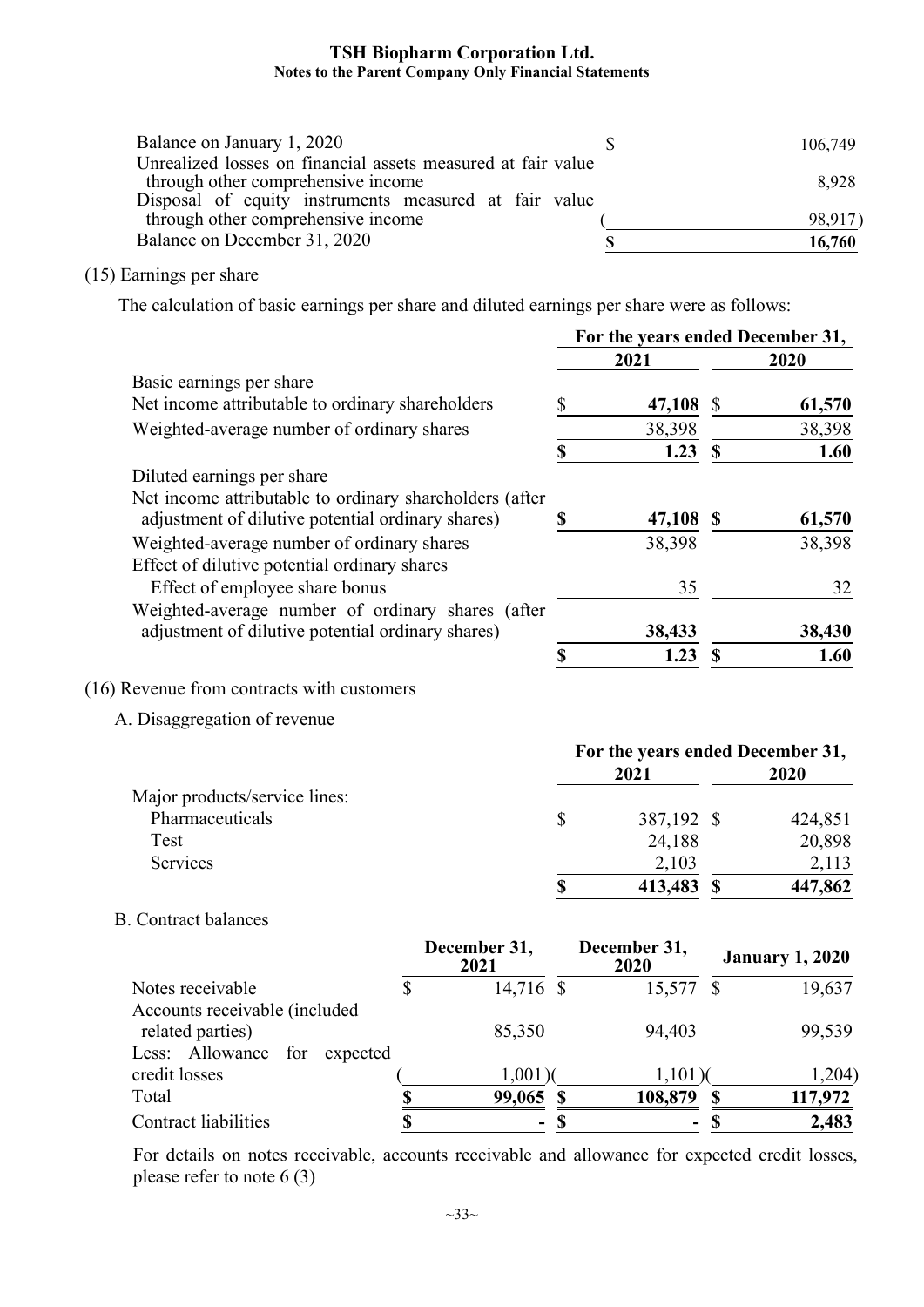| | | |
|---|---|---|
| Balance on January 1, 2020 | $ | 106,749 |
| Unrealized losses on financial assets measured at fair value through other comprehensive income | | 8,928 |
| Disposal of equity instruments measured at fair value through other comprehensive income | ( | 98,917) |
| Balance on December 31, 2020 | **$** | **16,760** |

(15) Earnings per share

The calculation of basic earnings per share and diluted earnings per share were as follows:

| | For the years ended December 31, | |
|---|---|---|
| | **2021** | **2020** |
| Basic earnings per share | | |
| Net income attributable to ordinary shareholders | $ **47,108** | $ **61,570** |
| Weighted-average number of ordinary shares | 38,398 | 38,398 |
| | **$ 1.23** | **$ 1.60** |
| Diluted earnings per share | | |
| Net income attributable to ordinary shareholders (after adjustment of dilutive potential ordinary shares) | **$ 47,108** | **$ 61,570** |
| Weighted-average number of ordinary shares | 38,398 | 38,398 |
| Effect of dilutive potential ordinary shares | | |
| Effect of employee share bonus | 35 | 32 |
| Weighted-average number of ordinary shares (after adjustment of dilutive potential ordinary shares) | **38,433** | **38,430** |
| | **$ 1.23** | **$ 1.60** |

(16) Revenue from contracts with customers

A. Disaggregation of revenue

| | For the years ended December 31, | |
|---|---|---|
| | **2021** | **2020** |
| Major products/service lines: | | |
| Pharmaceuticals | $ 387,192 | $ 424,851 |
| Test | 24,188 | 20,898 |
| Services | 2,103 | 2,113 |
| | **$ 413,483** | **$ 447,862** |

B. Contract balances

| | December 31, 2021 | December 31, 2020 | January 1, 2020 |
|---|---|---|---|
| Notes receivable | $ 14,716 | $ 15,577 | $ 19,637 |
| Accounts receivable (included related parties) | 85,350 | 94,403 | 99,539 |
| Less: Allowance for expected credit losses | (1,001) | (1,101) | (1,204) |
| Total | **$ 99,065** | **$ 108,879** | **$ 117,972** |
| Contract liabilities | **$ -** | **$ -** | **$ 2,483** |

For details on notes receivable, accounts receivable and allowance for expected credit losses, please refer to note 6 (3)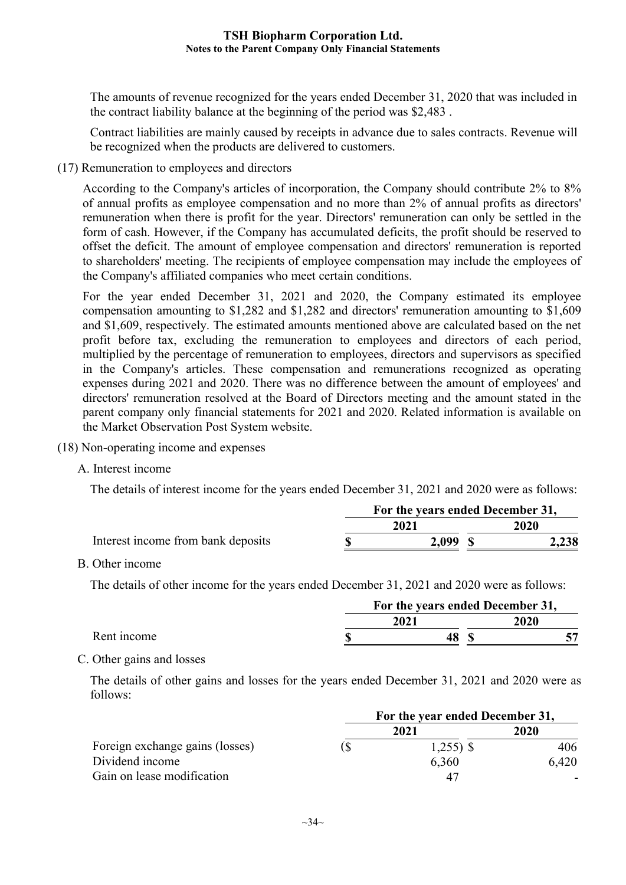The amounts of revenue recognized for the years ended December 31, 2020 that was included in the contract liability balance at the beginning of the period was $2,483 .

Contract liabilities are mainly caused by receipts in advance due to sales contracts. Revenue will be recognized when the products are delivered to customers.

(17) Remuneration to employees and directors

According to the Company's articles of incorporation, the Company should contribute 2% to 8% of annual profits as employee compensation and no more than 2% of annual profits as directors' remuneration when there is profit for the year. Directors' remuneration can only be settled in the form of cash. However, if the Company has accumulated deficits, the profit should be reserved to offset the deficit. The amount of employee compensation and directors' remuneration is reported to shareholders' meeting. The recipients of employee compensation may include the employees of the Company's affiliated companies who meet certain conditions.

For the year ended December 31, 2021 and 2020, the Company estimated its employee compensation amounting to $1,282 and $1,282 and directors' remuneration amounting to $1,609 and $1,609, respectively. The estimated amounts mentioned above are calculated based on the net profit before tax, excluding the remuneration to employees and directors of each period, multiplied by the percentage of remuneration to employees, directors and supervisors as specified in the Company's articles. These compensation and remunerations recognized as operating expenses during 2021 and 2020. There was no difference between the amount of employees' and directors' remuneration resolved at the Board of Directors meeting and the amount stated in the parent company only financial statements for 2021 and 2020. Related information is available on the Market Observation Post System website.

(18) Non-operating income and expenses

A. Interest income

The details of interest income for the years ended December 31, 2021 and 2020 were as follows:

| | For the years ended December 31, | |
|---|---|---|
| | 2021 | 2020 |
| Interest income from bank deposits | $ 2,099 | $ 2,238 |

B. Other income

The details of other income for the years ended December 31, 2021 and 2020 were as follows:

| | For the years ended December 31, | |
|---|---|---|
| | 2021 | 2020 |
| Rent income | $ 48 | $ 57 |

C. Other gains and losses

The details of other gains and losses for the years ended December 31, 2021 and 2020 were as follows:

| | For the year ended December 31, | |
|---|---|---|
| | 2021 | 2020 |
| Foreign exchange gains (losses) | ($ 1,255) | $ 406 |
| Dividend income | 6,360 | 6,420 |
| Gain on lease modification | 47 | - |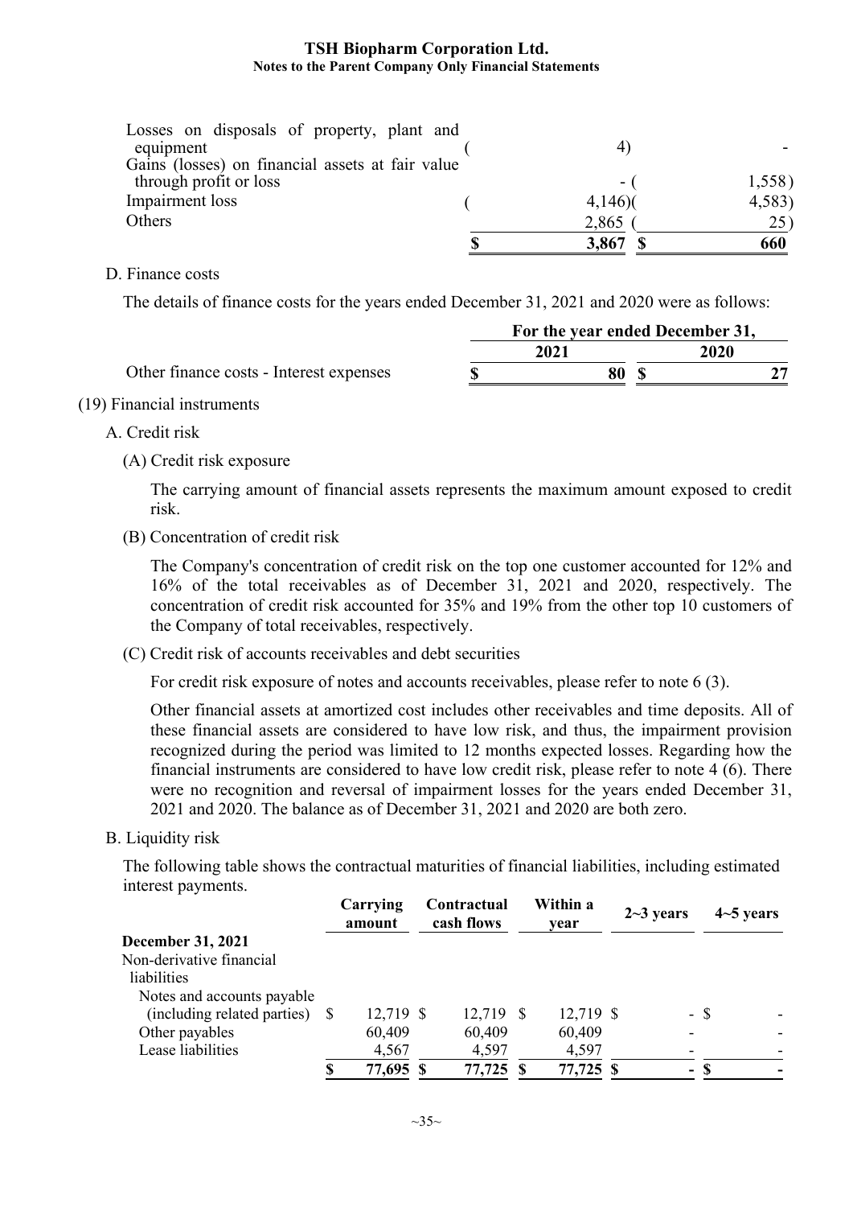| | | |
|---|---|---|
| Losses on disposals of property, plant and equipment | (4) | - |
| Gains (losses) on financial assets at fair value through profit or loss | - | (1,558) |
| Impairment loss | (4,146) | (4,583) |
| Others | 2,865 | (25) |
| | **$ 3,867** | **$ 660** |

D. Finance costs

The details of finance costs for the years ended December 31, 2021 and 2020 were as follows:

| | For the year ended December 31, | |
|---|---|---|
| | 2021 | 2020 |
| Other finance costs - Interest expenses | **$ 80** | **$ 27** |

(19) Financial instruments

A. Credit risk

(A) Credit risk exposure

The carrying amount of financial assets represents the maximum amount exposed to credit risk.

(B) Concentration of credit risk

The Company's concentration of credit risk on the top one customer accounted for 12% and 16% of the total receivables as of December 31, 2021 and 2020, respectively. The concentration of credit risk accounted for 35% and 19% from the other top 10 customers of the Company of total receivables, respectively.

(C) Credit risk of accounts receivables and debt securities

For credit risk exposure of notes and accounts receivables, please refer to note 6 (3).

Other financial assets at amortized cost includes other receivables and time deposits. All of these financial assets are considered to have low risk, and thus, the impairment provision recognized during the period was limited to 12 months expected losses. Regarding how the financial instruments are considered to have low credit risk, please refer to note 4 (6). There were no recognition and reversal of impairment losses for the years ended December 31, 2021 and 2020. The balance as of December 31, 2021 and 2020 are both zero.

B. Liquidity risk

The following table shows the contractual maturities of financial liabilities, including estimated interest payments.

| | Carrying amount | Contractual cash flows | Within a year | 2~3 years | 4~5 years |
|---|---|---|---|---|---|
| **December 31, 2021** | | | | | |
| Non-derivative financial liabilities | | | | | |
| Notes and accounts payable (including related parties) | $ 12,719 | $ 12,719 | $ 12,719 | $ - | $ - |
| Other payables | 60,409 | 60,409 | 60,409 | - | - |
| Lease liabilities | 4,567 | 4,597 | 4,597 | - | - |
| | **$ 77,695** | **$ 77,725** | **$ 77,725** | **$ -** | **$ -** |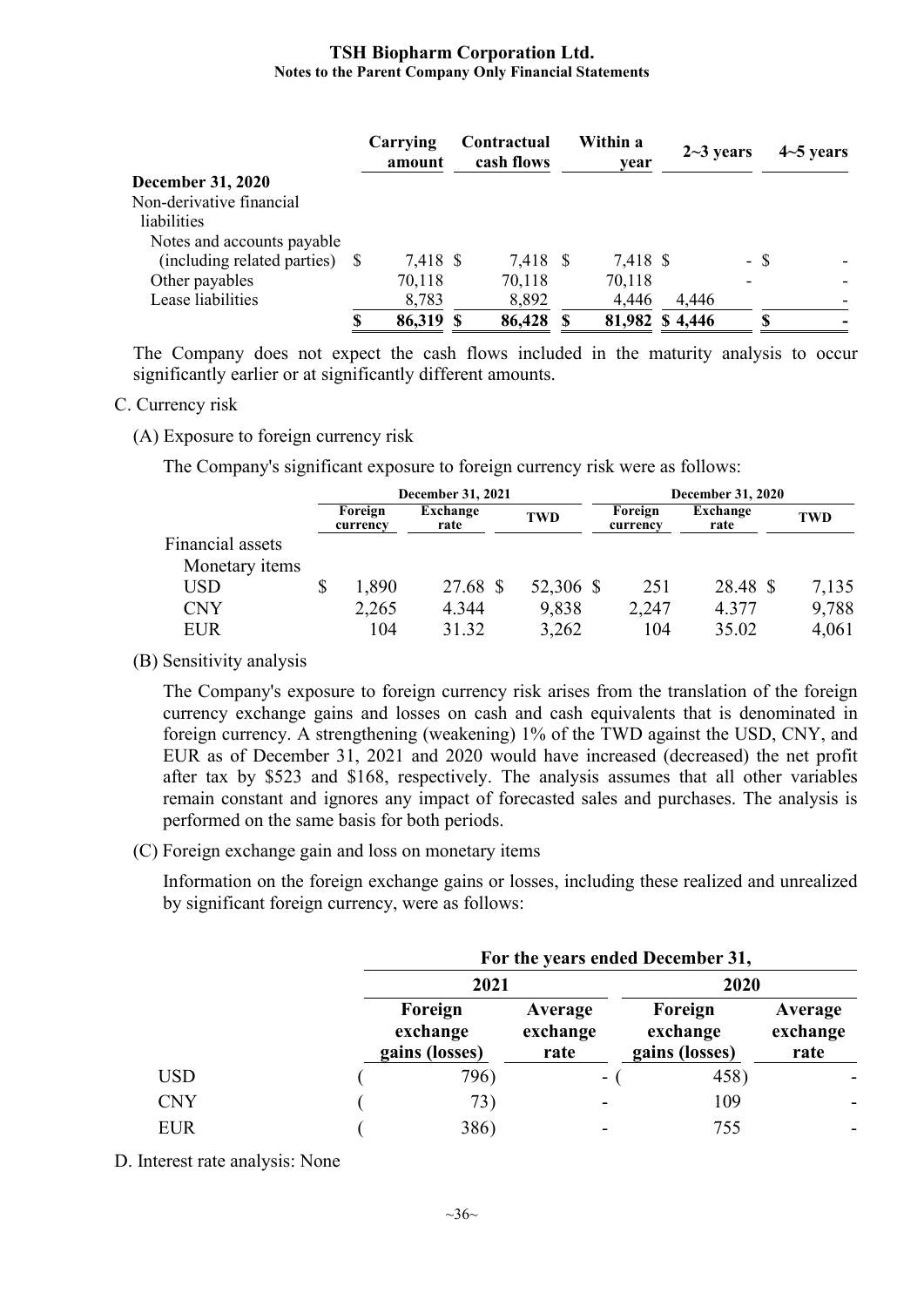| | Carrying amount | Contractual cash flows | Within a year | 2~3 years | 4~5 years |
|---|---|---|---|---|---|
| **December 31, 2020** | | | | | |
| Non-derivative financial liabilities | | | | | |
| Notes and accounts payable (including related parties) | $ 7,418 | $ 7,418 | $ 7,418 | $ - | $ - |
| Other payables | 70,118 | 70,118 | 70,118 | - | - |
| Lease liabilities | 8,783 | 8,892 | 4,446 | 4,446 | - |
| | $ 86,319 | $ 86,428 | $ 81,982 | $ 4,446 | $ - |

The Company does not expect the cash flows included in the maturity analysis to occur significantly earlier or at significantly different amounts.

C. Currency risk

(A) Exposure to foreign currency risk

The Company's significant exposure to foreign currency risk were as follows:

| | December 31, 2021 | | | December 31, 2020 | | |
|---|---|---|---|---|---|---|
| | Foreign currency | Exchange rate | TWD | Foreign currency | Exchange rate | TWD |
| Financial assets | | | | | | |
| Monetary items | | | | | | |
| USD | $ 1,890 | 27.68 | $ 52,306 | $ 251 | 28.48 | $ 7,135 |
| CNY | 2,265 | 4.344 | 9,838 | 2,247 | 4.377 | 9,788 |
| EUR | 104 | 31.32 | 3,262 | 104 | 35.02 | 4,061 |

(B) Sensitivity analysis

The Company's exposure to foreign currency risk arises from the translation of the foreign currency exchange gains and losses on cash and cash equivalents that is denominated in foreign currency. A strengthening (weakening) 1% of the TWD against the USD, CNY, and EUR as of December 31, 2021 and 2020 would have increased (decreased) the net profit after tax by $523 and $168, respectively. The analysis assumes that all other variables remain constant and ignores any impact of forecasted sales and purchases. The analysis is performed on the same basis for both periods.

(C) Foreign exchange gain and loss on monetary items

Information on the foreign exchange gains or losses, including these realized and unrealized by significant foreign currency, were as follows:

| | For the years ended December 31, | | | |
|---|---|---|---|---|
| | 2021 | | 2020 | |
| | Foreign exchange gains (losses) | Average exchange rate | Foreign exchange gains (losses) | Average exchange rate |
| USD | ( 796) | - | ( 458) | - |
| CNY | ( 73) | - | 109 | - |
| EUR | ( 386) | - | 755 | - |

D. Interest rate analysis: None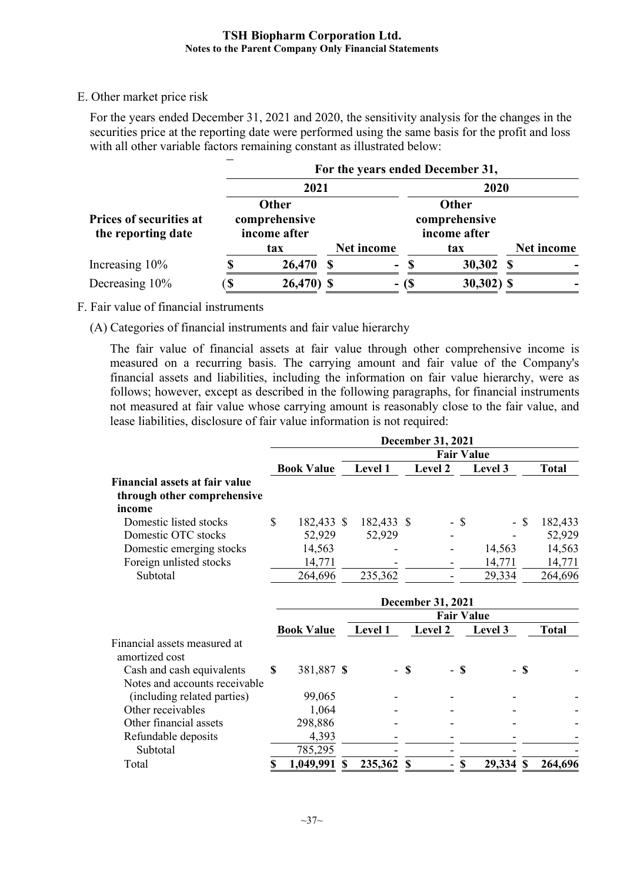E. Other market price risk

For the years ended December 31, 2021 and 2020, the sensitivity analysis for the changes in the securities price at the reporting date were performed using the same basis for the profit and loss with all other variable factors remaining constant as illustrated below:

| | For the years ended December 31, | | | |
|---|---|---|---|---|
| | 2021 | | 2020 | |
| Prices of securities at the reporting date | Other comprehensive income after tax | Net income | Other comprehensive income after tax | Net income |
| Increasing 10% | $ 26,470 | $ - | $ 30,302 | $ - |
| Decreasing 10% | ($ 26,470) | $ - | ($ 30,302) | $ - |

F. Fair value of financial instruments

(A) Categories of financial instruments and fair value hierarchy

The fair value of financial assets at fair value through other comprehensive income is measured on a recurring basis. The carrying amount and fair value of the Company's financial assets and liabilities, including the information on fair value hierarchy, were as follows; however, except as described in the following paragraphs, for financial instruments not measured at fair value whose carrying amount is reasonably close to the fair value, and lease liabilities, disclosure of fair value information is not required:

| | December 31, 2021 | | | | |
|---|---|---|---|---|---|
| | | Fair Value | | | |
| | Book Value | Level 1 | Level 2 | Level 3 | Total |
| **Financial assets at fair value through other comprehensive income** | | | | | |
| Domestic listed stocks | $ 182,433 | $ 182,433 | $ - | $ - | $ 182,433 |
| Domestic OTC stocks | 52,929 | 52,929 | - | - | 52,929 |
| Domestic emerging stocks | 14,563 | - | - | 14,563 | 14,563 |
| Foreign unlisted stocks | 14,771 | - | - | 14,771 | 14,771 |
| Subtotal | 264,696 | 235,362 | - | 29,334 | 264,696 |

| | December 31, 2021 | | | | |
|---|---|---|---|---|---|
| | | Fair Value | | | |
| | Book Value | Level 1 | Level 2 | Level 3 | Total |
| Financial assets measured at amortized cost | | | | | |
| Cash and cash equivalents | $ 381,887 | $ - | $ - | $ - | $ - |
| Notes and accounts receivable (including related parties) | 99,065 | - | - | - | - |
| Other receivables | 1,064 | - | - | - | - |
| Other financial assets | 298,886 | - | - | - | - |
| Refundable deposits | 4,393 | - | - | - | - |
| Subtotal | 785,295 | - | - | - | - |
| Total | $ 1,049,991 | $ 235,362 | $ - | $ 29,334 | $ 264,696 |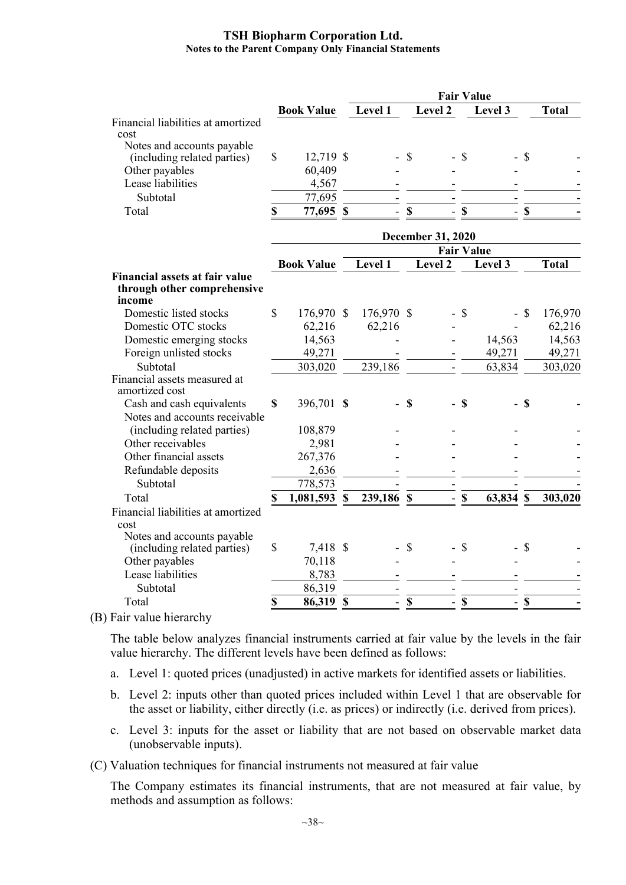| | Book Value | Fair Value | | | |
|---|---|---|---|---|---|
| | | Level 1 | Level 2 | Level 3 | Total |
| Financial liabilities at amortized cost | | | | | |
| Notes and accounts payable (including related parties) | $ 12,719 | $ - | $ - | $ - | $ - |
| Other payables | 60,409 | - | - | - | - |
| Lease liabilities | 4,567 | - | - | - | - |
| Subtotal | 77,695 | - | - | - | - |
| Total | $ 77,695 | $ - | $ - | $ - | $ - |

| | December 31, 2020 | | | | |
|---|---|---|---|---|---|
| | Book Value | Fair Value | | | |
| | | Level 1 | Level 2 | Level 3 | Total |
| **Financial assets at fair value through other comprehensive income** | | | | | |
| Domestic listed stocks | $ 176,970 | $ 176,970 | $ - | $ - | $ 176,970 |
| Domestic OTC stocks | 62,216 | 62,216 | - | - | 62,216 |
| Domestic emerging stocks | 14,563 | - | - | 14,563 | 14,563 |
| Foreign unlisted stocks | 49,271 | - | - | 49,271 | 49,271 |
| Subtotal | 303,020 | 239,186 | - | 63,834 | 303,020 |
| Financial assets measured at amortized cost | | | | | |
| Cash and cash equivalents | $ 396,701 | $ - | $ - | $ - | $ - |
| Notes and accounts receivable (including related parties) | 108,879 | - | - | - | - |
| Other receivables | 2,981 | - | - | - | - |
| Other financial assets | 267,376 | - | - | - | - |
| Refundable deposits | 2,636 | - | - | - | - |
| Subtotal | 778,573 | - | - | - | - |
| Total | $ 1,081,593 | $ 239,186 | $ - | $ 63,834 | $ 303,020 |
| Financial liabilities at amortized cost | | | | | |
| Notes and accounts payable (including related parties) | $ 7,418 | $ - | $ - | $ - | $ - |
| Other payables | 70,118 | - | - | - | - |
| Lease liabilities | 8,783 | - | - | - | - |
| Subtotal | 86,319 | - | - | - | - |
| Total | $ 86,319 | $ - | $ - | $ - | $ - |

(B) Fair value hierarchy

The table below analyzes financial instruments carried at fair value by the levels in the fair value hierarchy. The different levels have been defined as follows:

a. Level 1: quoted prices (unadjusted) in active markets for identified assets or liabilities.

b. Level 2: inputs other than quoted prices included within Level 1 that are observable for the asset or liability, either directly (i.e. as prices) or indirectly (i.e. derived from prices).

c. Level 3: inputs for the asset or liability that are not based on observable market data (unobservable inputs).

(C) Valuation techniques for financial instruments not measured at fair value

The Company estimates its financial instruments, that are not measured at fair value, by methods and assumption as follows: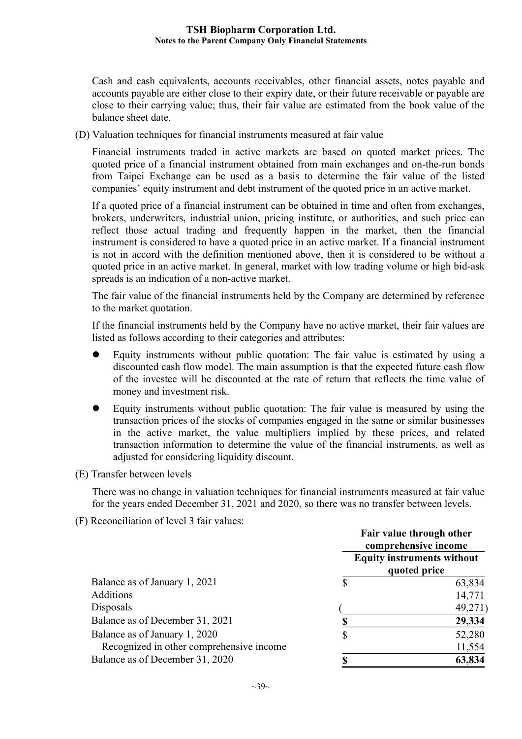Cash and cash equivalents, accounts receivables, other financial assets, notes payable and accounts payable are either close to their expiry date, or their future receivable or payable are close to their carrying value; thus, their fair value are estimated from the book value of the balance sheet date.

(D) Valuation techniques for financial instruments measured at fair value

Financial instruments traded in active markets are based on quoted market prices. The quoted price of a financial instrument obtained from main exchanges and on-the-run bonds from Taipei Exchange can be used as a basis to determine the fair value of the listed companies' equity instrument and debt instrument of the quoted price in an active market.

If a quoted price of a financial instrument can be obtained in time and often from exchanges, brokers, underwriters, industrial union, pricing institute, or authorities, and such price can reflect those actual trading and frequently happen in the market, then the financial instrument is considered to have a quoted price in an active market. If a financial instrument is not in accord with the definition mentioned above, then it is considered to be without a quoted price in an active market. In general, market with low trading volume or high bid-ask spreads is an indication of a non-active market.

The fair value of the financial instruments held by the Company are determined by reference to the market quotation.

If the financial instruments held by the Company have no active market, their fair values are listed as follows according to their categories and attributes:

- Equity instruments without public quotation: The fair value is estimated by using a discounted cash flow model. The main assumption is that the expected future cash flow of the investee will be discounted at the rate of return that reflects the time value of money and investment risk.
- Equity instruments without public quotation: The fair value is measured by using the transaction prices of the stocks of companies engaged in the same or similar businesses in the active market, the value multipliers implied by these prices, and related transaction information to determine the value of the financial instruments, as well as adjusted for considering liquidity discount.

(E) Transfer between levels

There was no change in valuation techniques for financial instruments measured at fair value for the years ended December 31, 2021 and 2020, so there was no transfer between levels.

(F) Reconciliation of level 3 fair values:

| | Fair value through other comprehensive income |
|---|---|
| | Equity instruments without quoted price |
| Balance as of January 1, 2021 | $ 63,834 |
| Additions | 14,771 |
| Disposals | (49,271) |
| Balance as of December 31, 2021 | **$ 29,334** |
| Balance as of January 1, 2020 | $ 52,280 |
| Recognized in other comprehensive income | 11,554 |
| Balance as of December 31, 2020 | **$ 63,834** |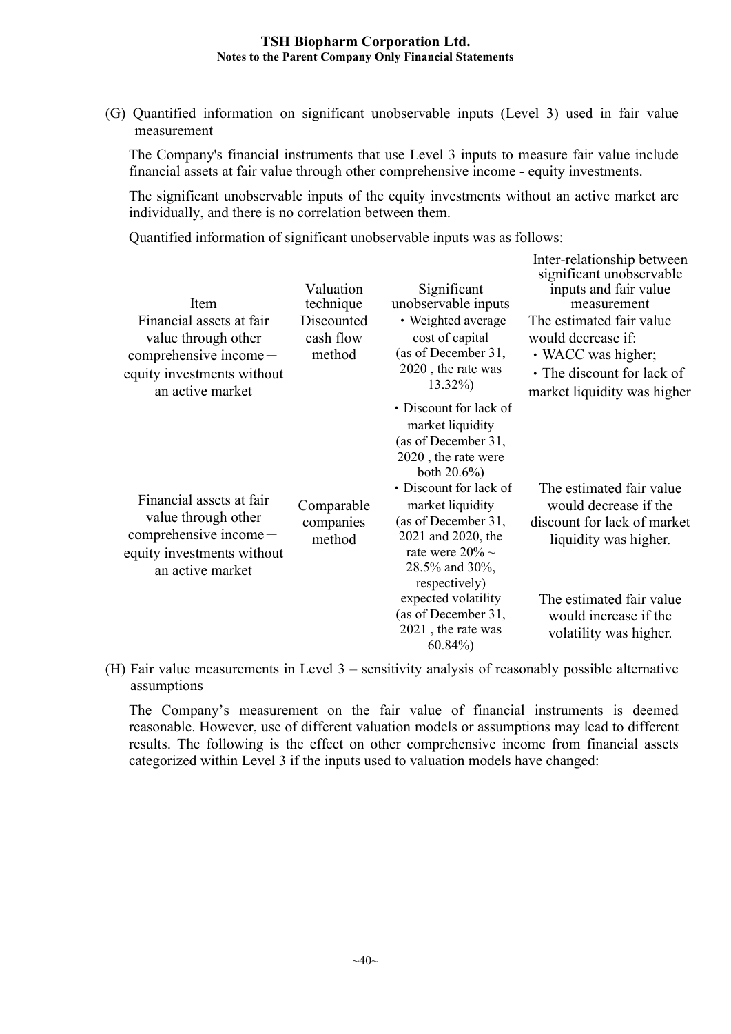(G) Quantified information on significant unobservable inputs (Level 3) used in fair value measurement

The Company's financial instruments that use Level 3 inputs to measure fair value include financial assets at fair value through other comprehensive income - equity investments.

The significant unobservable inputs of the equity investments without an active market are individually, and there is no correlation between them.

Quantified information of significant unobservable inputs was as follows:

| Item | Valuation technique | Significant unobservable inputs | Inter-relationship between significant unobservable inputs and fair value measurement |
|---|---|---|---|
| Financial assets at fair value through other comprehensive income－equity investments without an active market | Discounted cash flow method | ‧Weighted average cost of capital (as of December 31, 2020 , the rate was 13.32%) | The estimated fair value would decrease if: ‧WACC was higher; ‧The discount for lack of market liquidity was higher |
| | | ‧Discount for lack of market liquidity (as of December 31, 2020 , the rate were both 20.6%) | |
| Financial assets at fair value through other comprehensive income－equity investments without an active market | Comparable companies method | ‧Discount for lack of market liquidity (as of December 31, 2021 and 2020, the rate were 20% ~ 28.5% and 30%, respectively) | The estimated fair value would decrease if the discount for lack of market liquidity was higher. |
| | | expected volatility (as of December 31, 2021 , the rate was 60.84%) | The estimated fair value would increase if the volatility was higher. |

(H) Fair value measurements in Level 3 – sensitivity analysis of reasonably possible alternative assumptions

The Company's measurement on the fair value of financial instruments is deemed reasonable. However, use of different valuation models or assumptions may lead to different results. The following is the effect on other comprehensive income from financial assets categorized within Level 3 if the inputs used to valuation models have changed: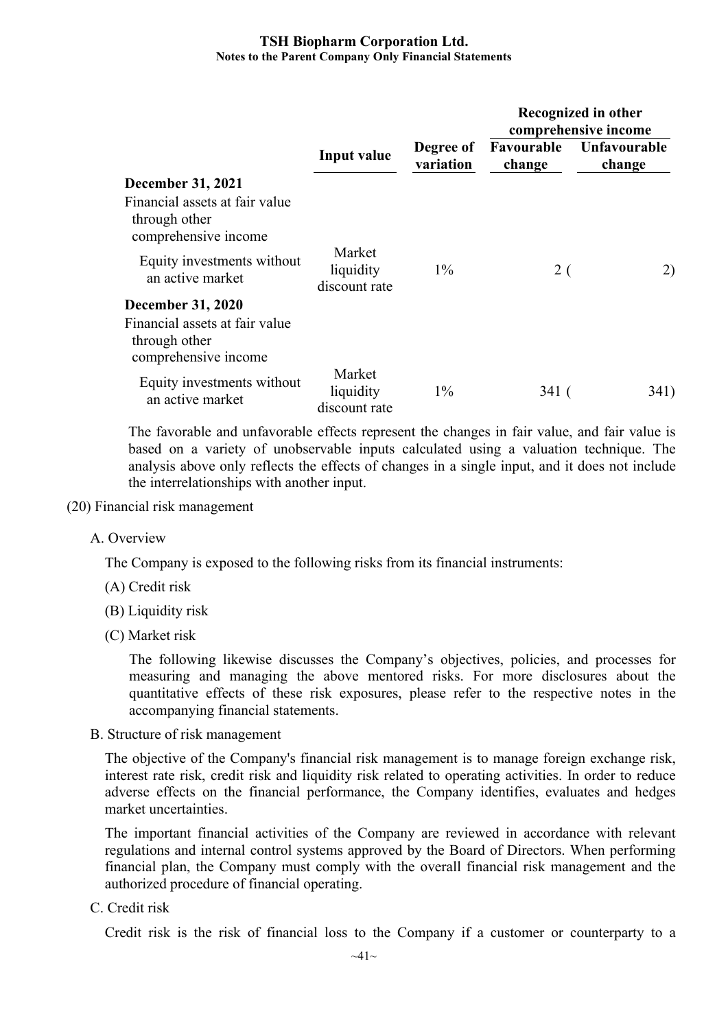| | Input value | Degree of variation | Recognized in other comprehensive income | |
|---|---|---|---|---|
| | | | Favourable change | Unfavourable change |
| **December 31, 2021** | | | | |
| Financial assets at fair value through other comprehensive income | | | | |
| Equity investments without an active market | Market liquidity discount rate | 1% | 2 | (2) |
| **December 31, 2020** | | | | |
| Financial assets at fair value through other comprehensive income | | | | |
| Equity investments without an active market | Market liquidity discount rate | 1% | 341 | (341) |

The favorable and unfavorable effects represent the changes in fair value, and fair value is based on a variety of unobservable inputs calculated using a valuation technique. The analysis above only reflects the effects of changes in a single input, and it does not include the interrelationships with another input.

(20) Financial risk management

A. Overview

The Company is exposed to the following risks from its financial instruments:

(A) Credit risk

(B) Liquidity risk

(C) Market risk

The following likewise discusses the Company's objectives, policies, and processes for measuring and managing the above mentored risks. For more disclosures about the quantitative effects of these risk exposures, please refer to the respective notes in the accompanying financial statements.

B. Structure of risk management

The objective of the Company's financial risk management is to manage foreign exchange risk, interest rate risk, credit risk and liquidity risk related to operating activities. In order to reduce adverse effects on the financial performance, the Company identifies, evaluates and hedges market uncertainties.

The important financial activities of the Company are reviewed in accordance with relevant regulations and internal control systems approved by the Board of Directors. When performing financial plan, the Company must comply with the overall financial risk management and the authorized procedure of financial operating.

C. Credit risk

Credit risk is the risk of financial loss to the Company if a customer or counterparty to a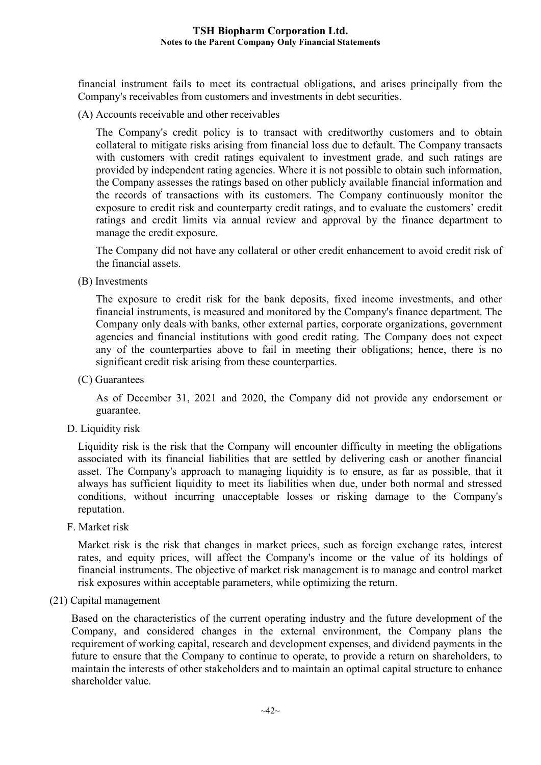financial instrument fails to meet its contractual obligations, and arises principally from the Company's receivables from customers and investments in debt securities.

(A) Accounts receivable and other receivables

The Company's credit policy is to transact with creditworthy customers and to obtain collateral to mitigate risks arising from financial loss due to default. The Company transacts with customers with credit ratings equivalent to investment grade, and such ratings are provided by independent rating agencies. Where it is not possible to obtain such information, the Company assesses the ratings based on other publicly available financial information and the records of transactions with its customers. The Company continuously monitor the exposure to credit risk and counterparty credit ratings, and to evaluate the customers' credit ratings and credit limits via annual review and approval by the finance department to manage the credit exposure.

The Company did not have any collateral or other credit enhancement to avoid credit risk of the financial assets.

(B) Investments

The exposure to credit risk for the bank deposits, fixed income investments, and other financial instruments, is measured and monitored by the Company's finance department. The Company only deals with banks, other external parties, corporate organizations, government agencies and financial institutions with good credit rating. The Company does not expect any of the counterparties above to fail in meeting their obligations; hence, there is no significant credit risk arising from these counterparties.

(C) Guarantees

As of December 31, 2021 and 2020, the Company did not provide any endorsement or guarantee.

D. Liquidity risk

Liquidity risk is the risk that the Company will encounter difficulty in meeting the obligations associated with its financial liabilities that are settled by delivering cash or another financial asset. The Company's approach to managing liquidity is to ensure, as far as possible, that it always has sufficient liquidity to meet its liabilities when due, under both normal and stressed conditions, without incurring unacceptable losses or risking damage to the Company's reputation.

F. Market risk

Market risk is the risk that changes in market prices, such as foreign exchange rates, interest rates, and equity prices, will affect the Company's income or the value of its holdings of financial instruments. The objective of market risk management is to manage and control market risk exposures within acceptable parameters, while optimizing the return.

(21) Capital management

Based on the characteristics of the current operating industry and the future development of the Company, and considered changes in the external environment, the Company plans the requirement of working capital, research and development expenses, and dividend payments in the future to ensure that the Company to continue to operate, to provide a return on shareholders, to maintain the interests of other stakeholders and to maintain an optimal capital structure to enhance shareholder value.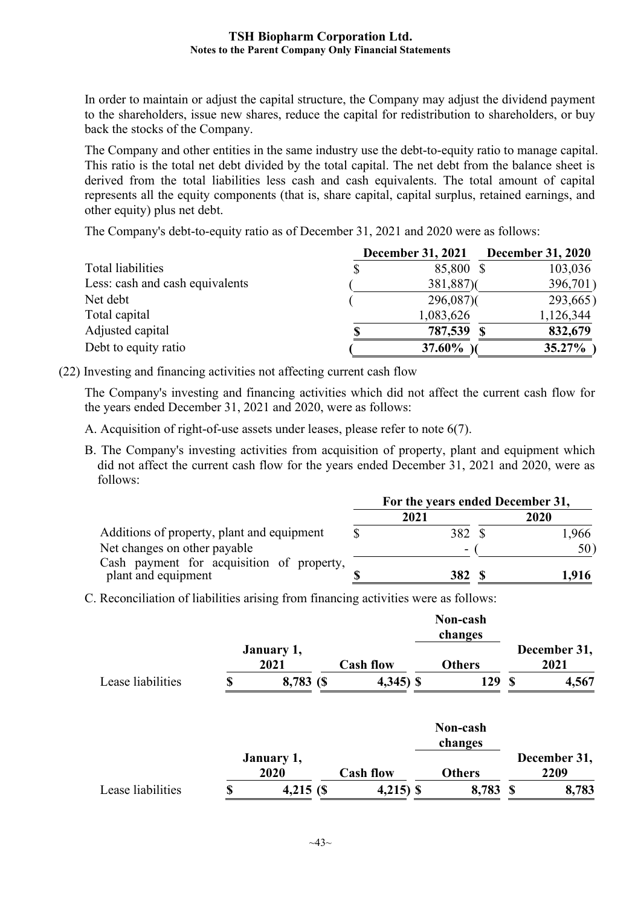In order to maintain or adjust the capital structure, the Company may adjust the dividend payment to the shareholders, issue new shares, reduce the capital for redistribution to shareholders, or buy back the stocks of the Company.

The Company and other entities in the same industry use the debt-to-equity ratio to manage capital. This ratio is the total net debt divided by the total capital. The net debt from the balance sheet is derived from the total liabilities less cash and cash equivalents. The total amount of capital represents all the equity components (that is, share capital, capital surplus, retained earnings, and other equity) plus net debt.

The Company's debt-to-equity ratio as of December 31, 2021 and 2020 were as follows:

| | December 31, 2021 | December 31, 2020 |
|---|---|---|
| Total liabilities | $ 85,800 | $ 103,036 |
| Less: cash and cash equivalents | ( 381,887) | ( 396,701) |
| Net debt | ( 296,087) | ( 293,665) |
| Total capital | 1,083,626 | 1,126,344 |
| Adjusted capital | **$ 787,539** | **$ 832,679** |
| Debt to equity ratio | **( 37.60% )** | **( 35.27% )** |

(22) Investing and financing activities not affecting current cash flow

The Company's investing and financing activities which did not affect the current cash flow for the years ended December 31, 2021 and 2020, were as follows:

A. Acquisition of right-of-use assets under leases, please refer to note 6(7).

B. The Company's investing activities from acquisition of property, plant and equipment which did not affect the current cash flow for the years ended December 31, 2021 and 2020, were as follows:

| | For the years ended December 31, | |
|---|---|---|
| | 2021 | 2020 |
| Additions of property, plant and equipment | $ 382 | $ 1,966 |
| Net changes on other payable | - | ( 50) |
| Cash payment for acquisition of property, plant and equipment | **$ 382** | **$ 1,916** |

C. Reconciliation of liabilities arising from financing activities were as follows:

| | | | Non-cash changes | |
|---|---|---|---|---|
| | January 1, 2021 | Cash flow | Others | December 31, 2021 |
| Lease liabilities | **$ 8,783** | **($ 4,345)** | **$ 129** | **$ 4,567** |

| | | | Non-cash changes | |
|---|---|---|---|---|
| | January 1, 2020 | Cash flow | Others | December 31, 2209 |
| Lease liabilities | **$ 4,215** | **($ 4,215)** | **$ 8,783** | **$ 8,783** |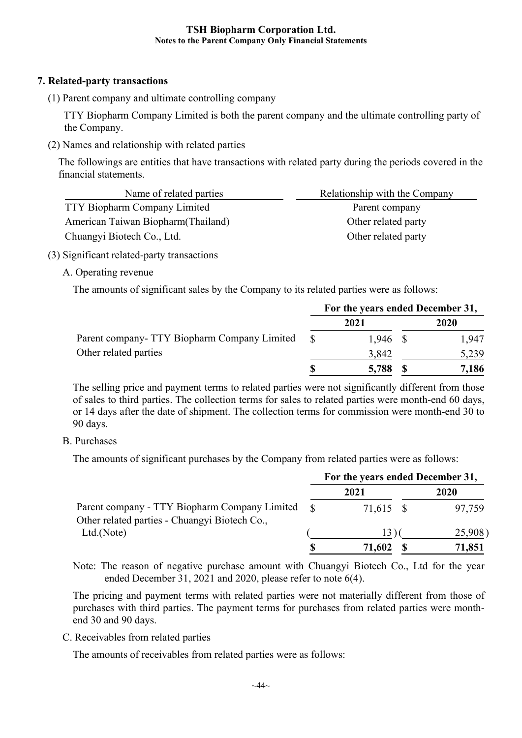## 7. Related-party transactions

(1) Parent company and ultimate controlling company

TTY Biopharm Company Limited is both the parent company and the ultimate controlling party of the Company.

(2) Names and relationship with related parties

The followings are entities that have transactions with related party during the periods covered in the financial statements.

| Name of related parties | Relationship with the Company |
|---|---|
| TTY Biopharm Company Limited | Parent company |
| American Taiwan Biopharm(Thailand) | Other related party |
| Chuangyi Biotech Co., Ltd. | Other related party |

(3) Significant related-party transactions

A. Operating revenue

The amounts of significant sales by the Company to its related parties were as follows:

| | For the years ended December 31, | |
|---|---|---|
| | 2021 | 2020 |
| Parent company- TTY Biopharm Company Limited | $ 1,946 | $ 1,947 |
| Other related parties | 3,842 | 5,239 |
| | **$ 5,788** | **$ 7,186** |

The selling price and payment terms to related parties were not significantly different from those of sales to third parties. The collection terms for sales to related parties were month-end 60 days, or 14 days after the date of shipment. The collection terms for commission were month-end 30 to 90 days.

B. Purchases

The amounts of significant purchases by the Company from related parties were as follows:

| | For the years ended December 31, | |
|---|---|---|
| | 2021 | 2020 |
| Parent company - TTY Biopharm Company Limited | $ 71,615 | $ 97,759 |
| Other related parties - Chuangyi Biotech Co., Ltd.(Note) | ( 13 ) | ( 25,908 ) |
| | **$ 71,602** | **$ 71,851** |

Note: The reason of negative purchase amount with Chuangyi Biotech Co., Ltd for the year ended December 31, 2021 and 2020, please refer to note 6(4).

The pricing and payment terms with related parties were not materially different from those of purchases with third parties. The payment terms for purchases from related parties were month-end 30 and 90 days.

C. Receivables from related parties

The amounts of receivables from related parties were as follows: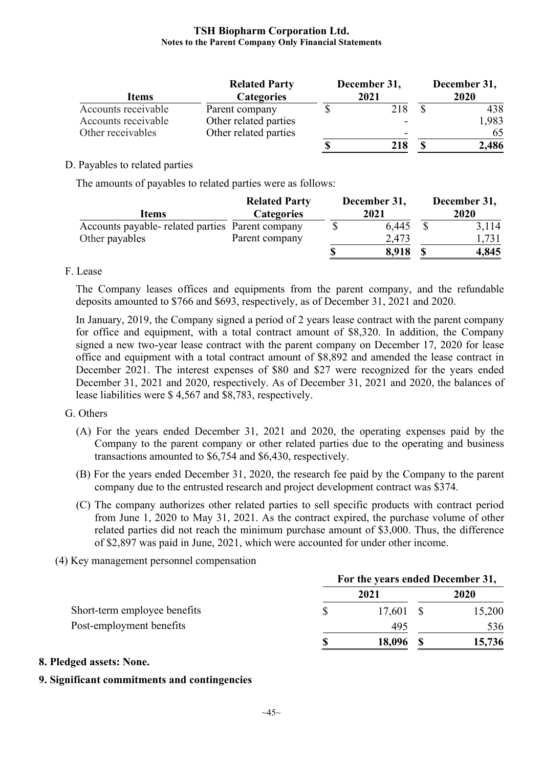| Items | Related Party Categories | December 31, 2021 | December 31, 2020 |
|---|---|---|---|
| Accounts receivable | Parent company | $ 218 | $ 438 |
| Accounts receivable | Other related parties | - | 1,983 |
| Other receivables | Other related parties | - | 65 |
| | | **$ 218** | **$ 2,486** |

D. Payables to related parties

The amounts of payables to related parties were as follows:

| Items | Related Party Categories | December 31, 2021 | December 31, 2020 |
|---|---|---|---|
| Accounts payable- related parties | Parent company | $ 6,445 | $ 3,114 |
| Other payables | Parent company | 2,473 | 1,731 |
| | | **$ 8,918** | **$ 4,845** |

F. Lease

The Company leases offices and equipments from the parent company, and the refundable deposits amounted to $766 and $693, respectively, as of December 31, 2021 and 2020.

In January, 2019, the Company signed a period of 2 years lease contract with the parent company for office and equipment, with a total contract amount of $8,320. In addition, the Company signed a new two-year lease contract with the parent company on December 17, 2020 for lease office and equipment with a total contract amount of $8,892 and amended the lease contract in December 2021. The interest expenses of $80 and $27 were recognized for the years ended December 31, 2021 and 2020, respectively. As of December 31, 2021 and 2020, the balances of lease liabilities were $ 4,567 and $8,783, respectively.

G. Others

(A) For the years ended December 31, 2021 and 2020, the operating expenses paid by the Company to the parent company or other related parties due to the operating and business transactions amounted to $6,754 and $6,430, respectively.

(B) For the years ended December 31, 2020, the research fee paid by the Company to the parent company due to the entrusted research and project development contract was $374.

(C) The company authorizes other related parties to sell specific products with contract period from June 1, 2020 to May 31, 2021. As the contract expired, the purchase volume of other related parties did not reach the minimum purchase amount of $3,000. Thus, the difference of $2,897 was paid in June, 2021, which were accounted for under other income.

(4) Key management personnel compensation

| | For the years ended December 31, 2021 | For the years ended December 31, 2020 |
|---|---|---|
| Short-term employee benefits | $ 17,601 | $ 15,200 |
| Post-employment benefits | 495 | 536 |
| | **$ 18,096** | **$ 15,736** |

**8. Pledged assets: None.**

**9. Significant commitments and contingencies**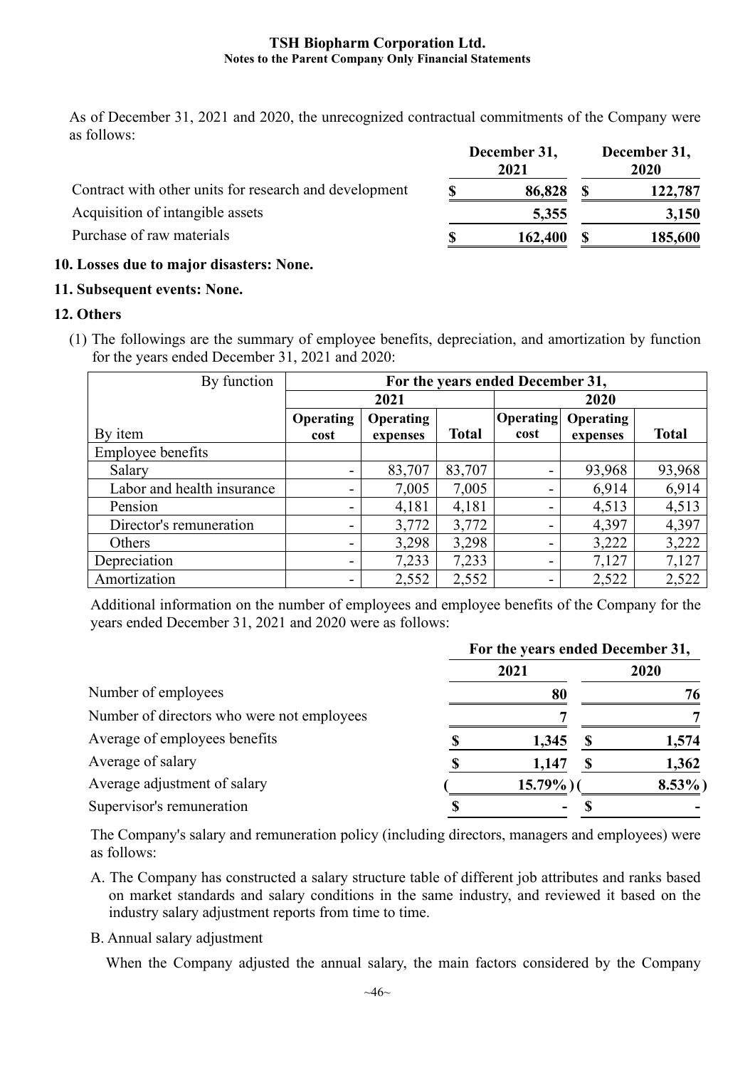As of December 31, 2021 and 2020, the unrecognized contractual commitments of the Company were as follows:

| | December 31, 2021 | December 31, 2020 |
|---|---|---|
| Contract with other units for research and development | $ 86,828 | $ 122,787 |
| Acquisition of intangible assets | 5,355 | 3,150 |
| Purchase of raw materials | $ 162,400 | $ 185,600 |

**10. Losses due to major disasters: None.**

**11. Subsequent events: None.**

**12. Others**

(1) The followings are the summary of employee benefits, depreciation, and amortization by function for the years ended December 31, 2021 and 2020:

| By function | For the years ended December 31, | | | | | |
|---|---|---|---|---|---|---|
| | 2021 | | | 2020 | | |
| By item | Operating cost | Operating expenses | Total | Operating cost | Operating expenses | Total |
| Employee benefits | | | | | | |
| Salary | - | 83,707 | 83,707 | - | 93,968 | 93,968 |
| Labor and health insurance | - | 7,005 | 7,005 | - | 6,914 | 6,914 |
| Pension | - | 4,181 | 4,181 | - | 4,513 | 4,513 |
| Director's remuneration | - | 3,772 | 3,772 | - | 4,397 | 4,397 |
| Others | - | 3,298 | 3,298 | - | 3,222 | 3,222 |
| Depreciation | - | 7,233 | 7,233 | - | 7,127 | 7,127 |
| Amortization | - | 2,552 | 2,552 | - | 2,522 | 2,522 |

Additional information on the number of employees and employee benefits of the Company for the years ended December 31, 2021 and 2020 were as follows:

| | For the years ended December 31, | |
|---|---|---|
| | 2021 | 2020 |
| Number of employees | 80 | 76 |
| Number of directors who were not employees | 7 | 7 |
| Average of employees benefits | $ 1,345 | $ 1,574 |
| Average of salary | $ 1,147 | $ 1,362 |
| Average adjustment of salary | ( 15.79%) | ( 8.53%) |
| Supervisor's remuneration | $ - | $ - |

The Company's salary and remuneration policy (including directors, managers and employees) were as follows:

A. The Company has constructed a salary structure table of different job attributes and ranks based on market standards and salary conditions in the same industry, and reviewed it based on the industry salary adjustment reports from time to time.

B. Annual salary adjustment

When the Company adjusted the annual salary, the main factors considered by the Company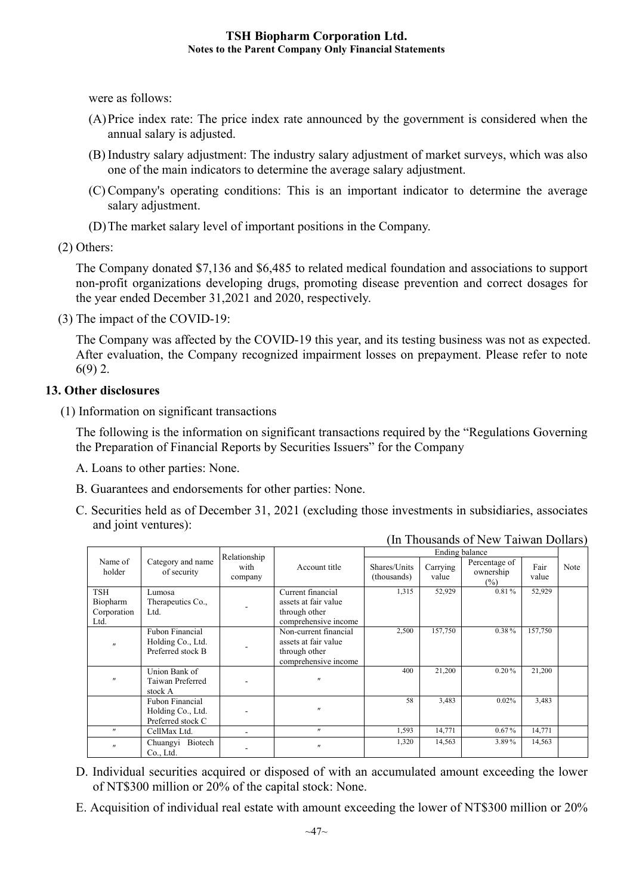were as follows:

(A) Price index rate: The price index rate announced by the government is considered when the annual salary is adjusted.

(B) Industry salary adjustment: The industry salary adjustment of market surveys, which was also one of the main indicators to determine the average salary adjustment.

(C) Company's operating conditions: This is an important indicator to determine the average salary adjustment.

(D) The market salary level of important positions in the Company.

(2) Others:

The Company donated $7,136 and $6,485 to related medical foundation and associations to support non-profit organizations developing drugs, promoting disease prevention and correct dosages for the year ended December 31,2021 and 2020, respectively.

(3) The impact of the COVID-19:

The Company was affected by the COVID-19 this year, and its testing business was not as expected. After evaluation, the Company recognized impairment losses on prepayment. Please refer to note 6(9) 2.

## 13. Other disclosures

(1) Information on significant transactions

The following is the information on significant transactions required by the "Regulations Governing the Preparation of Financial Reports by Securities Issuers" for the Company

A. Loans to other parties: None.

B. Guarantees and endorsements for other parties: None.

C. Securities held as of December 31, 2021 (excluding those investments in subsidiaries, associates and joint ventures):

(In Thousands of New Taiwan Dollars)

| Name of holder | Category and name of security | Relationship with company | Account title | Ending balance | | | | Note |
|---|---|---|---|---|---|---|---|---|
| | | | | Shares/Units (thousands) | Carrying value | Percentage of ownership (%) | Fair value | |
| TSH Biopharm Corporation Ltd. | Lumosa Therapeutics Co., Ltd. | - | Current financial assets at fair value through other comprehensive income | 1,315 | 52,929 | 0.81 % | 52,929 | |
| 〃 | Fubon Financial Holding Co., Ltd. Preferred stock B | - | Non-current financial assets at fair value through other comprehensive income | 2,500 | 157,750 | 0.38 % | 157,750 | |
| 〃 | Union Bank of Taiwan Preferred stock A | - | 〃 | 400 | 21,200 | 0.20 % | 21,200 | |
| | Fubon Financial Holding Co., Ltd. Preferred stock C | - | 〃 | 58 | 3,483 | 0.02% | 3,483 | |
| 〃 | CellMax Ltd. | - | 〃 | 1,593 | 14,771 | 0.67 % | 14,771 | |
| 〃 | Chuangyi Biotech Co., Ltd. | - | 〃 | 1,320 | 14,563 | 3.89 % | 14,563 | |

D. Individual securities acquired or disposed of with an accumulated amount exceeding the lower of NT$300 million or 20% of the capital stock: None.

E. Acquisition of individual real estate with amount exceeding the lower of NT$300 million or 20%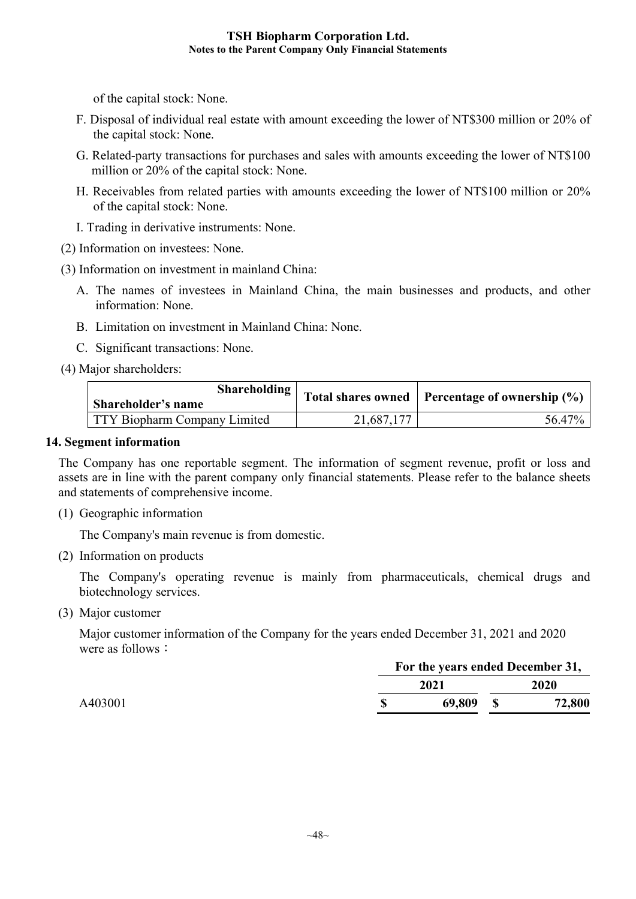of the capital stock: None.

F. Disposal of individual real estate with amount exceeding the lower of NT$300 million or 20% of the capital stock: None.

G. Related-party transactions for purchases and sales with amounts exceeding the lower of NT$100 million or 20% of the capital stock: None.

H. Receivables from related parties with amounts exceeding the lower of NT$100 million or 20% of the capital stock: None.

I. Trading in derivative instruments: None.

(2) Information on investees: None.

(3) Information on investment in mainland China:

A. The names of investees in Mainland China, the main businesses and products, and other information: None.

B. Limitation on investment in Mainland China: None.

C. Significant transactions: None.

(4) Major shareholders:

| Shareholding / Shareholder's name | Total shares owned | Percentage of ownership (%) |
|---|---|---|
| TTY Biopharm Company Limited | 21,687,177 | 56.47% |

## 14. Segment information

The Company has one reportable segment. The information of segment revenue, profit or loss and assets are in line with the parent company only financial statements. Please refer to the balance sheets and statements of comprehensive income.

(1) Geographic information

The Company's main revenue is from domestic.

(2) Information on products

The Company's operating revenue is mainly from pharmaceuticals, chemical drugs and biotechnology services.

(3) Major customer

Major customer information of the Company for the years ended December 31, 2021 and 2020 were as follows：

| | For the years ended December 31, | |
|---|---|---|
| | 2021 | 2020 |
| A403001 | $ 69,809 | $ 72,800 |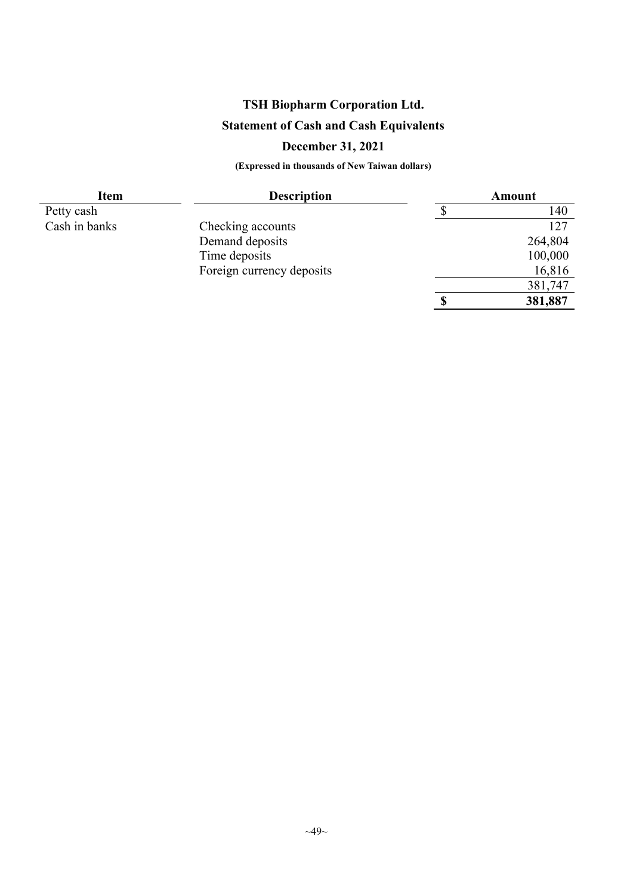# TSH Biopharm Corporation Ltd.

## Statement of Cash and Cash Equivalents

### December 31, 2021

**(Expressed in thousands of New Taiwan dollars)**

| Item | Description | Amount |
|---|---|---|
| Petty cash | | $ 140 |
| Cash in banks | Checking accounts | 127 |
| | Demand deposits | 264,804 |
| | Time deposits | 100,000 |
| | Foreign currency deposits | 16,816 |
| | | 381,747 |
| | | **$ 381,887** |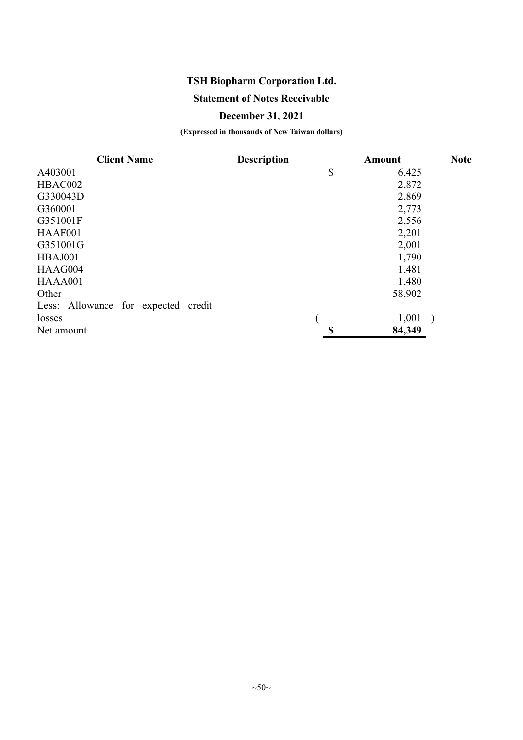# TSH Biopharm Corporation Ltd.

## Statement of Notes Receivable

### December 31, 2021

**(Expressed in thousands of New Taiwan dollars)**

| Client Name | Description | Amount | Note |
|---|---|---|---|
| A403001 | | $ 6,425 | |
| HBAC002 | | 2,872 | |
| G330043D | | 2,869 | |
| G360001 | | 2,773 | |
| G351001F | | 2,556 | |
| HAAF001 | | 2,201 | |
| G351001G | | 2,001 | |
| HBAJ001 | | 1,790 | |
| HAAG004 | | 1,481 | |
| HAAA001 | | 1,480 | |
| Other | | 58,902 | |
| Less: Allowance for expected credit losses | | ( 1,001 ) | |
| Net amount | | **$ 84,349** | |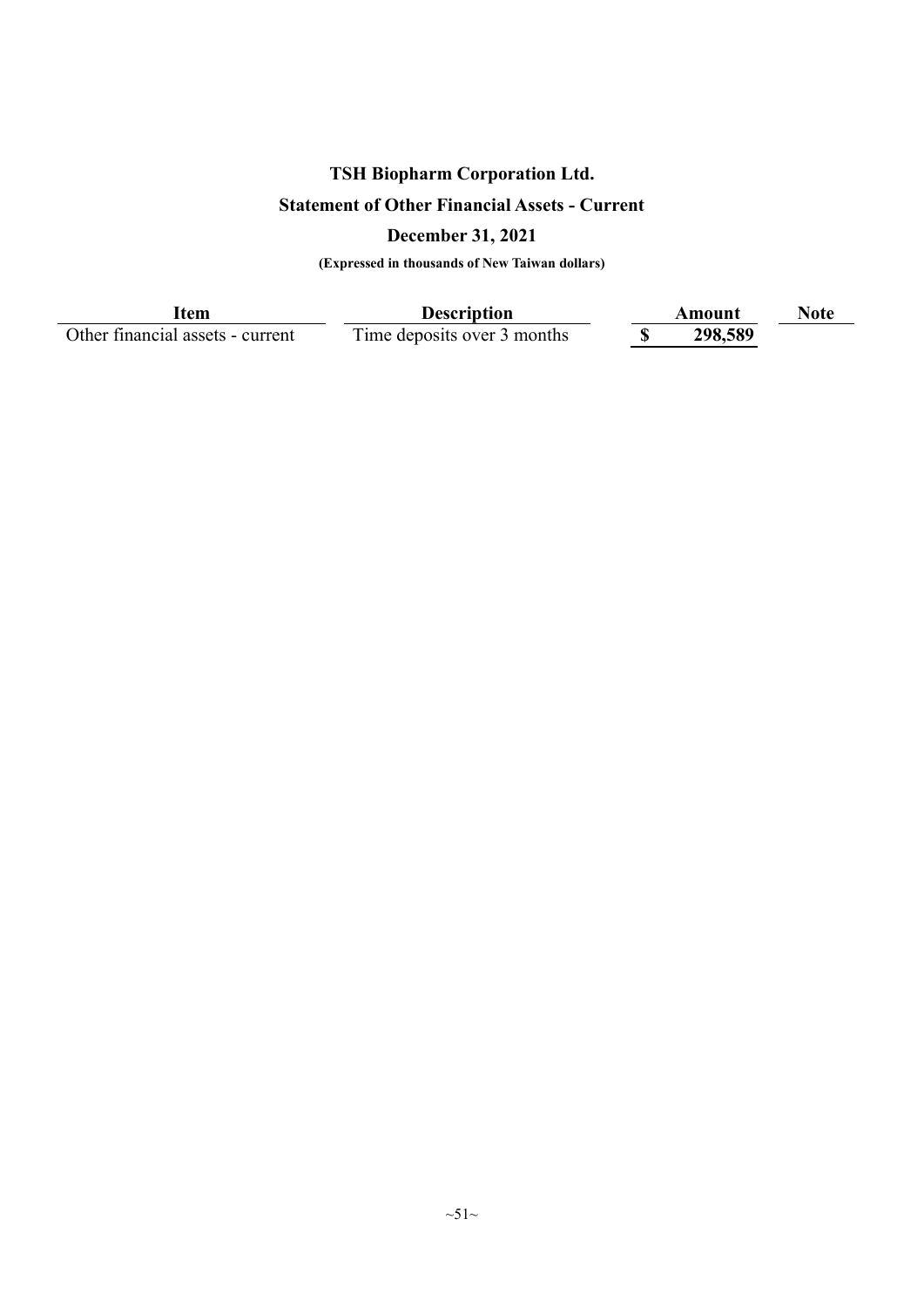# TSH Biopharm Corporation Ltd.

## Statement of Other Financial Assets - Current

### December 31, 2021

**(Expressed in thousands of New Taiwan dollars)**

| Item | Description | Amount | Note |
|---|---|---|---|
| Other financial assets - current | Time deposits over 3 months | **$ 298,589** | |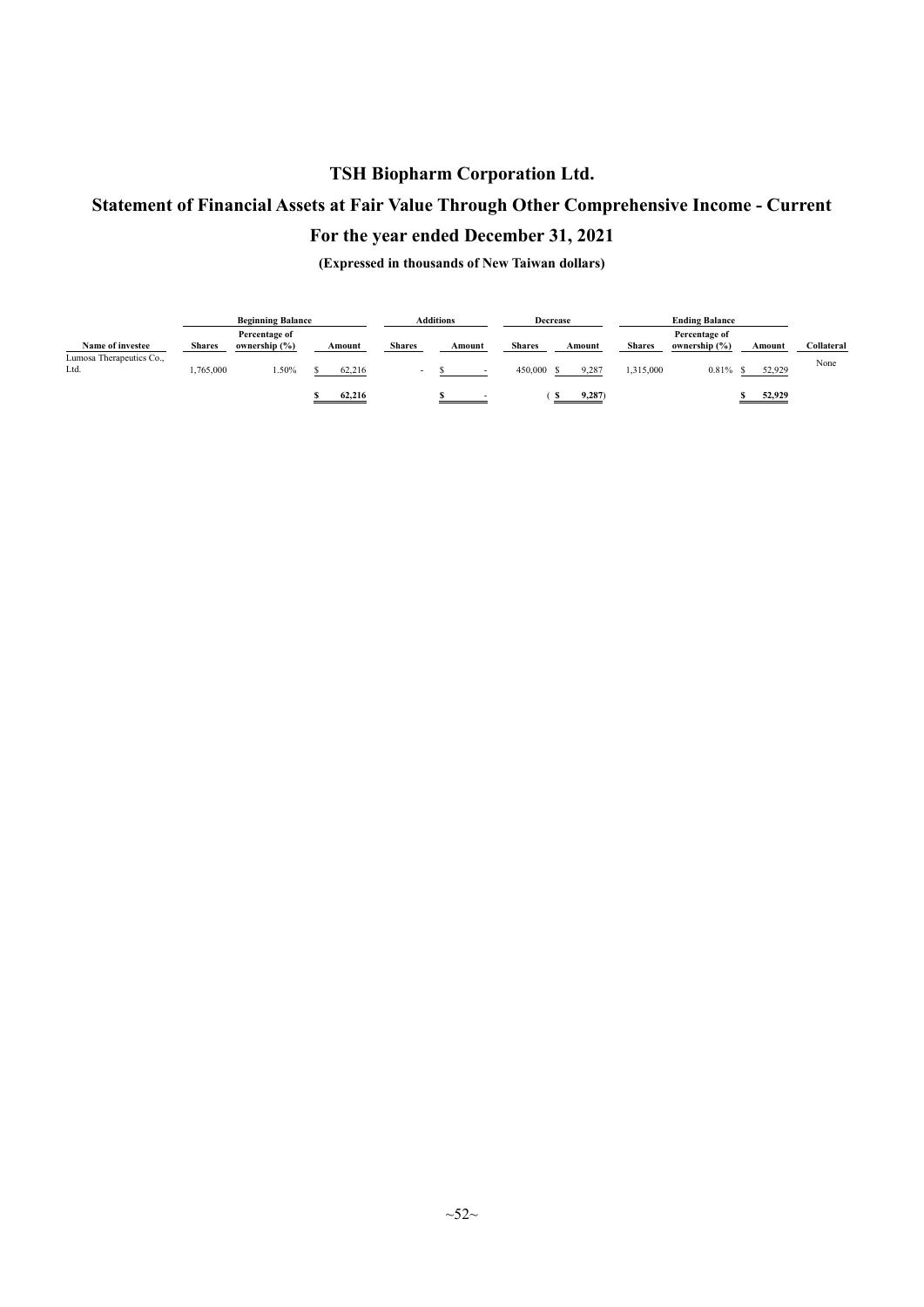# TSH Biopharm Corporation Ltd.

## Statement of Financial Assets at Fair Value Through Other Comprehensive Income - Current

## For the year ended December 31, 2021

**(Expressed in thousands of New Taiwan dollars)**

| | Beginning Balance | | | Additions | | Decrease | | Ending Balance | | | |
|---|---|---|---|---|---|---|---|---|---|---|---|
| Name of investee | Shares | Percentage of ownership (%) | Amount | Shares | Amount | Shares | Amount | Shares | Percentage of ownership (%) | Amount | Collateral |
| Lumosa Therapeutics Co., Ltd. | 1,765,000 | 1.50% | $ 62,216 | - | $ - | 450,000 | $ 9,287 | 1,315,000 | 0.81% | $ 52,929 | None |
| | | | $ 62,216 | | $ - | | ( $ 9,287) | | | $ 52,929 | |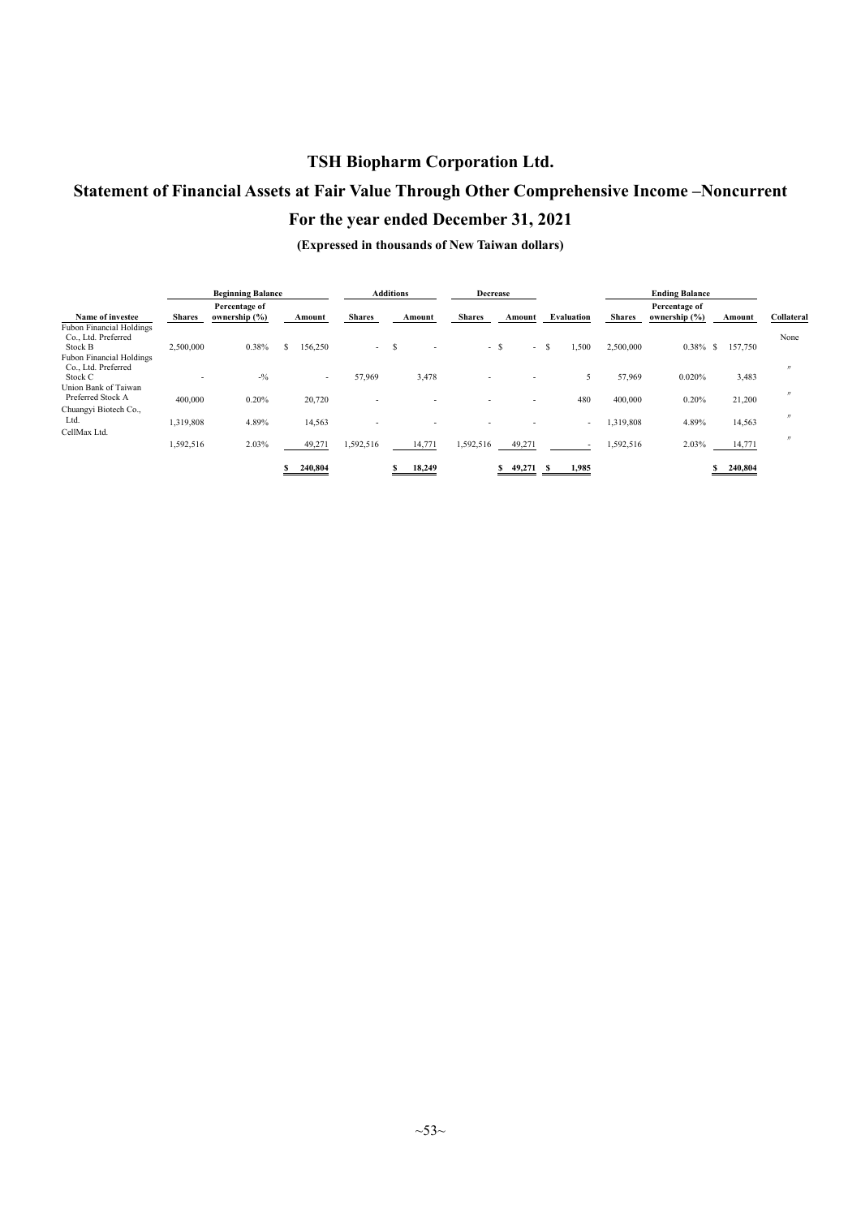# TSH Biopharm Corporation Ltd.

# Statement of Financial Assets at Fair Value Through Other Comprehensive Income –Noncurrent

# For the year ended December 31, 2021

**(Expressed in thousands of New Taiwan dollars)**

| | Beginning Balance | | | Additions | | Decrease | | | Ending Balance | | | |
|---|---|---|---|---|---|---|---|---|---|---|---|---|
| Name of investee | Shares | Percentage of ownership (%) | Amount | Shares | Amount | Shares | Amount | Evaluation | Shares | Percentage of ownership (%) | Amount | Collateral |
| Fubon Financial Holdings Co., Ltd. Preferred Stock B | 2,500,000 | 0.38% | $ 156,250 | - | $ - | - | $ - | $ 1,500 | 2,500,000 | 0.38% | $ 157,750 | None |
| Fubon Financial Holdings Co., Ltd. Preferred Stock C | - | -% | - | 57,969 | 3,478 | - | - | 5 | 57,969 | 0.020% | 3,483 | 〃 |
| Union Bank of Taiwan Preferred Stock A | 400,000 | 0.20% | 20,720 | - | - | - | - | 480 | 400,000 | 0.20% | 21,200 | 〃 |
| Chuangyi Biotech Co., Ltd. | 1,319,808 | 4.89% | 14,563 | - | - | - | - | - | 1,319,808 | 4.89% | 14,563 | 〃 |
| CellMax Ltd. | 1,592,516 | 2.03% | 49,271 | 1,592,516 | 14,771 | 1,592,516 | 49,271 | - | 1,592,516 | 2.03% | 14,771 | 〃 |
| | | | $ 240,804 | | $ 18,249 | | $ 49,271 | $ 1,985 | | | $ 240,804 | |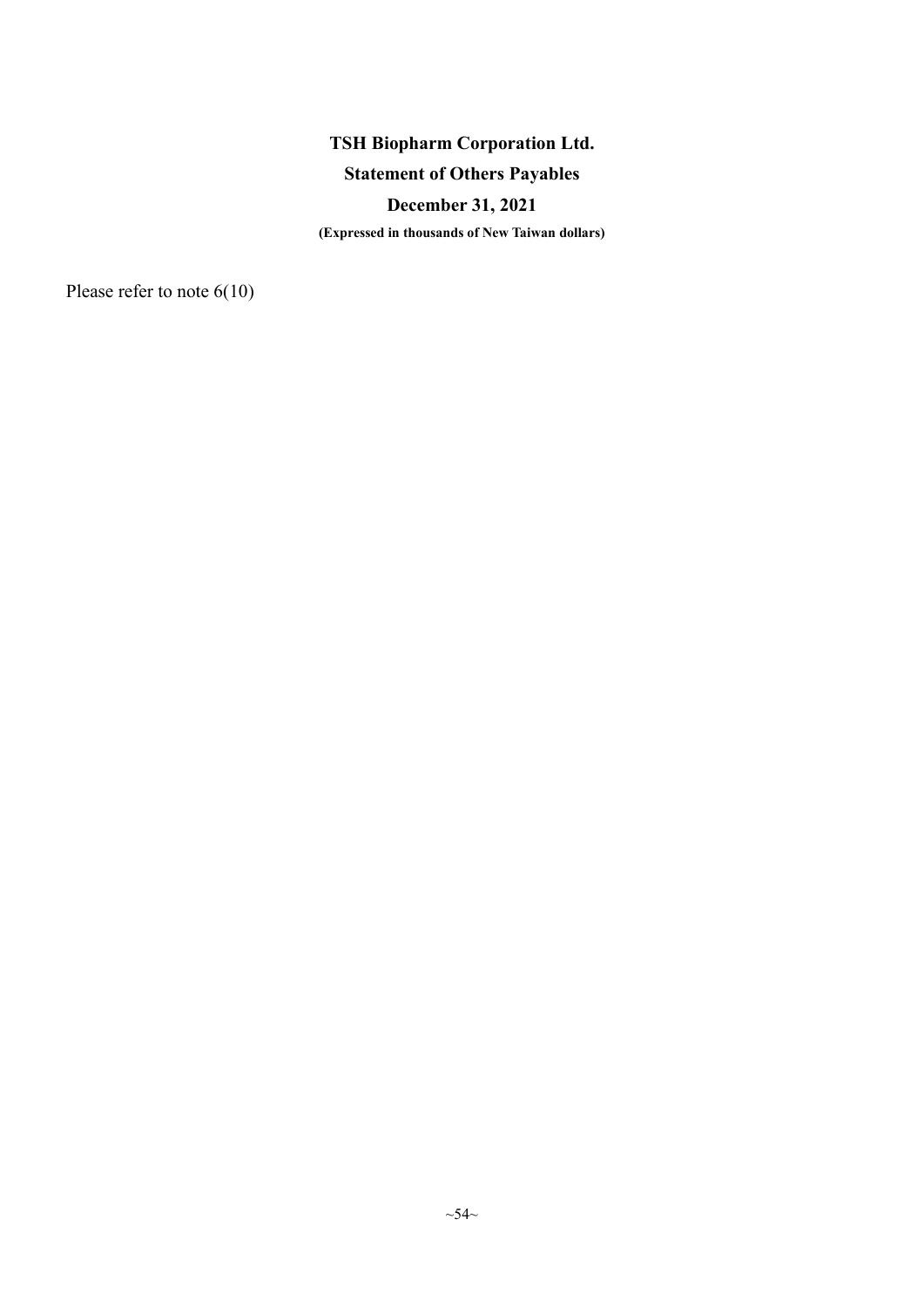# TSH Biopharm Corporation Ltd.

## Statement of Others Payables

## December 31, 2021

**(Expressed in thousands of New Taiwan dollars)**

Please refer to note 6(10)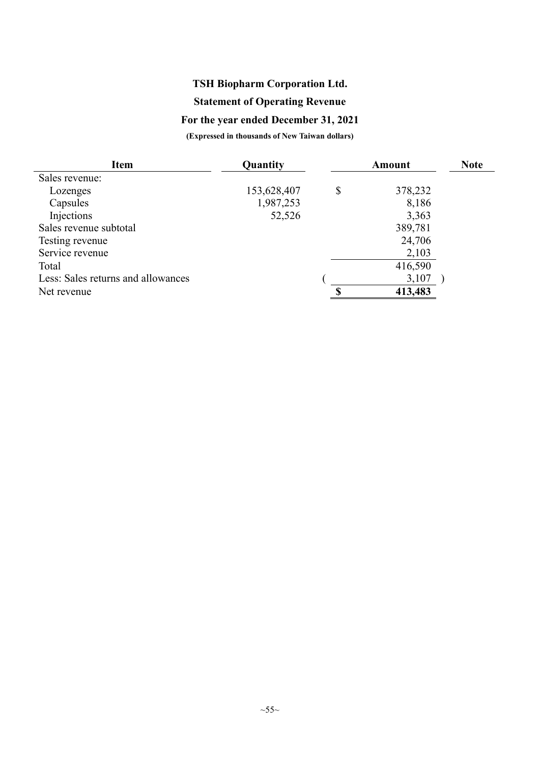# TSH Biopharm Corporation Ltd.

## Statement of Operating Revenue

### For the year ended December 31, 2021

**(Expressed in thousands of New Taiwan dollars)**

| Item | Quantity | Amount | Note |
|---|---|---|---|
| Sales revenue: | | | |
| Lozenges | 153,628,407 | $ 378,232 | |
| Capsules | 1,987,253 | 8,186 | |
| Injections | 52,526 | 3,363 | |
| Sales revenue subtotal | | 389,781 | |
| Testing revenue | | 24,706 | |
| Service revenue | | 2,103 | |
| Total | | 416,590 | |
| Less: Sales returns and allowances | | ( 3,107 ) | |
| Net revenue | | **$ 413,483** | |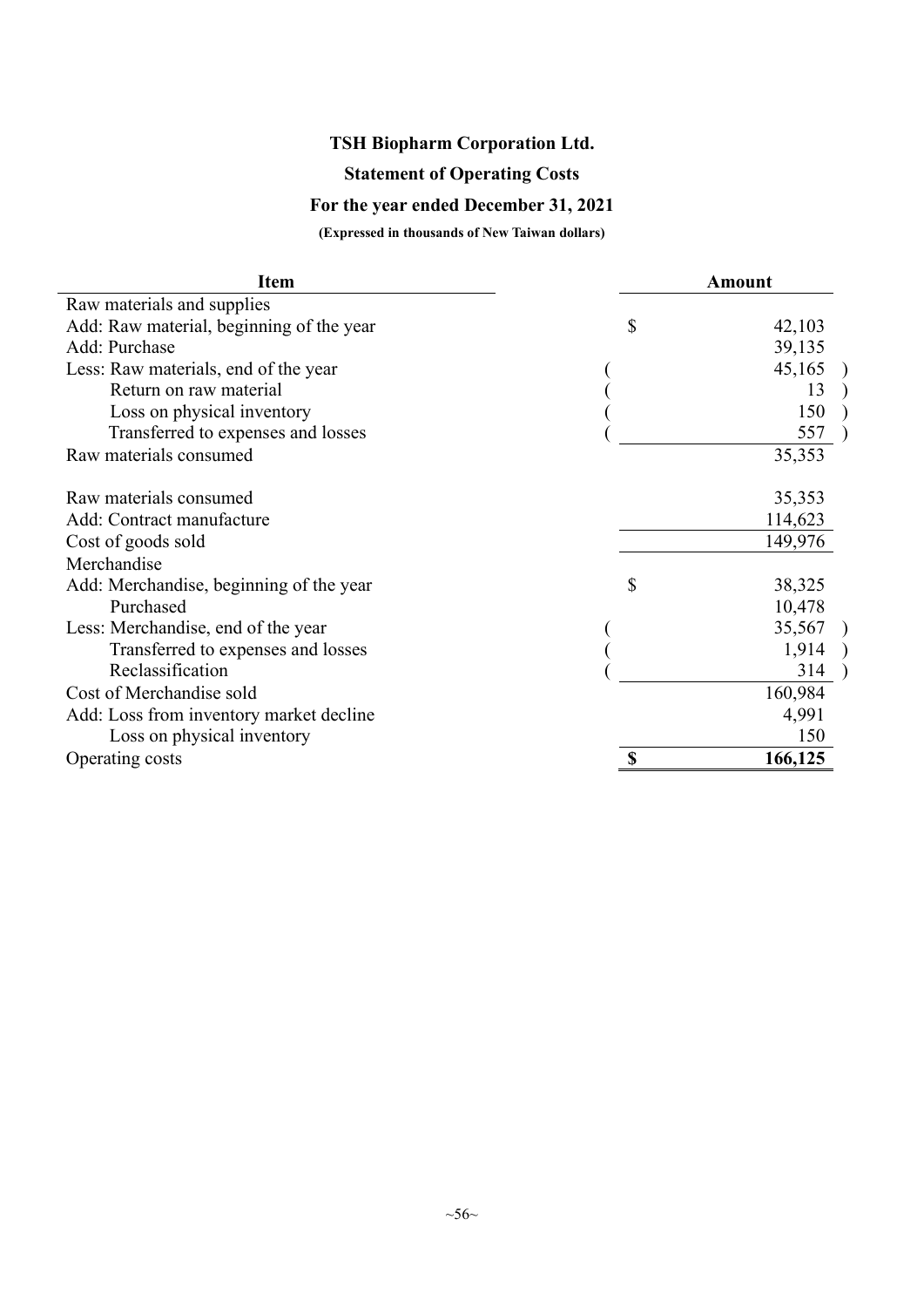# TSH Biopharm Corporation Ltd.

## Statement of Operating Costs

### For the year ended December 31, 2021

**(Expressed in thousands of New Taiwan dollars)**

| Item | Amount |
|---|---|
| Raw materials and supplies | |
| Add: Raw material, beginning of the year | $ 42,103 |
| Add: Purchase | 39,135 |
| Less: Raw materials, end of the year | ( 45,165 ) |
| Return on raw material | ( 13 ) |
| Loss on physical inventory | ( 150 ) |
| Transferred to expenses and losses | ( 557 ) |
| Raw materials consumed | 35,353 |
| | |
| Raw materials consumed | 35,353 |
| Add: Contract manufacture | 114,623 |
| Cost of goods sold | 149,976 |
| Merchandise | |
| Add: Merchandise, beginning of the year | $ 38,325 |
| Purchased | 10,478 |
| Less: Merchandise, end of the year | ( 35,567 ) |
| Transferred to expenses and losses | ( 1,914 ) |
| Reclassification | ( 314 ) |
| Cost of Merchandise sold | 160,984 |
| Add: Loss from inventory market decline | 4,991 |
| Loss on physical inventory | 150 |
| Operating costs | **$ 166,125** |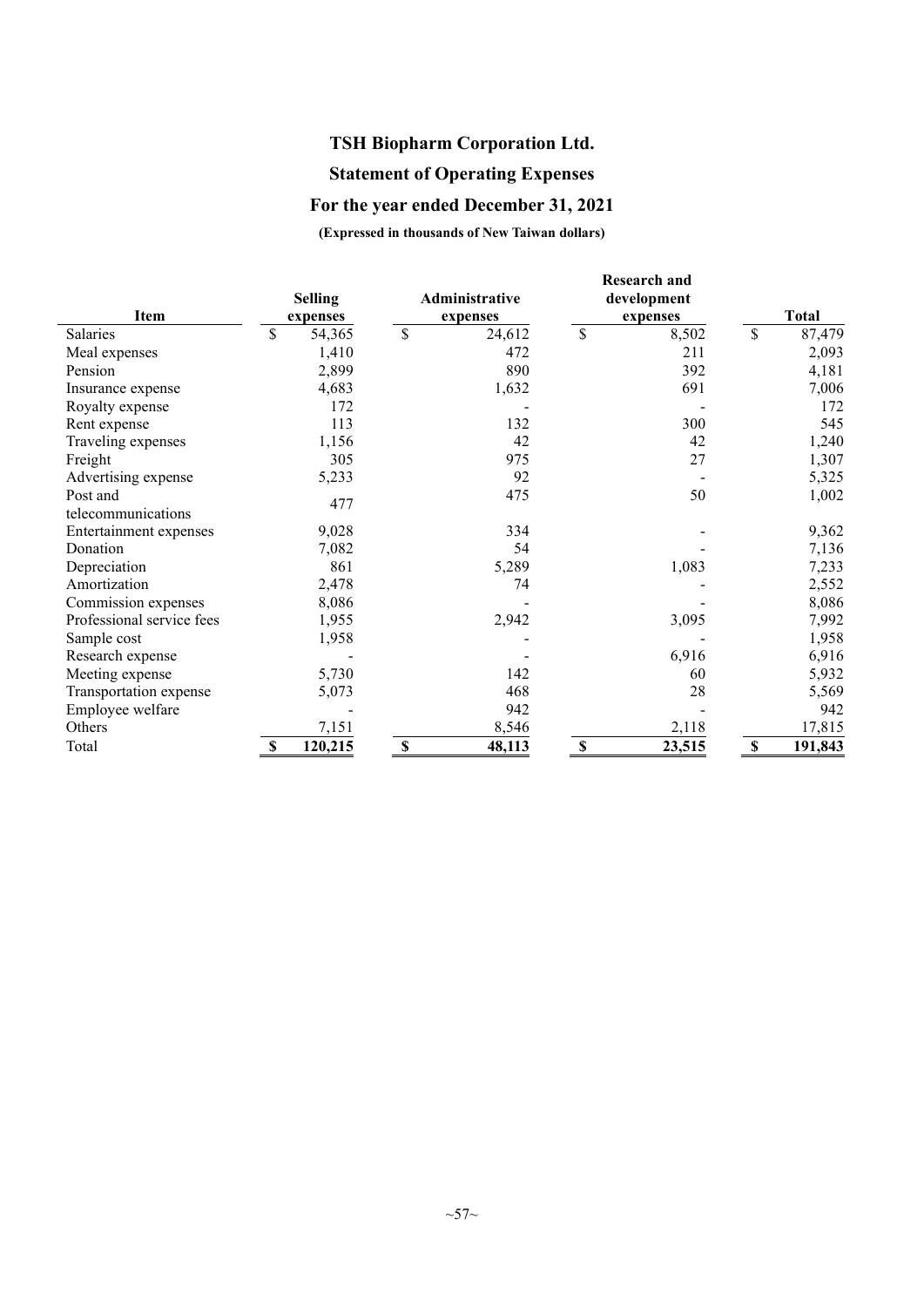# TSH Biopharm Corporation Ltd.

## Statement of Operating Expenses

## For the year ended December 31, 2021

**(Expressed in thousands of New Taiwan dollars)**

| Item | Selling expenses | Administrative expenses | Research and development expenses | Total |
|---|---|---|---|---|
| Salaries | $ 54,365 | $ 24,612 | $ 8,502 | $ 87,479 |
| Meal expenses | 1,410 | 472 | 211 | 2,093 |
| Pension | 2,899 | 890 | 392 | 4,181 |
| Insurance expense | 4,683 | 1,632 | 691 | 7,006 |
| Royalty expense | 172 | - | - | 172 |
| Rent expense | 113 | 132 | 300 | 545 |
| Traveling expenses | 1,156 | 42 | 42 | 1,240 |
| Freight | 305 | 975 | 27 | 1,307 |
| Advertising expense | 5,233 | 92 | - | 5,325 |
| Post and telecommunications | 477 | 475 | 50 | 1,002 |
| Entertainment expenses | 9,028 | 334 | - | 9,362 |
| Donation | 7,082 | 54 | - | 7,136 |
| Depreciation | 861 | 5,289 | 1,083 | 7,233 |
| Amortization | 2,478 | 74 | - | 2,552 |
| Commission expenses | 8,086 | - | - | 8,086 |
| Professional service fees | 1,955 | 2,942 | 3,095 | 7,992 |
| Sample cost | 1,958 | - | - | 1,958 |
| Research expense | - | - | 6,916 | 6,916 |
| Meeting expense | 5,730 | 142 | 60 | 5,932 |
| Transportation expense | 5,073 | 468 | 28 | 5,569 |
| Employee welfare | - | 942 | - | 942 |
| Others | 7,151 | 8,546 | 2,118 | 17,815 |
| Total | **$ 120,215** | **$ 48,113** | **$ 23,515** | **$ 191,843** |